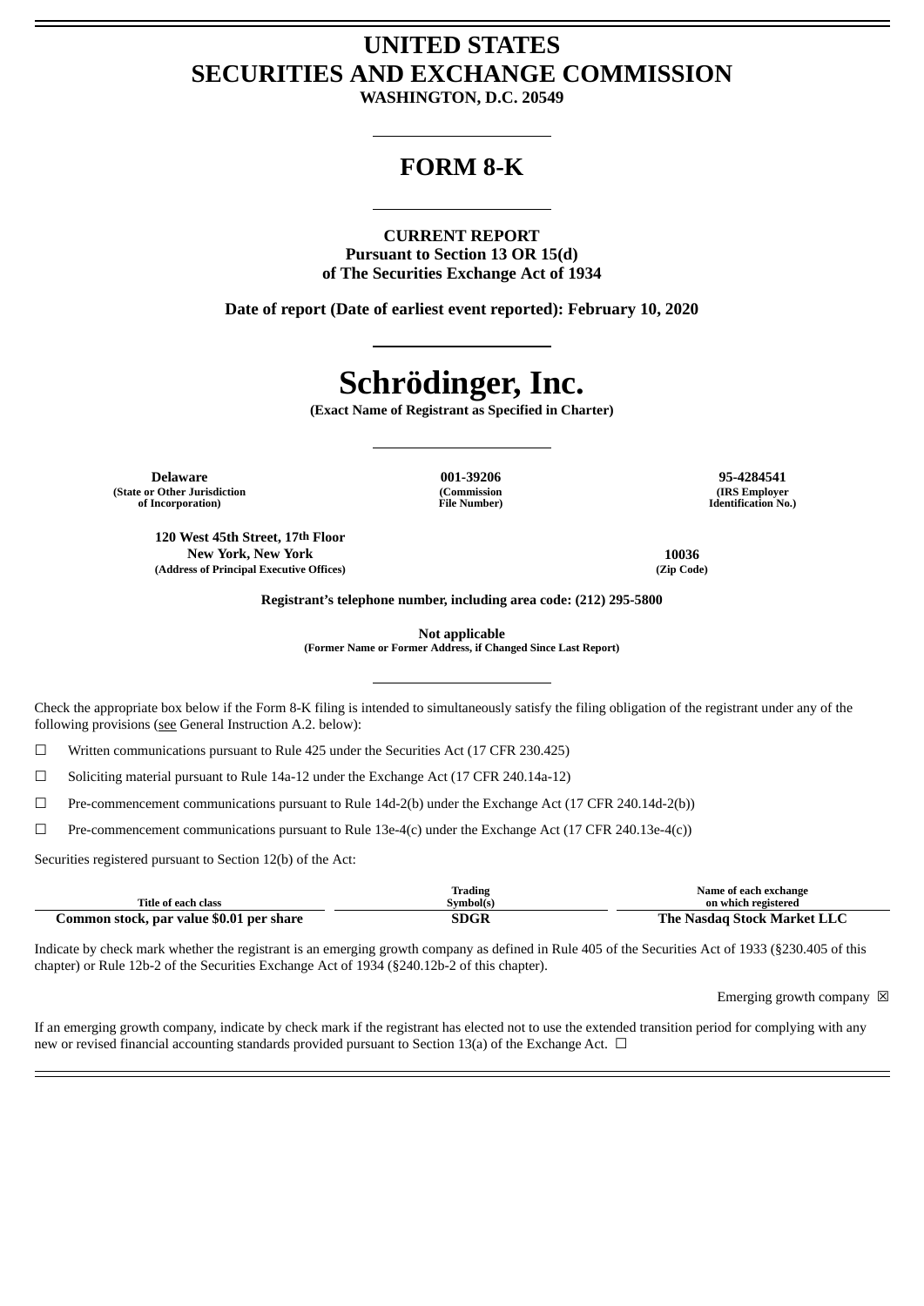# UNITED STATES
# SECURITIES AND EXCHANGE COMMISSION

**WASHINGTON, D.C. 20549**

## FORM 8-K

**CURRENT REPORT**
**Pursuant to Section 13 OR 15(d)**
**of The Securities Exchange Act of 1934**

**Date of report (Date of earliest event reported): February 10, 2020**

# Schrödinger, Inc.

**(Exact Name of Registrant as Specified in Charter)**

| Delaware | 001-39206 | 95-4284541 |
|---|---|---|
| (State or Other Jurisdiction of Incorporation) | (Commission File Number) | (IRS Employer Identification No.) |

| 120 West 45th Street, 17th Floor New York, New York | 10036 |
|---|---|
| (Address of Principal Executive Offices) | (Zip Code) |

**Registrant's telephone number, including area code: (212) 295-5800**

**Not applicable**
**(Former Name or Former Address, if Changed Since Last Report)**

Check the appropriate box below if the Form 8-K filing is intended to simultaneously satisfy the filing obligation of the registrant under any of the following provisions (see General Instruction A.2. below):

☐ Written communications pursuant to Rule 425 under the Securities Act (17 CFR 230.425)

☐ Soliciting material pursuant to Rule 14a-12 under the Exchange Act (17 CFR 240.14a-12)

☐ Pre-commencement communications pursuant to Rule 14d-2(b) under the Exchange Act (17 CFR 240.14d-2(b))

☐ Pre-commencement communications pursuant to Rule 13e-4(c) under the Exchange Act (17 CFR 240.13e-4(c))

Securities registered pursuant to Section 12(b) of the Act:

| Title of each class | Trading Symbol(s) | Name of each exchange on which registered |
|---|---|---|
| **Common stock, par value $0.01 per share** | **SDGR** | **The Nasdaq Stock Market LLC** |

Indicate by check mark whether the registrant is an emerging growth company as defined in Rule 405 of the Securities Act of 1933 (§230.405 of this chapter) or Rule 12b-2 of the Securities Exchange Act of 1934 (§240.12b-2 of this chapter).

Emerging growth company ☒

If an emerging growth company, indicate by check mark if the registrant has elected not to use the extended transition period for complying with any new or revised financial accounting standards provided pursuant to Section 13(a) of the Exchange Act. ☐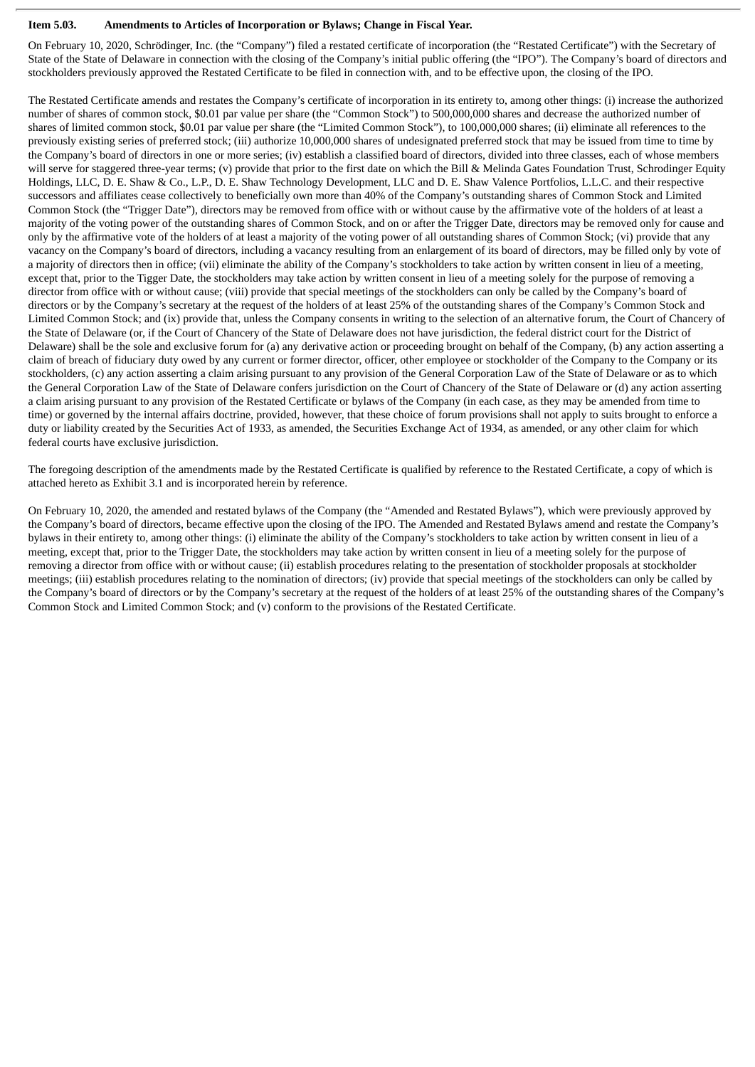**Item 5.03. Amendments to Articles of Incorporation or Bylaws; Change in Fiscal Year.**

On February 10, 2020, Schrödinger, Inc. (the "Company") filed a restated certificate of incorporation (the "Restated Certificate") with the Secretary of State of the State of Delaware in connection with the closing of the Company's initial public offering (the "IPO"). The Company's board of directors and stockholders previously approved the Restated Certificate to be filed in connection with, and to be effective upon, the closing of the IPO.

The Restated Certificate amends and restates the Company's certificate of incorporation in its entirety to, among other things: (i) increase the authorized number of shares of common stock, $0.01 par value per share (the "Common Stock") to 500,000,000 shares and decrease the authorized number of shares of limited common stock, $0.01 par value per share (the "Limited Common Stock"), to 100,000,000 shares; (ii) eliminate all references to the previously existing series of preferred stock; (iii) authorize 10,000,000 shares of undesignated preferred stock that may be issued from time to time by the Company's board of directors in one or more series; (iv) establish a classified board of directors, divided into three classes, each of whose members will serve for staggered three-year terms; (v) provide that prior to the first date on which the Bill & Melinda Gates Foundation Trust, Schrodinger Equity Holdings, LLC, D. E. Shaw & Co., L.P., D. E. Shaw Technology Development, LLC and D. E. Shaw Valence Portfolios, L.L.C. and their respective successors and affiliates cease collectively to beneficially own more than 40% of the Company's outstanding shares of Common Stock and Limited Common Stock (the "Trigger Date"), directors may be removed from office with or without cause by the affirmative vote of the holders of at least a majority of the voting power of the outstanding shares of Common Stock, and on or after the Trigger Date, directors may be removed only for cause and only by the affirmative vote of the holders of at least a majority of the voting power of all outstanding shares of Common Stock; (vi) provide that any vacancy on the Company's board of directors, including a vacancy resulting from an enlargement of its board of directors, may be filled only by vote of a majority of directors then in office; (vii) eliminate the ability of the Company's stockholders to take action by written consent in lieu of a meeting, except that, prior to the Tigger Date, the stockholders may take action by written consent in lieu of a meeting solely for the purpose of removing a director from office with or without cause; (viii) provide that special meetings of the stockholders can only be called by the Company's board of directors or by the Company's secretary at the request of the holders of at least 25% of the outstanding shares of the Company's Common Stock and Limited Common Stock; and (ix) provide that, unless the Company consents in writing to the selection of an alternative forum, the Court of Chancery of the State of Delaware (or, if the Court of Chancery of the State of Delaware does not have jurisdiction, the federal district court for the District of Delaware) shall be the sole and exclusive forum for (a) any derivative action or proceeding brought on behalf of the Company, (b) any action asserting a claim of breach of fiduciary duty owed by any current or former director, officer, other employee or stockholder of the Company to the Company or its stockholders, (c) any action asserting a claim arising pursuant to any provision of the General Corporation Law of the State of Delaware or as to which the General Corporation Law of the State of Delaware confers jurisdiction on the Court of Chancery of the State of Delaware or (d) any action asserting a claim arising pursuant to any provision of the Restated Certificate or bylaws of the Company (in each case, as they may be amended from time to time) or governed by the internal affairs doctrine, provided, however, that these choice of forum provisions shall not apply to suits brought to enforce a duty or liability created by the Securities Act of 1933, as amended, the Securities Exchange Act of 1934, as amended, or any other claim for which federal courts have exclusive jurisdiction.

The foregoing description of the amendments made by the Restated Certificate is qualified by reference to the Restated Certificate, a copy of which is attached hereto as Exhibit 3.1 and is incorporated herein by reference.

On February 10, 2020, the amended and restated bylaws of the Company (the "Amended and Restated Bylaws"), which were previously approved by the Company's board of directors, became effective upon the closing of the IPO. The Amended and Restated Bylaws amend and restate the Company's bylaws in their entirety to, among other things: (i) eliminate the ability of the Company's stockholders to take action by written consent in lieu of a meeting, except that, prior to the Trigger Date, the stockholders may take action by written consent in lieu of a meeting solely for the purpose of removing a director from office with or without cause; (ii) establish procedures relating to the presentation of stockholder proposals at stockholder meetings; (iii) establish procedures relating to the nomination of directors; (iv) provide that special meetings of the stockholders can only be called by the Company's board of directors or by the Company's secretary at the request of the holders of at least 25% of the outstanding shares of the Company's Common Stock and Limited Common Stock; and (v) conform to the provisions of the Restated Certificate.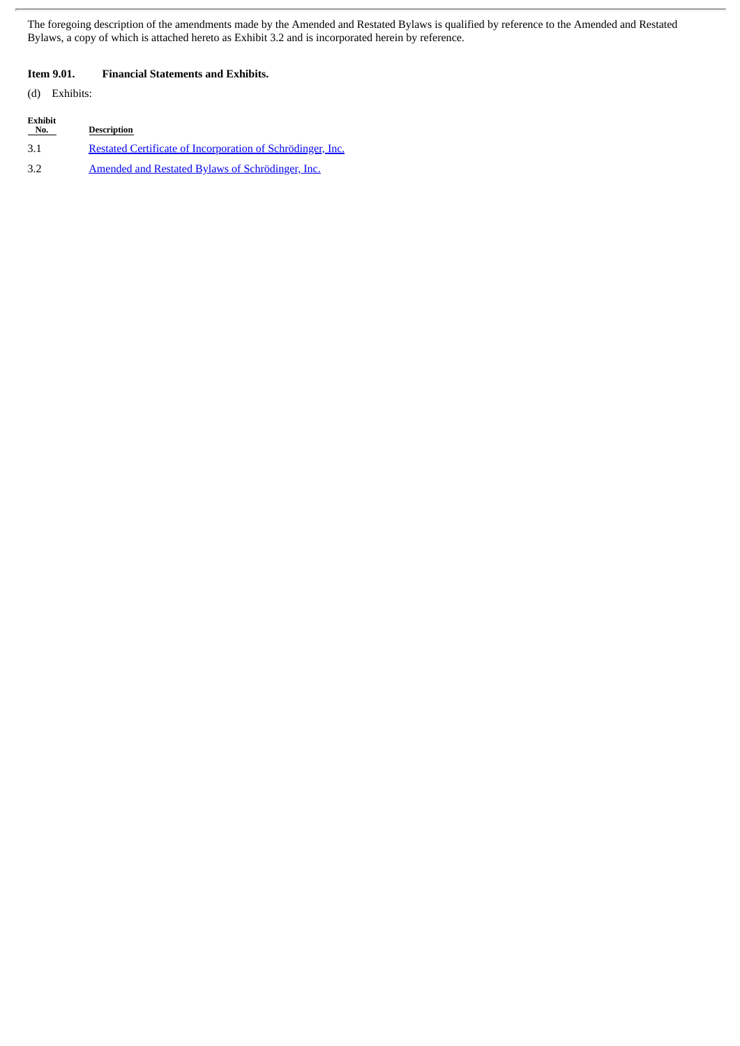The foregoing description of the amendments made by the Amended and Restated Bylaws is qualified by reference to the Amended and Restated Bylaws, a copy of which is attached hereto as Exhibit 3.2 and is incorporated herein by reference.

**Item 9.01. Financial Statements and Exhibits.**

(d) Exhibits:

| Exhibit No. | Description |
|---|---|
| 3.1 | Restated Certificate of Incorporation of Schrödinger, Inc. |
| 3.2 | Amended and Restated Bylaws of Schrödinger, Inc. |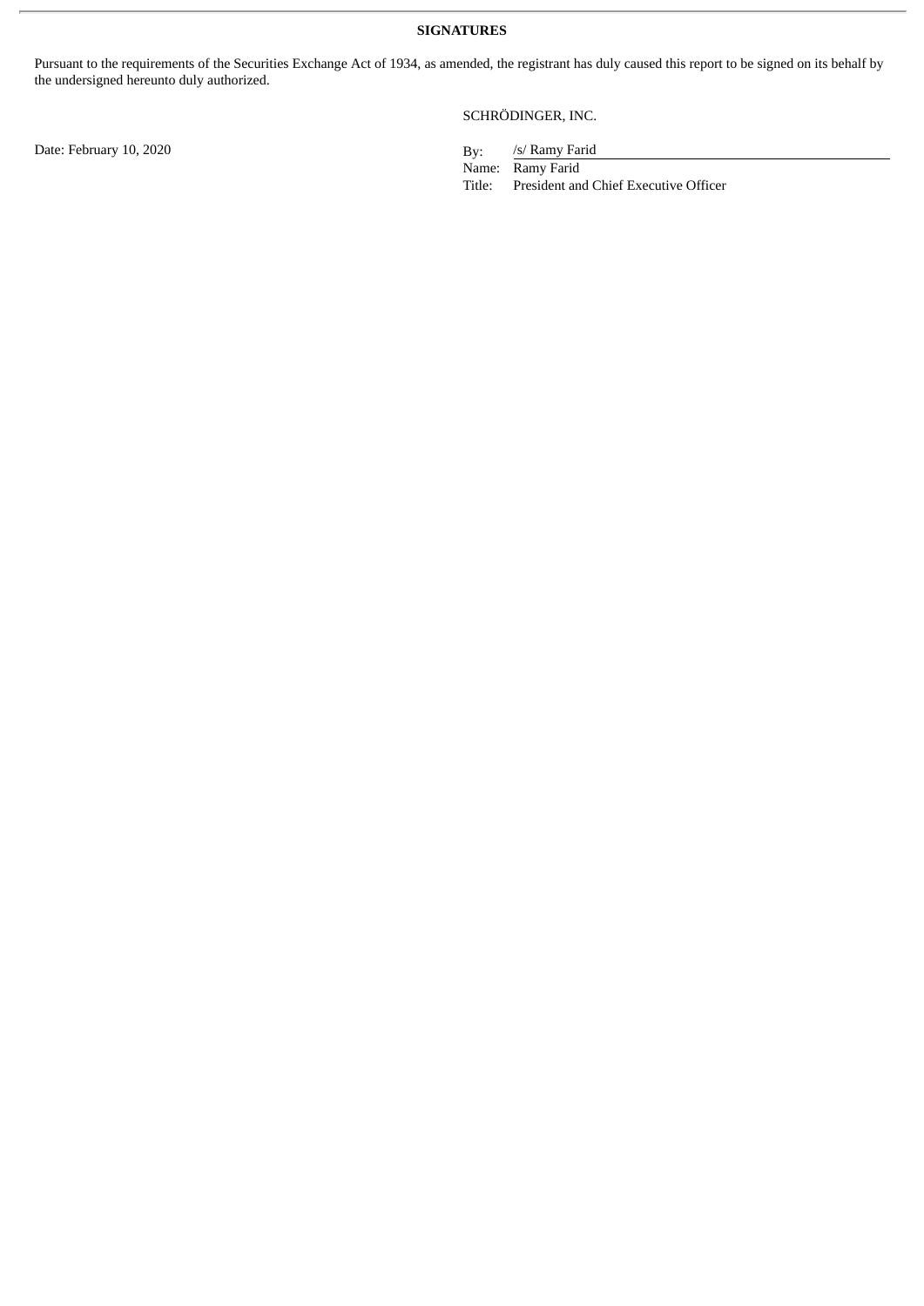**SIGNATURES**

Pursuant to the requirements of the Securities Exchange Act of 1934, as amended, the registrant has duly caused this report to be signed on its behalf by the undersigned hereunto duly authorized.

SCHRÖDINGER, INC.

Date: February 10, 2020

By: /s/ Ramy Farid
Name: Ramy Farid
Title: President and Chief Executive Officer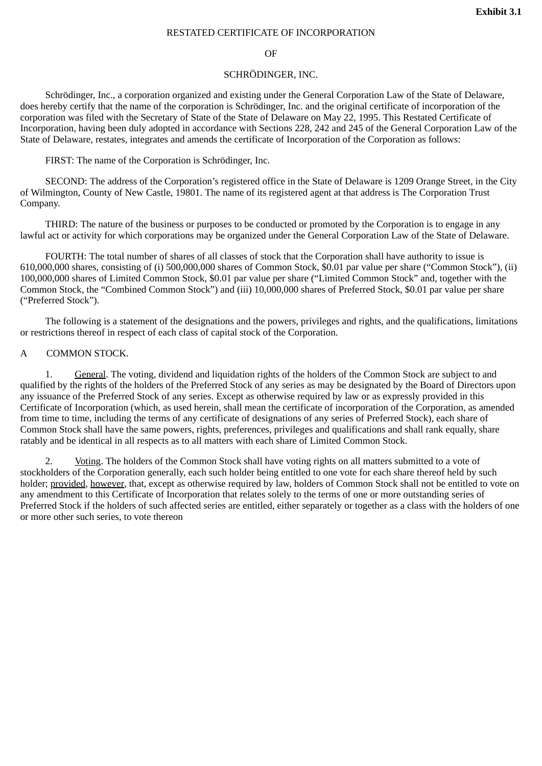**Exhibit 3.1**

RESTATED CERTIFICATE OF INCORPORATION

OF

SCHRÖDINGER, INC.

Schrödinger, Inc., a corporation organized and existing under the General Corporation Law of the State of Delaware, does hereby certify that the name of the corporation is Schrödinger, Inc. and the original certificate of incorporation of the corporation was filed with the Secretary of State of the State of Delaware on May 22, 1995. This Restated Certificate of Incorporation, having been duly adopted in accordance with Sections 228, 242 and 245 of the General Corporation Law of the State of Delaware, restates, integrates and amends the certificate of Incorporation of the Corporation as follows:

FIRST: The name of the Corporation is Schrödinger, Inc.

SECOND: The address of the Corporation's registered office in the State of Delaware is 1209 Orange Street, in the City of Wilmington, County of New Castle, 19801. The name of its registered agent at that address is The Corporation Trust Company.

THIRD: The nature of the business or purposes to be conducted or promoted by the Corporation is to engage in any lawful act or activity for which corporations may be organized under the General Corporation Law of the State of Delaware.

FOURTH: The total number of shares of all classes of stock that the Corporation shall have authority to issue is 610,000,000 shares, consisting of (i) 500,000,000 shares of Common Stock, $0.01 par value per share ("Common Stock"), (ii) 100,000,000 shares of Limited Common Stock, $0.01 par value per share ("Limited Common Stock" and, together with the Common Stock, the "Combined Common Stock") and (iii) 10,000,000 shares of Preferred Stock, $0.01 par value per share ("Preferred Stock").

The following is a statement of the designations and the powers, privileges and rights, and the qualifications, limitations or restrictions thereof in respect of each class of capital stock of the Corporation.

A COMMON STOCK.

1. General. The voting, dividend and liquidation rights of the holders of the Common Stock are subject to and qualified by the rights of the holders of the Preferred Stock of any series as may be designated by the Board of Directors upon any issuance of the Preferred Stock of any series. Except as otherwise required by law or as expressly provided in this Certificate of Incorporation (which, as used herein, shall mean the certificate of incorporation of the Corporation, as amended from time to time, including the terms of any certificate of designations of any series of Preferred Stock), each share of Common Stock shall have the same powers, rights, preferences, privileges and qualifications and shall rank equally, share ratably and be identical in all respects as to all matters with each share of Limited Common Stock.

2. Voting. The holders of the Common Stock shall have voting rights on all matters submitted to a vote of stockholders of the Corporation generally, each such holder being entitled to one vote for each share thereof held by such holder; provided, however, that, except as otherwise required by law, holders of Common Stock shall not be entitled to vote on any amendment to this Certificate of Incorporation that relates solely to the terms of one or more outstanding series of Preferred Stock if the holders of such affected series are entitled, either separately or together as a class with the holders of one or more other such series, to vote thereon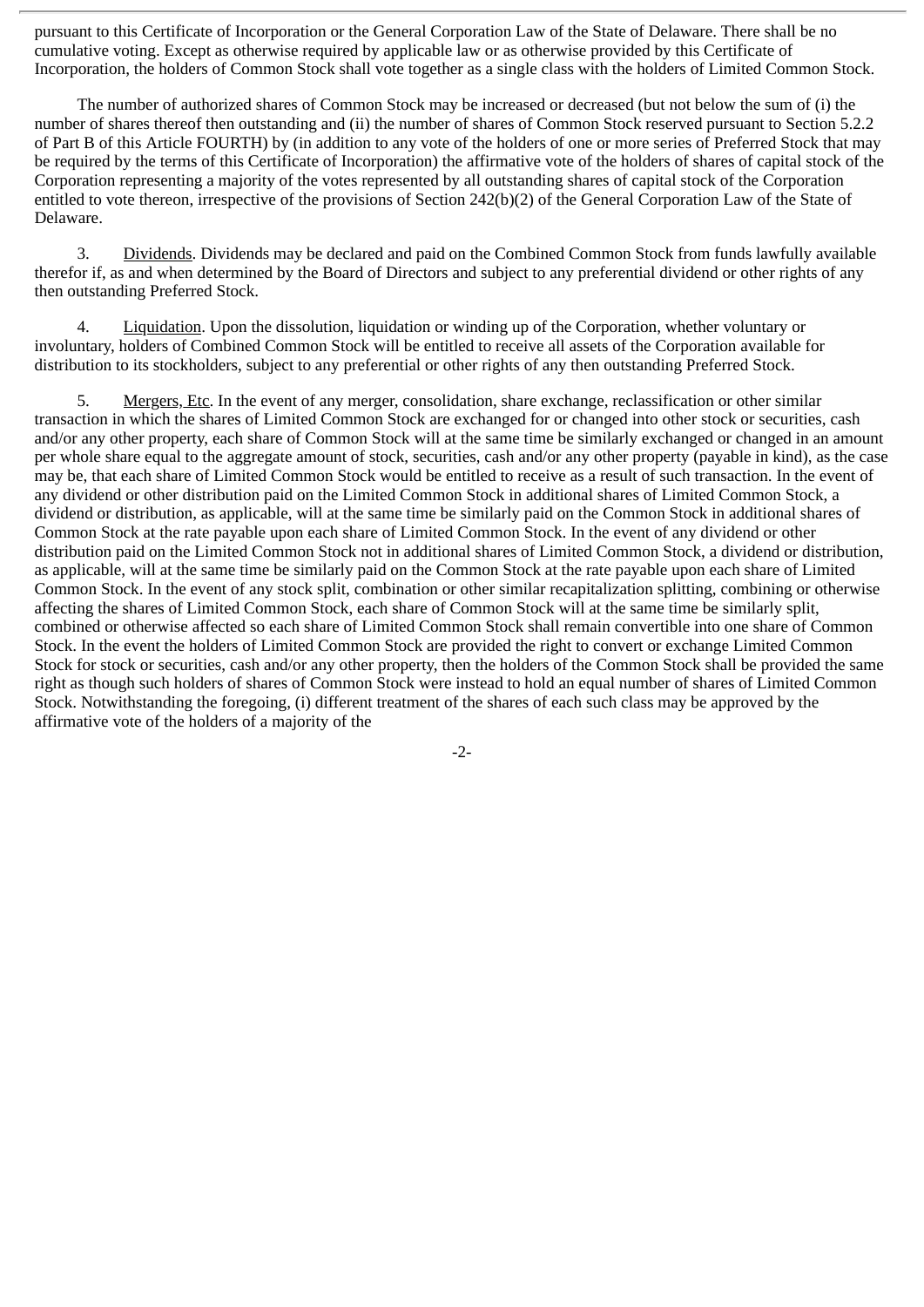pursuant to this Certificate of Incorporation or the General Corporation Law of the State of Delaware. There shall be no cumulative voting. Except as otherwise required by applicable law or as otherwise provided by this Certificate of Incorporation, the holders of Common Stock shall vote together as a single class with the holders of Limited Common Stock.

The number of authorized shares of Common Stock may be increased or decreased (but not below the sum of (i) the number of shares thereof then outstanding and (ii) the number of shares of Common Stock reserved pursuant to Section 5.2.2 of Part B of this Article FOURTH) by (in addition to any vote of the holders of one or more series of Preferred Stock that may be required by the terms of this Certificate of Incorporation) the affirmative vote of the holders of shares of capital stock of the Corporation representing a majority of the votes represented by all outstanding shares of capital stock of the Corporation entitled to vote thereon, irrespective of the provisions of Section 242(b)(2) of the General Corporation Law of the State of Delaware.

3. Dividends. Dividends may be declared and paid on the Combined Common Stock from funds lawfully available therefor if, as and when determined by the Board of Directors and subject to any preferential dividend or other rights of any then outstanding Preferred Stock.

4. Liquidation. Upon the dissolution, liquidation or winding up of the Corporation, whether voluntary or involuntary, holders of Combined Common Stock will be entitled to receive all assets of the Corporation available for distribution to its stockholders, subject to any preferential or other rights of any then outstanding Preferred Stock.

5. Mergers, Etc. In the event of any merger, consolidation, share exchange, reclassification or other similar transaction in which the shares of Limited Common Stock are exchanged for or changed into other stock or securities, cash and/or any other property, each share of Common Stock will at the same time be similarly exchanged or changed in an amount per whole share equal to the aggregate amount of stock, securities, cash and/or any other property (payable in kind), as the case may be, that each share of Limited Common Stock would be entitled to receive as a result of such transaction. In the event of any dividend or other distribution paid on the Limited Common Stock in additional shares of Limited Common Stock, a dividend or distribution, as applicable, will at the same time be similarly paid on the Common Stock in additional shares of Common Stock at the rate payable upon each share of Limited Common Stock. In the event of any dividend or other distribution paid on the Limited Common Stock not in additional shares of Limited Common Stock, a dividend or distribution, as applicable, will at the same time be similarly paid on the Common Stock at the rate payable upon each share of Limited Common Stock. In the event of any stock split, combination or other similar recapitalization splitting, combining or otherwise affecting the shares of Limited Common Stock, each share of Common Stock will at the same time be similarly split, combined or otherwise affected so each share of Limited Common Stock shall remain convertible into one share of Common Stock. In the event the holders of Limited Common Stock are provided the right to convert or exchange Limited Common Stock for stock or securities, cash and/or any other property, then the holders of the Common Stock shall be provided the same right as though such holders of shares of Common Stock were instead to hold an equal number of shares of Limited Common Stock. Notwithstanding the foregoing, (i) different treatment of the shares of each such class may be approved by the affirmative vote of the holders of a majority of the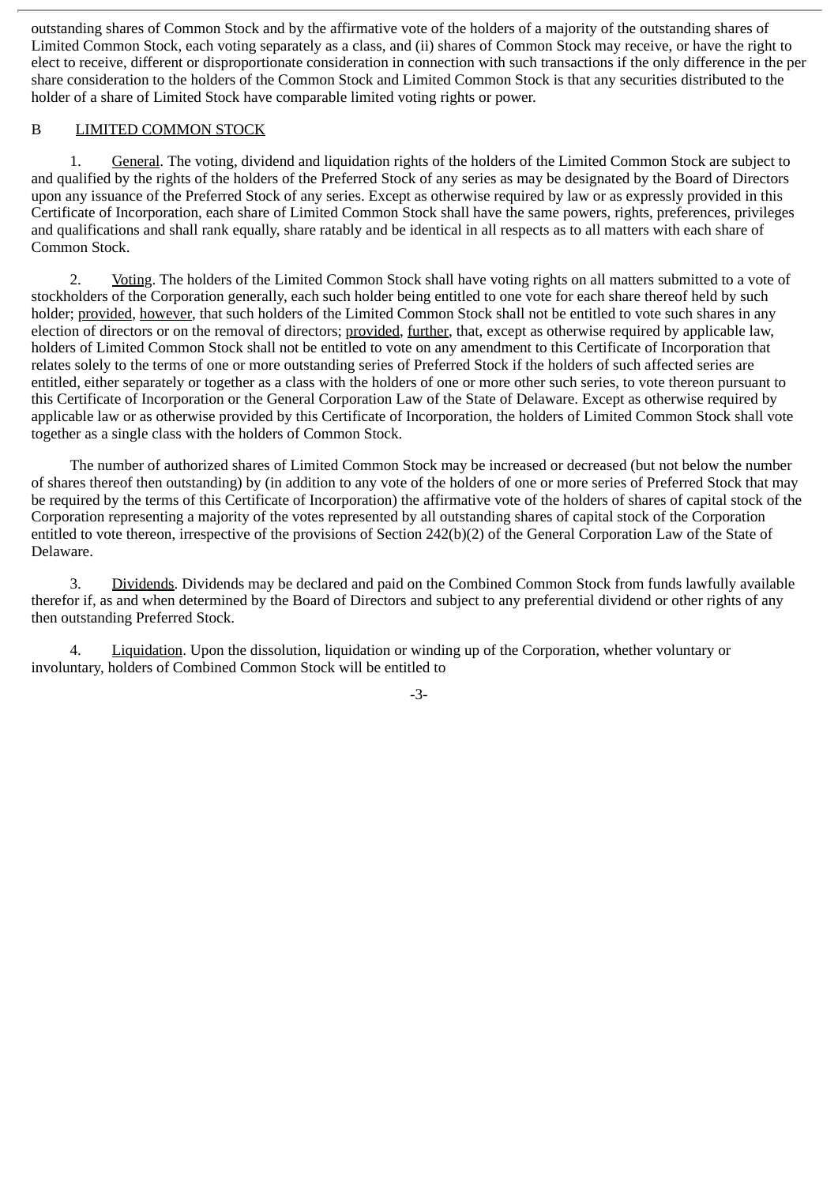outstanding shares of Common Stock and by the affirmative vote of the holders of a majority of the outstanding shares of Limited Common Stock, each voting separately as a class, and (ii) shares of Common Stock may receive, or have the right to elect to receive, different or disproportionate consideration in connection with such transactions if the only difference in the per share consideration to the holders of the Common Stock and Limited Common Stock is that any securities distributed to the holder of a share of Limited Stock have comparable limited voting rights or power.

B LIMITED COMMON STOCK

1. General. The voting, dividend and liquidation rights of the holders of the Limited Common Stock are subject to and qualified by the rights of the holders of the Preferred Stock of any series as may be designated by the Board of Directors upon any issuance of the Preferred Stock of any series. Except as otherwise required by law or as expressly provided in this Certificate of Incorporation, each share of Limited Common Stock shall have the same powers, rights, preferences, privileges and qualifications and shall rank equally, share ratably and be identical in all respects as to all matters with each share of Common Stock.

2. Voting. The holders of the Limited Common Stock shall have voting rights on all matters submitted to a vote of stockholders of the Corporation generally, each such holder being entitled to one vote for each share thereof held by such holder; provided, however, that such holders of the Limited Common Stock shall not be entitled to vote such shares in any election of directors or on the removal of directors; provided, further, that, except as otherwise required by applicable law, holders of Limited Common Stock shall not be entitled to vote on any amendment to this Certificate of Incorporation that relates solely to the terms of one or more outstanding series of Preferred Stock if the holders of such affected series are entitled, either separately or together as a class with the holders of one or more other such series, to vote thereon pursuant to this Certificate of Incorporation or the General Corporation Law of the State of Delaware. Except as otherwise required by applicable law or as otherwise provided by this Certificate of Incorporation, the holders of Limited Common Stock shall vote together as a single class with the holders of Common Stock.

The number of authorized shares of Limited Common Stock may be increased or decreased (but not below the number of shares thereof then outstanding) by (in addition to any vote of the holders of one or more series of Preferred Stock that may be required by the terms of this Certificate of Incorporation) the affirmative vote of the holders of shares of capital stock of the Corporation representing a majority of the votes represented by all outstanding shares of capital stock of the Corporation entitled to vote thereon, irrespective of the provisions of Section 242(b)(2) of the General Corporation Law of the State of Delaware.

3. Dividends. Dividends may be declared and paid on the Combined Common Stock from funds lawfully available therefor if, as and when determined by the Board of Directors and subject to any preferential dividend or other rights of any then outstanding Preferred Stock.

4. Liquidation. Upon the dissolution, liquidation or winding up of the Corporation, whether voluntary or involuntary, holders of Combined Common Stock will be entitled to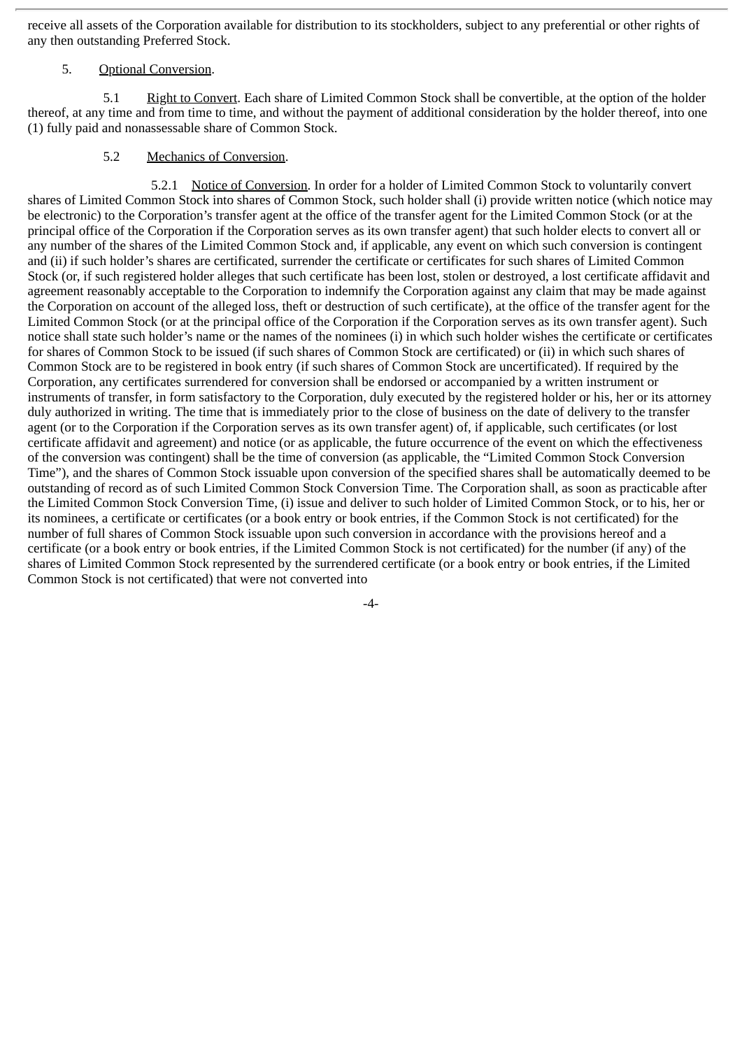receive all assets of the Corporation available for distribution to its stockholders, subject to any preferential or other rights of any then outstanding Preferred Stock.

5. Optional Conversion.

5.1 Right to Convert. Each share of Limited Common Stock shall be convertible, at the option of the holder thereof, at any time and from time to time, and without the payment of additional consideration by the holder thereof, into one (1) fully paid and nonassessable share of Common Stock.

5.2 Mechanics of Conversion.

5.2.1 Notice of Conversion. In order for a holder of Limited Common Stock to voluntarily convert shares of Limited Common Stock into shares of Common Stock, such holder shall (i) provide written notice (which notice may be electronic) to the Corporation's transfer agent at the office of the transfer agent for the Limited Common Stock (or at the principal office of the Corporation if the Corporation serves as its own transfer agent) that such holder elects to convert all or any number of the shares of the Limited Common Stock and, if applicable, any event on which such conversion is contingent and (ii) if such holder's shares are certificated, surrender the certificate or certificates for such shares of Limited Common Stock (or, if such registered holder alleges that such certificate has been lost, stolen or destroyed, a lost certificate affidavit and agreement reasonably acceptable to the Corporation to indemnify the Corporation against any claim that may be made against the Corporation on account of the alleged loss, theft or destruction of such certificate), at the office of the transfer agent for the Limited Common Stock (or at the principal office of the Corporation if the Corporation serves as its own transfer agent). Such notice shall state such holder's name or the names of the nominees (i) in which such holder wishes the certificate or certificates for shares of Common Stock to be issued (if such shares of Common Stock are certificated) or (ii) in which such shares of Common Stock are to be registered in book entry (if such shares of Common Stock are uncertificated). If required by the Corporation, any certificates surrendered for conversion shall be endorsed or accompanied by a written instrument or instruments of transfer, in form satisfactory to the Corporation, duly executed by the registered holder or his, her or its attorney duly authorized in writing. The time that is immediately prior to the close of business on the date of delivery to the transfer agent (or to the Corporation if the Corporation serves as its own transfer agent) of, if applicable, such certificates (or lost certificate affidavit and agreement) and notice (or as applicable, the future occurrence of the event on which the effectiveness of the conversion was contingent) shall be the time of conversion (as applicable, the "Limited Common Stock Conversion Time"), and the shares of Common Stock issuable upon conversion of the specified shares shall be automatically deemed to be outstanding of record as of such Limited Common Stock Conversion Time. The Corporation shall, as soon as practicable after the Limited Common Stock Conversion Time, (i) issue and deliver to such holder of Limited Common Stock, or to his, her or its nominees, a certificate or certificates (or a book entry or book entries, if the Common Stock is not certificated) for the number of full shares of Common Stock issuable upon such conversion in accordance with the provisions hereof and a certificate (or a book entry or book entries, if the Limited Common Stock is not certificated) for the number (if any) of the shares of Limited Common Stock represented by the surrendered certificate (or a book entry or book entries, if the Limited Common Stock is not certificated) that were not converted into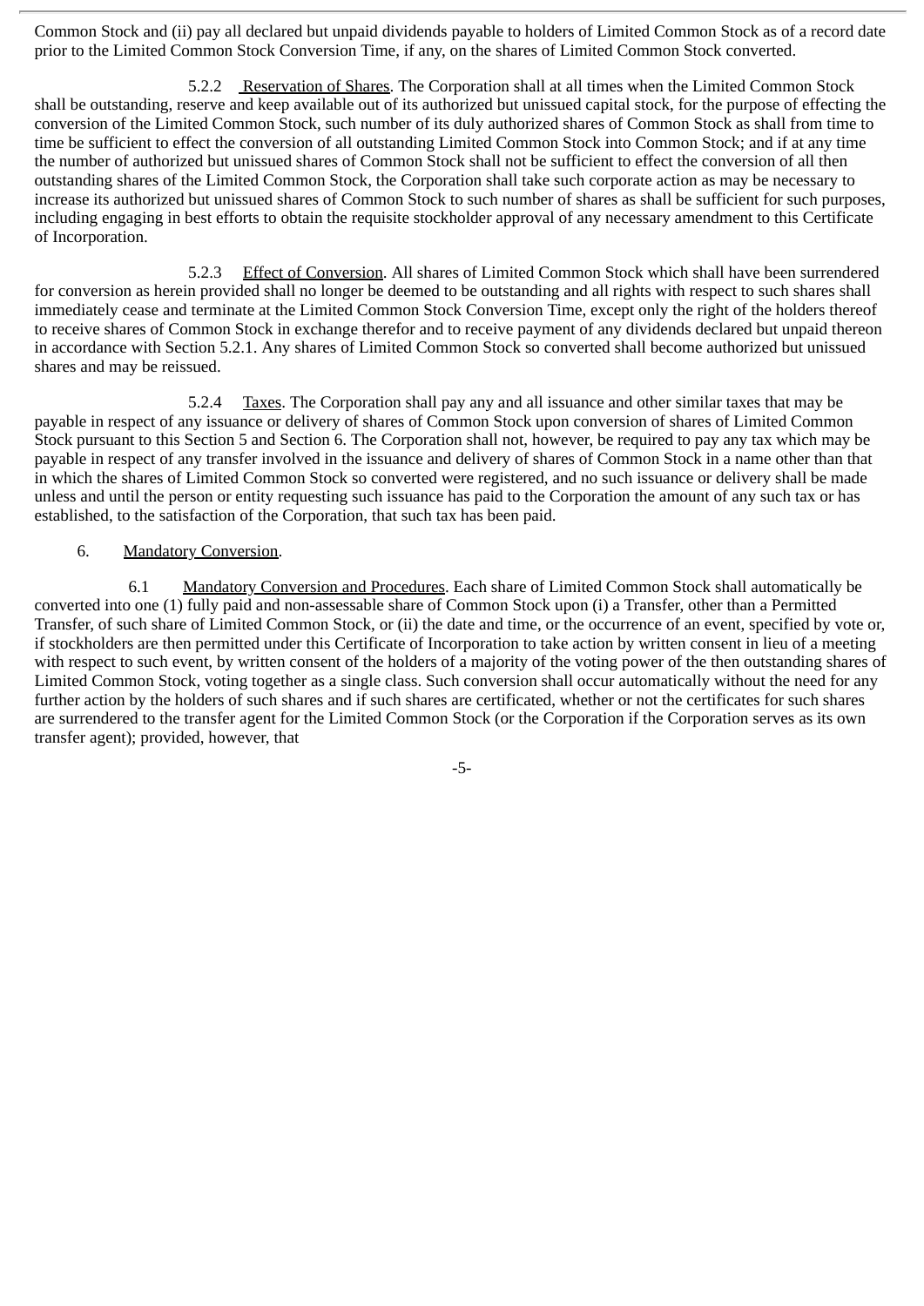Common Stock and (ii) pay all declared but unpaid dividends payable to holders of Limited Common Stock as of a record date prior to the Limited Common Stock Conversion Time, if any, on the shares of Limited Common Stock converted.

5.2.2 Reservation of Shares. The Corporation shall at all times when the Limited Common Stock shall be outstanding, reserve and keep available out of its authorized but unissued capital stock, for the purpose of effecting the conversion of the Limited Common Stock, such number of its duly authorized shares of Common Stock as shall from time to time be sufficient to effect the conversion of all outstanding Limited Common Stock into Common Stock; and if at any time the number of authorized but unissued shares of Common Stock shall not be sufficient to effect the conversion of all then outstanding shares of the Limited Common Stock, the Corporation shall take such corporate action as may be necessary to increase its authorized but unissued shares of Common Stock to such number of shares as shall be sufficient for such purposes, including engaging in best efforts to obtain the requisite stockholder approval of any necessary amendment to this Certificate of Incorporation.

5.2.3 Effect of Conversion. All shares of Limited Common Stock which shall have been surrendered for conversion as herein provided shall no longer be deemed to be outstanding and all rights with respect to such shares shall immediately cease and terminate at the Limited Common Stock Conversion Time, except only the right of the holders thereof to receive shares of Common Stock in exchange therefor and to receive payment of any dividends declared but unpaid thereon in accordance with Section 5.2.1. Any shares of Limited Common Stock so converted shall become authorized but unissued shares and may be reissued.

5.2.4 Taxes. The Corporation shall pay any and all issuance and other similar taxes that may be payable in respect of any issuance or delivery of shares of Common Stock upon conversion of shares of Limited Common Stock pursuant to this Section 5 and Section 6. The Corporation shall not, however, be required to pay any tax which may be payable in respect of any transfer involved in the issuance and delivery of shares of Common Stock in a name other than that in which the shares of Limited Common Stock so converted were registered, and no such issuance or delivery shall be made unless and until the person or entity requesting such issuance has paid to the Corporation the amount of any such tax or has established, to the satisfaction of the Corporation, that such tax has been paid.

6. Mandatory Conversion.

6.1 Mandatory Conversion and Procedures. Each share of Limited Common Stock shall automatically be converted into one (1) fully paid and non-assessable share of Common Stock upon (i) a Transfer, other than a Permitted Transfer, of such share of Limited Common Stock, or (ii) the date and time, or the occurrence of an event, specified by vote or, if stockholders are then permitted under this Certificate of Incorporation to take action by written consent in lieu of a meeting with respect to such event, by written consent of the holders of a majority of the voting power of the then outstanding shares of Limited Common Stock, voting together as a single class. Such conversion shall occur automatically without the need for any further action by the holders of such shares and if such shares are certificated, whether or not the certificates for such shares are surrendered to the transfer agent for the Limited Common Stock (or the Corporation if the Corporation serves as its own transfer agent); provided, however, that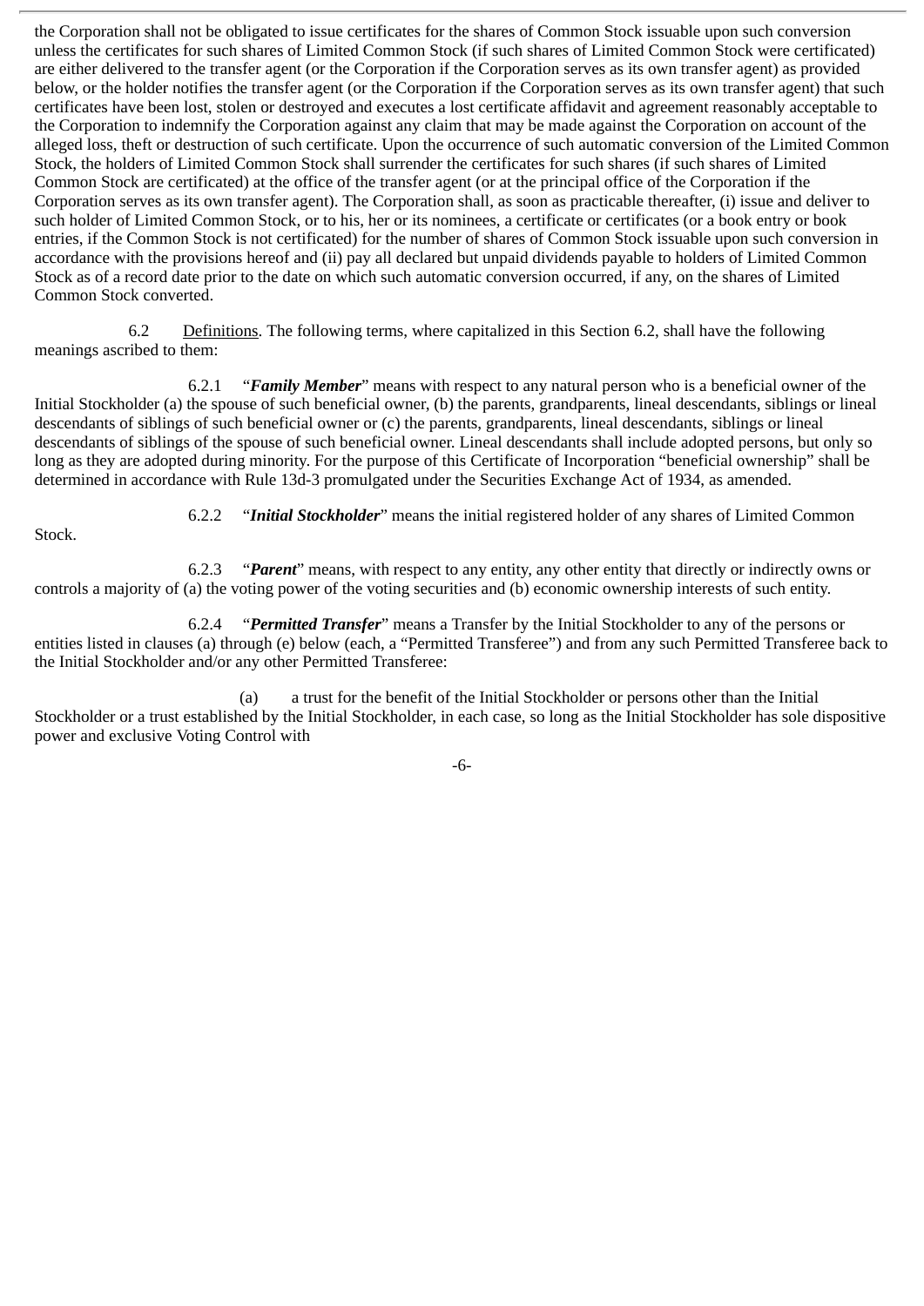the Corporation shall not be obligated to issue certificates for the shares of Common Stock issuable upon such conversion unless the certificates for such shares of Limited Common Stock (if such shares of Limited Common Stock were certificated) are either delivered to the transfer agent (or the Corporation if the Corporation serves as its own transfer agent) as provided below, or the holder notifies the transfer agent (or the Corporation if the Corporation serves as its own transfer agent) that such certificates have been lost, stolen or destroyed and executes a lost certificate affidavit and agreement reasonably acceptable to the Corporation to indemnify the Corporation against any claim that may be made against the Corporation on account of the alleged loss, theft or destruction of such certificate. Upon the occurrence of such automatic conversion of the Limited Common Stock, the holders of Limited Common Stock shall surrender the certificates for such shares (if such shares of Limited Common Stock are certificated) at the office of the transfer agent (or at the principal office of the Corporation if the Corporation serves as its own transfer agent). The Corporation shall, as soon as practicable thereafter, (i) issue and deliver to such holder of Limited Common Stock, or to his, her or its nominees, a certificate or certificates (or a book entry or book entries, if the Common Stock is not certificated) for the number of shares of Common Stock issuable upon such conversion in accordance with the provisions hereof and (ii) pay all declared but unpaid dividends payable to holders of Limited Common Stock as of a record date prior to the date on which such automatic conversion occurred, if any, on the shares of Limited Common Stock converted.

6.2 Definitions. The following terms, where capitalized in this Section 6.2, shall have the following meanings ascribed to them:

6.2.1 "***Family Member***" means with respect to any natural person who is a beneficial owner of the Initial Stockholder (a) the spouse of such beneficial owner, (b) the parents, grandparents, lineal descendants, siblings or lineal descendants of siblings of such beneficial owner or (c) the parents, grandparents, lineal descendants, siblings or lineal descendants of siblings of the spouse of such beneficial owner. Lineal descendants shall include adopted persons, but only so long as they are adopted during minority. For the purpose of this Certificate of Incorporation "beneficial ownership" shall be determined in accordance with Rule 13d-3 promulgated under the Securities Exchange Act of 1934, as amended.

6.2.2 "***Initial Stockholder***" means the initial registered holder of any shares of Limited Common Stock.

6.2.3 "***Parent***" means, with respect to any entity, any other entity that directly or indirectly owns or controls a majority of (a) the voting power of the voting securities and (b) economic ownership interests of such entity.

6.2.4 "***Permitted Transfer***" means a Transfer by the Initial Stockholder to any of the persons or entities listed in clauses (a) through (e) below (each, a "Permitted Transferee") and from any such Permitted Transferee back to the Initial Stockholder and/or any other Permitted Transferee:

(a) a trust for the benefit of the Initial Stockholder or persons other than the Initial Stockholder or a trust established by the Initial Stockholder, in each case, so long as the Initial Stockholder has sole dispositive power and exclusive Voting Control with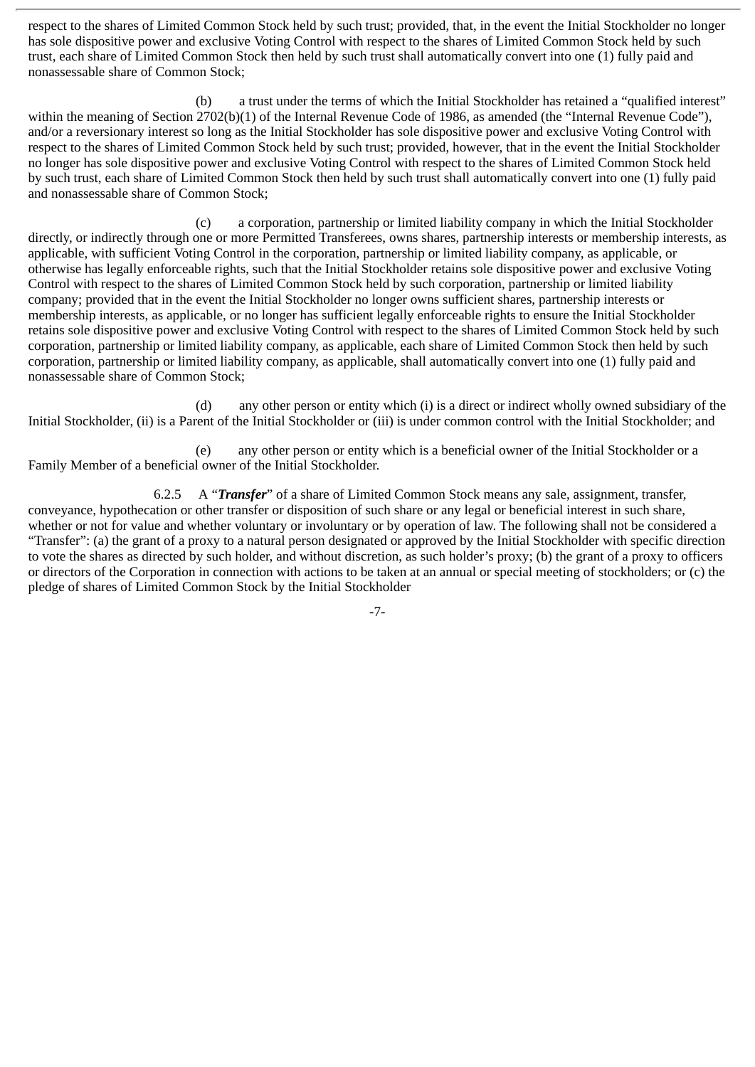respect to the shares of Limited Common Stock held by such trust; provided, that, in the event the Initial Stockholder no longer has sole dispositive power and exclusive Voting Control with respect to the shares of Limited Common Stock held by such trust, each share of Limited Common Stock then held by such trust shall automatically convert into one (1) fully paid and nonassessable share of Common Stock;

(b) a trust under the terms of which the Initial Stockholder has retained a "qualified interest" within the meaning of Section 2702(b)(1) of the Internal Revenue Code of 1986, as amended (the "Internal Revenue Code"), and/or a reversionary interest so long as the Initial Stockholder has sole dispositive power and exclusive Voting Control with respect to the shares of Limited Common Stock held by such trust; provided, however, that in the event the Initial Stockholder no longer has sole dispositive power and exclusive Voting Control with respect to the shares of Limited Common Stock held by such trust, each share of Limited Common Stock then held by such trust shall automatically convert into one (1) fully paid and nonassessable share of Common Stock;

(c) a corporation, partnership or limited liability company in which the Initial Stockholder directly, or indirectly through one or more Permitted Transferees, owns shares, partnership interests or membership interests, as applicable, with sufficient Voting Control in the corporation, partnership or limited liability company, as applicable, or otherwise has legally enforceable rights, such that the Initial Stockholder retains sole dispositive power and exclusive Voting Control with respect to the shares of Limited Common Stock held by such corporation, partnership or limited liability company; provided that in the event the Initial Stockholder no longer owns sufficient shares, partnership interests or membership interests, as applicable, or no longer has sufficient legally enforceable rights to ensure the Initial Stockholder retains sole dispositive power and exclusive Voting Control with respect to the shares of Limited Common Stock held by such corporation, partnership or limited liability company, as applicable, each share of Limited Common Stock then held by such corporation, partnership or limited liability company, as applicable, shall automatically convert into one (1) fully paid and nonassessable share of Common Stock;

(d) any other person or entity which (i) is a direct or indirect wholly owned subsidiary of the Initial Stockholder, (ii) is a Parent of the Initial Stockholder or (iii) is under common control with the Initial Stockholder; and

(e) any other person or entity which is a beneficial owner of the Initial Stockholder or a Family Member of a beneficial owner of the Initial Stockholder.

6.2.5 A "***Transfer***" of a share of Limited Common Stock means any sale, assignment, transfer, conveyance, hypothecation or other transfer or disposition of such share or any legal or beneficial interest in such share, whether or not for value and whether voluntary or involuntary or by operation of law. The following shall not be considered a "Transfer": (a) the grant of a proxy to a natural person designated or approved by the Initial Stockholder with specific direction to vote the shares as directed by such holder, and without discretion, as such holder's proxy; (b) the grant of a proxy to officers or directors of the Corporation in connection with actions to be taken at an annual or special meeting of stockholders; or (c) the pledge of shares of Limited Common Stock by the Initial Stockholder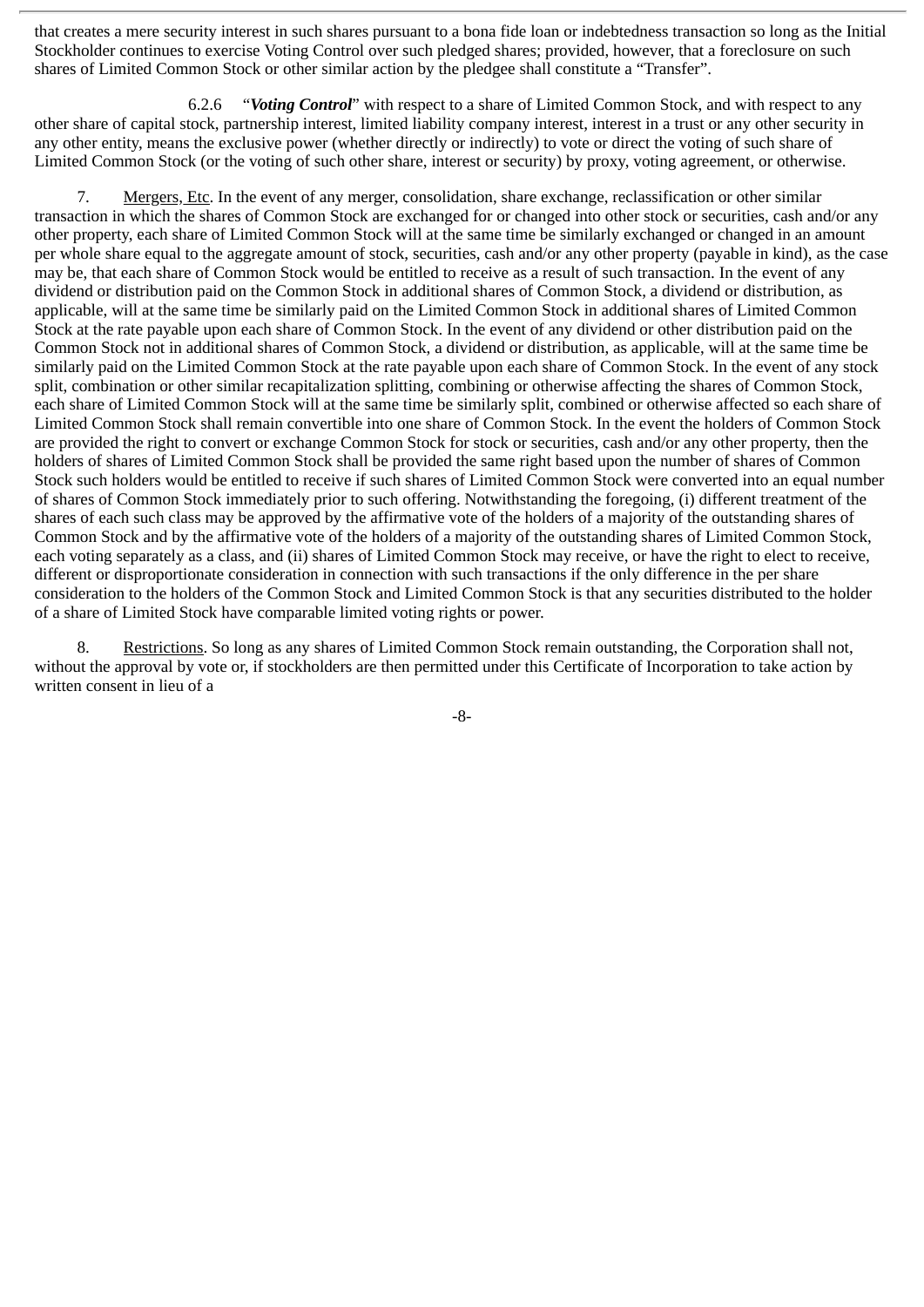that creates a mere security interest in such shares pursuant to a bona fide loan or indebtedness transaction so long as the Initial Stockholder continues to exercise Voting Control over such pledged shares; provided, however, that a foreclosure on such shares of Limited Common Stock or other similar action by the pledgee shall constitute a "Transfer".

6.2.6 "***Voting Control***" with respect to a share of Limited Common Stock, and with respect to any other share of capital stock, partnership interest, limited liability company interest, interest in a trust or any other security in any other entity, means the exclusive power (whether directly or indirectly) to vote or direct the voting of such share of Limited Common Stock (or the voting of such other share, interest or security) by proxy, voting agreement, or otherwise.

7. Mergers, Etc. In the event of any merger, consolidation, share exchange, reclassification or other similar transaction in which the shares of Common Stock are exchanged for or changed into other stock or securities, cash and/or any other property, each share of Limited Common Stock will at the same time be similarly exchanged or changed in an amount per whole share equal to the aggregate amount of stock, securities, cash and/or any other property (payable in kind), as the case may be, that each share of Common Stock would be entitled to receive as a result of such transaction. In the event of any dividend or distribution paid on the Common Stock in additional shares of Common Stock, a dividend or distribution, as applicable, will at the same time be similarly paid on the Limited Common Stock in additional shares of Limited Common Stock at the rate payable upon each share of Common Stock. In the event of any dividend or other distribution paid on the Common Stock not in additional shares of Common Stock, a dividend or distribution, as applicable, will at the same time be similarly paid on the Limited Common Stock at the rate payable upon each share of Common Stock. In the event of any stock split, combination or other similar recapitalization splitting, combining or otherwise affecting the shares of Common Stock, each share of Limited Common Stock will at the same time be similarly split, combined or otherwise affected so each share of Limited Common Stock shall remain convertible into one share of Common Stock. In the event the holders of Common Stock are provided the right to convert or exchange Common Stock for stock or securities, cash and/or any other property, then the holders of shares of Limited Common Stock shall be provided the same right based upon the number of shares of Common Stock such holders would be entitled to receive if such shares of Limited Common Stock were converted into an equal number of shares of Common Stock immediately prior to such offering. Notwithstanding the foregoing, (i) different treatment of the shares of each such class may be approved by the affirmative vote of the holders of a majority of the outstanding shares of Common Stock and by the affirmative vote of the holders of a majority of the outstanding shares of Limited Common Stock, each voting separately as a class, and (ii) shares of Limited Common Stock may receive, or have the right to elect to receive, different or disproportionate consideration in connection with such transactions if the only difference in the per share consideration to the holders of the Common Stock and Limited Common Stock is that any securities distributed to the holder of a share of Limited Stock have comparable limited voting rights or power.

8. Restrictions. So long as any shares of Limited Common Stock remain outstanding, the Corporation shall not, without the approval by vote or, if stockholders are then permitted under this Certificate of Incorporation to take action by written consent in lieu of a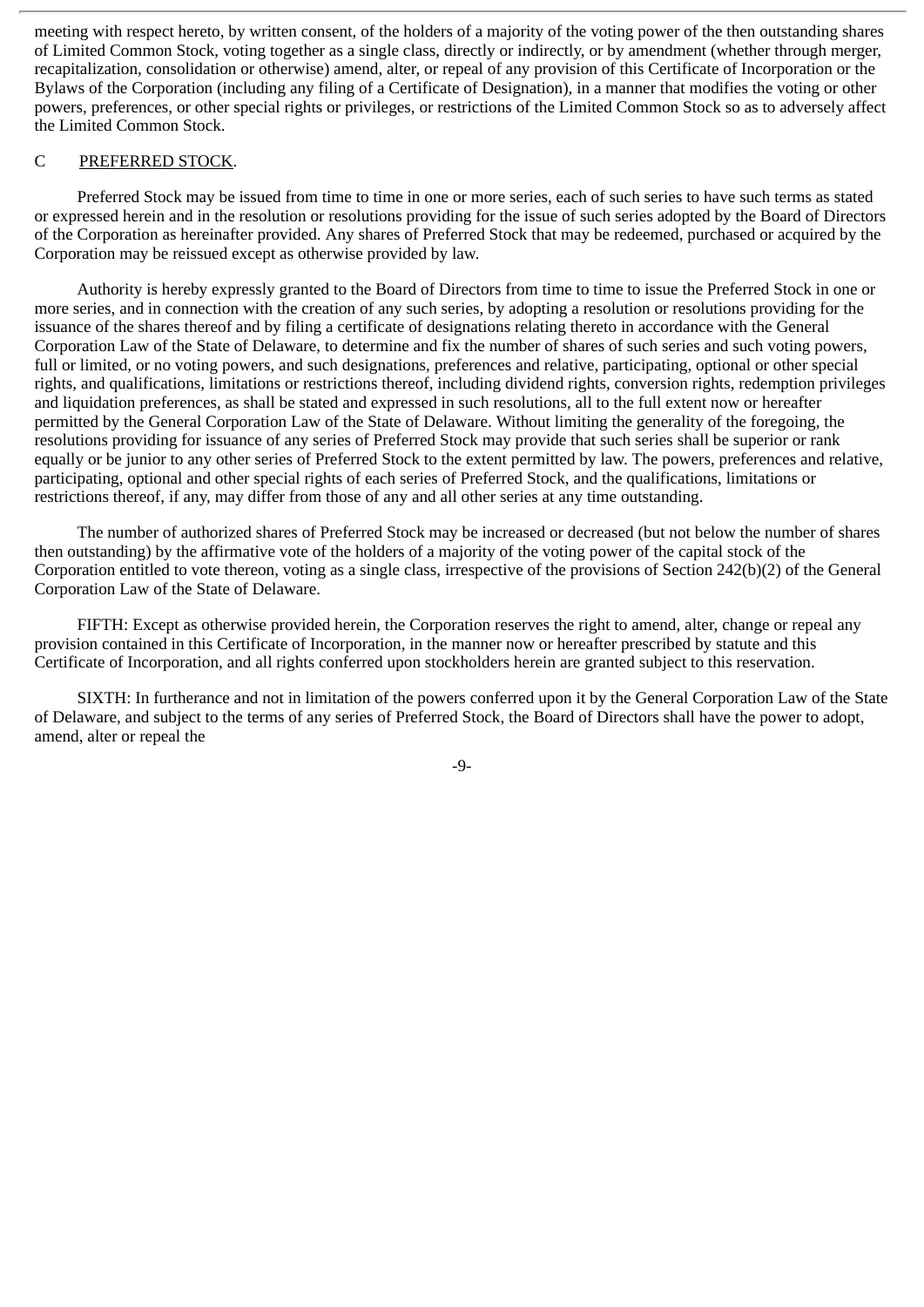meeting with respect hereto, by written consent, of the holders of a majority of the voting power of the then outstanding shares of Limited Common Stock, voting together as a single class, directly or indirectly, or by amendment (whether through merger, recapitalization, consolidation or otherwise) amend, alter, or repeal of any provision of this Certificate of Incorporation or the Bylaws of the Corporation (including any filing of a Certificate of Designation), in a manner that modifies the voting or other powers, preferences, or other special rights or privileges, or restrictions of the Limited Common Stock so as to adversely affect the Limited Common Stock.

C PREFERRED STOCK.

Preferred Stock may be issued from time to time in one or more series, each of such series to have such terms as stated or expressed herein and in the resolution or resolutions providing for the issue of such series adopted by the Board of Directors of the Corporation as hereinafter provided. Any shares of Preferred Stock that may be redeemed, purchased or acquired by the Corporation may be reissued except as otherwise provided by law.

Authority is hereby expressly granted to the Board of Directors from time to time to issue the Preferred Stock in one or more series, and in connection with the creation of any such series, by adopting a resolution or resolutions providing for the issuance of the shares thereof and by filing a certificate of designations relating thereto in accordance with the General Corporation Law of the State of Delaware, to determine and fix the number of shares of such series and such voting powers, full or limited, or no voting powers, and such designations, preferences and relative, participating, optional or other special rights, and qualifications, limitations or restrictions thereof, including dividend rights, conversion rights, redemption privileges and liquidation preferences, as shall be stated and expressed in such resolutions, all to the full extent now or hereafter permitted by the General Corporation Law of the State of Delaware. Without limiting the generality of the foregoing, the resolutions providing for issuance of any series of Preferred Stock may provide that such series shall be superior or rank equally or be junior to any other series of Preferred Stock to the extent permitted by law. The powers, preferences and relative, participating, optional and other special rights of each series of Preferred Stock, and the qualifications, limitations or restrictions thereof, if any, may differ from those of any and all other series at any time outstanding.

The number of authorized shares of Preferred Stock may be increased or decreased (but not below the number of shares then outstanding) by the affirmative vote of the holders of a majority of the voting power of the capital stock of the Corporation entitled to vote thereon, voting as a single class, irrespective of the provisions of Section 242(b)(2) of the General Corporation Law of the State of Delaware.

FIFTH: Except as otherwise provided herein, the Corporation reserves the right to amend, alter, change or repeal any provision contained in this Certificate of Incorporation, in the manner now or hereafter prescribed by statute and this Certificate of Incorporation, and all rights conferred upon stockholders herein are granted subject to this reservation.

SIXTH: In furtherance and not in limitation of the powers conferred upon it by the General Corporation Law of the State of Delaware, and subject to the terms of any series of Preferred Stock, the Board of Directors shall have the power to adopt, amend, alter or repeal the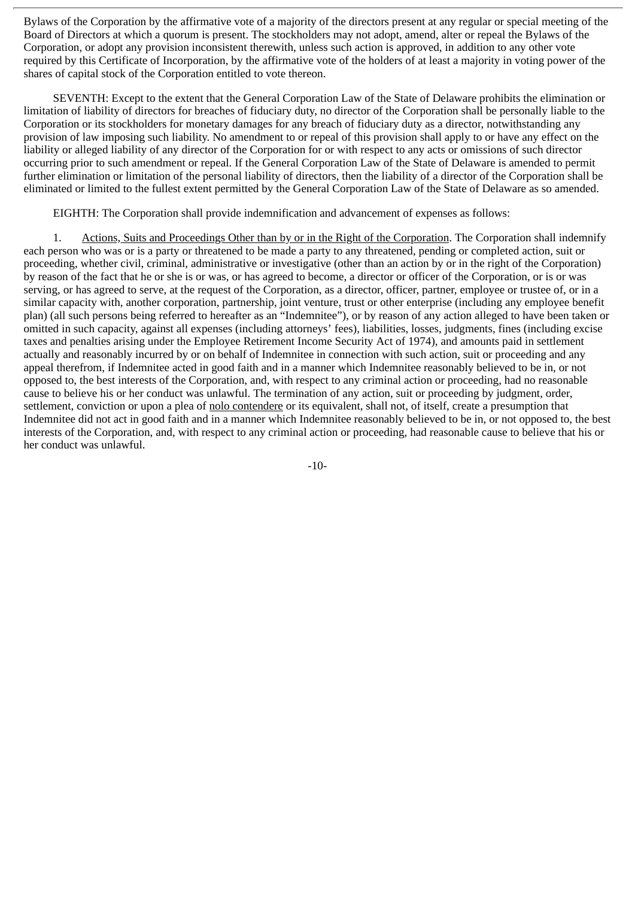Bylaws of the Corporation by the affirmative vote of a majority of the directors present at any regular or special meeting of the Board of Directors at which a quorum is present. The stockholders may not adopt, amend, alter or repeal the Bylaws of the Corporation, or adopt any provision inconsistent therewith, unless such action is approved, in addition to any other vote required by this Certificate of Incorporation, by the affirmative vote of the holders of at least a majority in voting power of the shares of capital stock of the Corporation entitled to vote thereon.

SEVENTH: Except to the extent that the General Corporation Law of the State of Delaware prohibits the elimination or limitation of liability of directors for breaches of fiduciary duty, no director of the Corporation shall be personally liable to the Corporation or its stockholders for monetary damages for any breach of fiduciary duty as a director, notwithstanding any provision of law imposing such liability. No amendment to or repeal of this provision shall apply to or have any effect on the liability or alleged liability of any director of the Corporation for or with respect to any acts or omissions of such director occurring prior to such amendment or repeal. If the General Corporation Law of the State of Delaware is amended to permit further elimination or limitation of the personal liability of directors, then the liability of a director of the Corporation shall be eliminated or limited to the fullest extent permitted by the General Corporation Law of the State of Delaware as so amended.

EIGHTH: The Corporation shall provide indemnification and advancement of expenses as follows:

1. Actions, Suits and Proceedings Other than by or in the Right of the Corporation. The Corporation shall indemnify each person who was or is a party or threatened to be made a party to any threatened, pending or completed action, suit or proceeding, whether civil, criminal, administrative or investigative (other than an action by or in the right of the Corporation) by reason of the fact that he or she is or was, or has agreed to become, a director or officer of the Corporation, or is or was serving, or has agreed to serve, at the request of the Corporation, as a director, officer, partner, employee or trustee of, or in a similar capacity with, another corporation, partnership, joint venture, trust or other enterprise (including any employee benefit plan) (all such persons being referred to hereafter as an "Indemnitee"), or by reason of any action alleged to have been taken or omitted in such capacity, against all expenses (including attorneys' fees), liabilities, losses, judgments, fines (including excise taxes and penalties arising under the Employee Retirement Income Security Act of 1974), and amounts paid in settlement actually and reasonably incurred by or on behalf of Indemnitee in connection with such action, suit or proceeding and any appeal therefrom, if Indemnitee acted in good faith and in a manner which Indemnitee reasonably believed to be in, or not opposed to, the best interests of the Corporation, and, with respect to any criminal action or proceeding, had no reasonable cause to believe his or her conduct was unlawful. The termination of any action, suit or proceeding by judgment, order, settlement, conviction or upon a plea of nolo contendere or its equivalent, shall not, of itself, create a presumption that Indemnitee did not act in good faith and in a manner which Indemnitee reasonably believed to be in, or not opposed to, the best interests of the Corporation, and, with respect to any criminal action or proceeding, had reasonable cause to believe that his or her conduct was unlawful.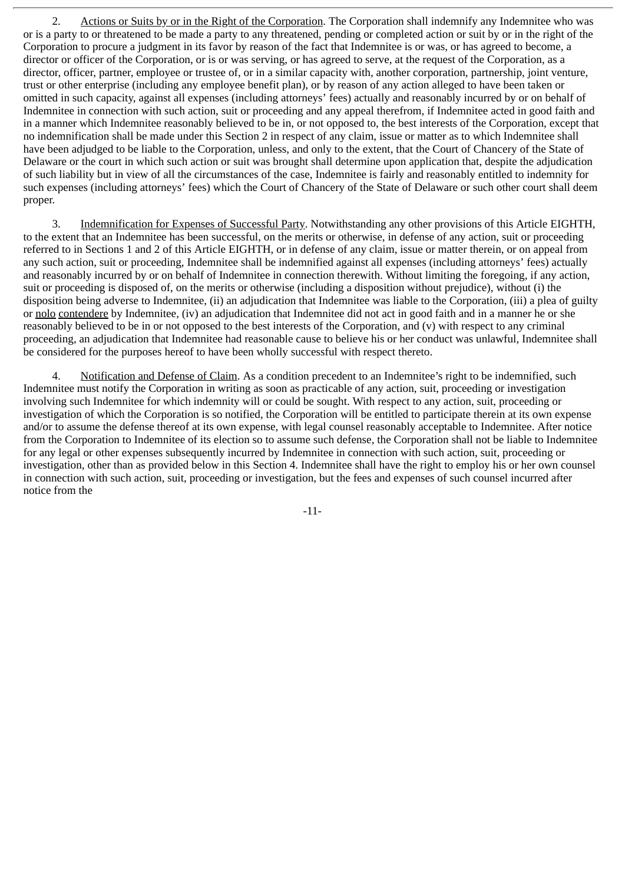2. Actions or Suits by or in the Right of the Corporation. The Corporation shall indemnify any Indemnitee who was or is a party to or threatened to be made a party to any threatened, pending or completed action or suit by or in the right of the Corporation to procure a judgment in its favor by reason of the fact that Indemnitee is or was, or has agreed to become, a director or officer of the Corporation, or is or was serving, or has agreed to serve, at the request of the Corporation, as a director, officer, partner, employee or trustee of, or in a similar capacity with, another corporation, partnership, joint venture, trust or other enterprise (including any employee benefit plan), or by reason of any action alleged to have been taken or omitted in such capacity, against all expenses (including attorneys' fees) actually and reasonably incurred by or on behalf of Indemnitee in connection with such action, suit or proceeding and any appeal therefrom, if Indemnitee acted in good faith and in a manner which Indemnitee reasonably believed to be in, or not opposed to, the best interests of the Corporation, except that no indemnification shall be made under this Section 2 in respect of any claim, issue or matter as to which Indemnitee shall have been adjudged to be liable to the Corporation, unless, and only to the extent, that the Court of Chancery of the State of Delaware or the court in which such action or suit was brought shall determine upon application that, despite the adjudication of such liability but in view of all the circumstances of the case, Indemnitee is fairly and reasonably entitled to indemnity for such expenses (including attorneys' fees) which the Court of Chancery of the State of Delaware or such other court shall deem proper.

3. Indemnification for Expenses of Successful Party. Notwithstanding any other provisions of this Article EIGHTH, to the extent that an Indemnitee has been successful, on the merits or otherwise, in defense of any action, suit or proceeding referred to in Sections 1 and 2 of this Article EIGHTH, or in defense of any claim, issue or matter therein, or on appeal from any such action, suit or proceeding, Indemnitee shall be indemnified against all expenses (including attorneys' fees) actually and reasonably incurred by or on behalf of Indemnitee in connection therewith. Without limiting the foregoing, if any action, suit or proceeding is disposed of, on the merits or otherwise (including a disposition without prejudice), without (i) the disposition being adverse to Indemnitee, (ii) an adjudication that Indemnitee was liable to the Corporation, (iii) a plea of guilty or nolo contendere by Indemnitee, (iv) an adjudication that Indemnitee did not act in good faith and in a manner he or she reasonably believed to be in or not opposed to the best interests of the Corporation, and (v) with respect to any criminal proceeding, an adjudication that Indemnitee had reasonable cause to believe his or her conduct was unlawful, Indemnitee shall be considered for the purposes hereof to have been wholly successful with respect thereto.

4. Notification and Defense of Claim. As a condition precedent to an Indemnitee's right to be indemnified, such Indemnitee must notify the Corporation in writing as soon as practicable of any action, suit, proceeding or investigation involving such Indemnitee for which indemnity will or could be sought. With respect to any action, suit, proceeding or investigation of which the Corporation is so notified, the Corporation will be entitled to participate therein at its own expense and/or to assume the defense thereof at its own expense, with legal counsel reasonably acceptable to Indemnitee. After notice from the Corporation to Indemnitee of its election so to assume such defense, the Corporation shall not be liable to Indemnitee for any legal or other expenses subsequently incurred by Indemnitee in connection with such action, suit, proceeding or investigation, other than as provided below in this Section 4. Indemnitee shall have the right to employ his or her own counsel in connection with such action, suit, proceeding or investigation, but the fees and expenses of such counsel incurred after notice from the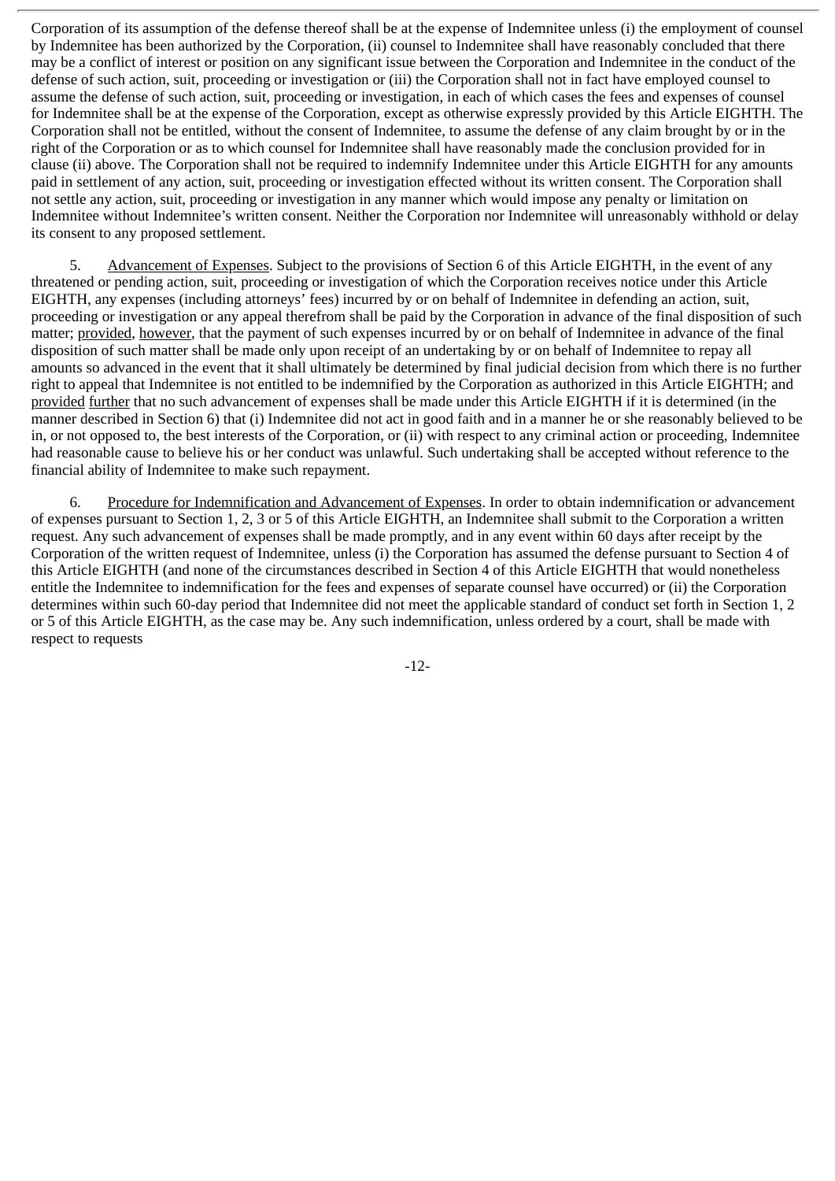Corporation of its assumption of the defense thereof shall be at the expense of Indemnitee unless (i) the employment of counsel by Indemnitee has been authorized by the Corporation, (ii) counsel to Indemnitee shall have reasonably concluded that there may be a conflict of interest or position on any significant issue between the Corporation and Indemnitee in the conduct of the defense of such action, suit, proceeding or investigation or (iii) the Corporation shall not in fact have employed counsel to assume the defense of such action, suit, proceeding or investigation, in each of which cases the fees and expenses of counsel for Indemnitee shall be at the expense of the Corporation, except as otherwise expressly provided by this Article EIGHTH. The Corporation shall not be entitled, without the consent of Indemnitee, to assume the defense of any claim brought by or in the right of the Corporation or as to which counsel for Indemnitee shall have reasonably made the conclusion provided for in clause (ii) above. The Corporation shall not be required to indemnify Indemnitee under this Article EIGHTH for any amounts paid in settlement of any action, suit, proceeding or investigation effected without its written consent. The Corporation shall not settle any action, suit, proceeding or investigation in any manner which would impose any penalty or limitation on Indemnitee without Indemnitee's written consent. Neither the Corporation nor Indemnitee will unreasonably withhold or delay its consent to any proposed settlement.

5. Advancement of Expenses. Subject to the provisions of Section 6 of this Article EIGHTH, in the event of any threatened or pending action, suit, proceeding or investigation of which the Corporation receives notice under this Article EIGHTH, any expenses (including attorneys' fees) incurred by or on behalf of Indemnitee in defending an action, suit, proceeding or investigation or any appeal therefrom shall be paid by the Corporation in advance of the final disposition of such matter; provided, however, that the payment of such expenses incurred by or on behalf of Indemnitee in advance of the final disposition of such matter shall be made only upon receipt of an undertaking by or on behalf of Indemnitee to repay all amounts so advanced in the event that it shall ultimately be determined by final judicial decision from which there is no further right to appeal that Indemnitee is not entitled to be indemnified by the Corporation as authorized in this Article EIGHTH; and provided further that no such advancement of expenses shall be made under this Article EIGHTH if it is determined (in the manner described in Section 6) that (i) Indemnitee did not act in good faith and in a manner he or she reasonably believed to be in, or not opposed to, the best interests of the Corporation, or (ii) with respect to any criminal action or proceeding, Indemnitee had reasonable cause to believe his or her conduct was unlawful. Such undertaking shall be accepted without reference to the financial ability of Indemnitee to make such repayment.

6. Procedure for Indemnification and Advancement of Expenses. In order to obtain indemnification or advancement of expenses pursuant to Section 1, 2, 3 or 5 of this Article EIGHTH, an Indemnitee shall submit to the Corporation a written request. Any such advancement of expenses shall be made promptly, and in any event within 60 days after receipt by the Corporation of the written request of Indemnitee, unless (i) the Corporation has assumed the defense pursuant to Section 4 of this Article EIGHTH (and none of the circumstances described in Section 4 of this Article EIGHTH that would nonetheless entitle the Indemnitee to indemnification for the fees and expenses of separate counsel have occurred) or (ii) the Corporation determines within such 60-day period that Indemnitee did not meet the applicable standard of conduct set forth in Section 1, 2 or 5 of this Article EIGHTH, as the case may be. Any such indemnification, unless ordered by a court, shall be made with respect to requests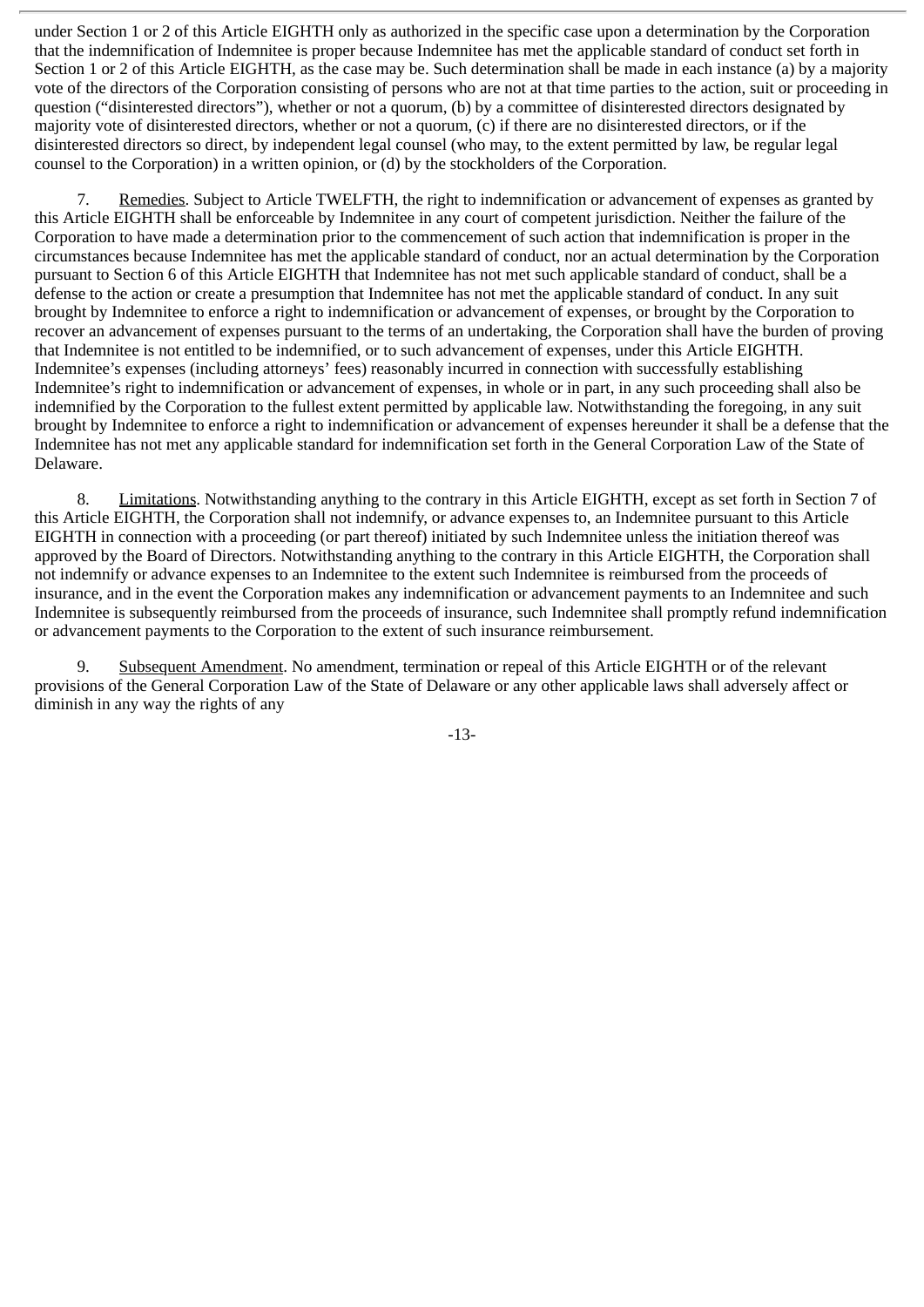under Section 1 or 2 of this Article EIGHTH only as authorized in the specific case upon a determination by the Corporation that the indemnification of Indemnitee is proper because Indemnitee has met the applicable standard of conduct set forth in Section 1 or 2 of this Article EIGHTH, as the case may be. Such determination shall be made in each instance (a) by a majority vote of the directors of the Corporation consisting of persons who are not at that time parties to the action, suit or proceeding in question ("disinterested directors"), whether or not a quorum, (b) by a committee of disinterested directors designated by majority vote of disinterested directors, whether or not a quorum, (c) if there are no disinterested directors, or if the disinterested directors so direct, by independent legal counsel (who may, to the extent permitted by law, be regular legal counsel to the Corporation) in a written opinion, or (d) by the stockholders of the Corporation.

7. Remedies. Subject to Article TWELFTH, the right to indemnification or advancement of expenses as granted by this Article EIGHTH shall be enforceable by Indemnitee in any court of competent jurisdiction. Neither the failure of the Corporation to have made a determination prior to the commencement of such action that indemnification is proper in the circumstances because Indemnitee has met the applicable standard of conduct, nor an actual determination by the Corporation pursuant to Section 6 of this Article EIGHTH that Indemnitee has not met such applicable standard of conduct, shall be a defense to the action or create a presumption that Indemnitee has not met the applicable standard of conduct. In any suit brought by Indemnitee to enforce a right to indemnification or advancement of expenses, or brought by the Corporation to recover an advancement of expenses pursuant to the terms of an undertaking, the Corporation shall have the burden of proving that Indemnitee is not entitled to be indemnified, or to such advancement of expenses, under this Article EIGHTH. Indemnitee's expenses (including attorneys' fees) reasonably incurred in connection with successfully establishing Indemnitee's right to indemnification or advancement of expenses, in whole or in part, in any such proceeding shall also be indemnified by the Corporation to the fullest extent permitted by applicable law. Notwithstanding the foregoing, in any suit brought by Indemnitee to enforce a right to indemnification or advancement of expenses hereunder it shall be a defense that the Indemnitee has not met any applicable standard for indemnification set forth in the General Corporation Law of the State of Delaware.

8. Limitations. Notwithstanding anything to the contrary in this Article EIGHTH, except as set forth in Section 7 of this Article EIGHTH, the Corporation shall not indemnify, or advance expenses to, an Indemnitee pursuant to this Article EIGHTH in connection with a proceeding (or part thereof) initiated by such Indemnitee unless the initiation thereof was approved by the Board of Directors. Notwithstanding anything to the contrary in this Article EIGHTH, the Corporation shall not indemnify or advance expenses to an Indemnitee to the extent such Indemnitee is reimbursed from the proceeds of insurance, and in the event the Corporation makes any indemnification or advancement payments to an Indemnitee and such Indemnitee is subsequently reimbursed from the proceeds of insurance, such Indemnitee shall promptly refund indemnification or advancement payments to the Corporation to the extent of such insurance reimbursement.

9. Subsequent Amendment. No amendment, termination or repeal of this Article EIGHTH or of the relevant provisions of the General Corporation Law of the State of Delaware or any other applicable laws shall adversely affect or diminish in any way the rights of any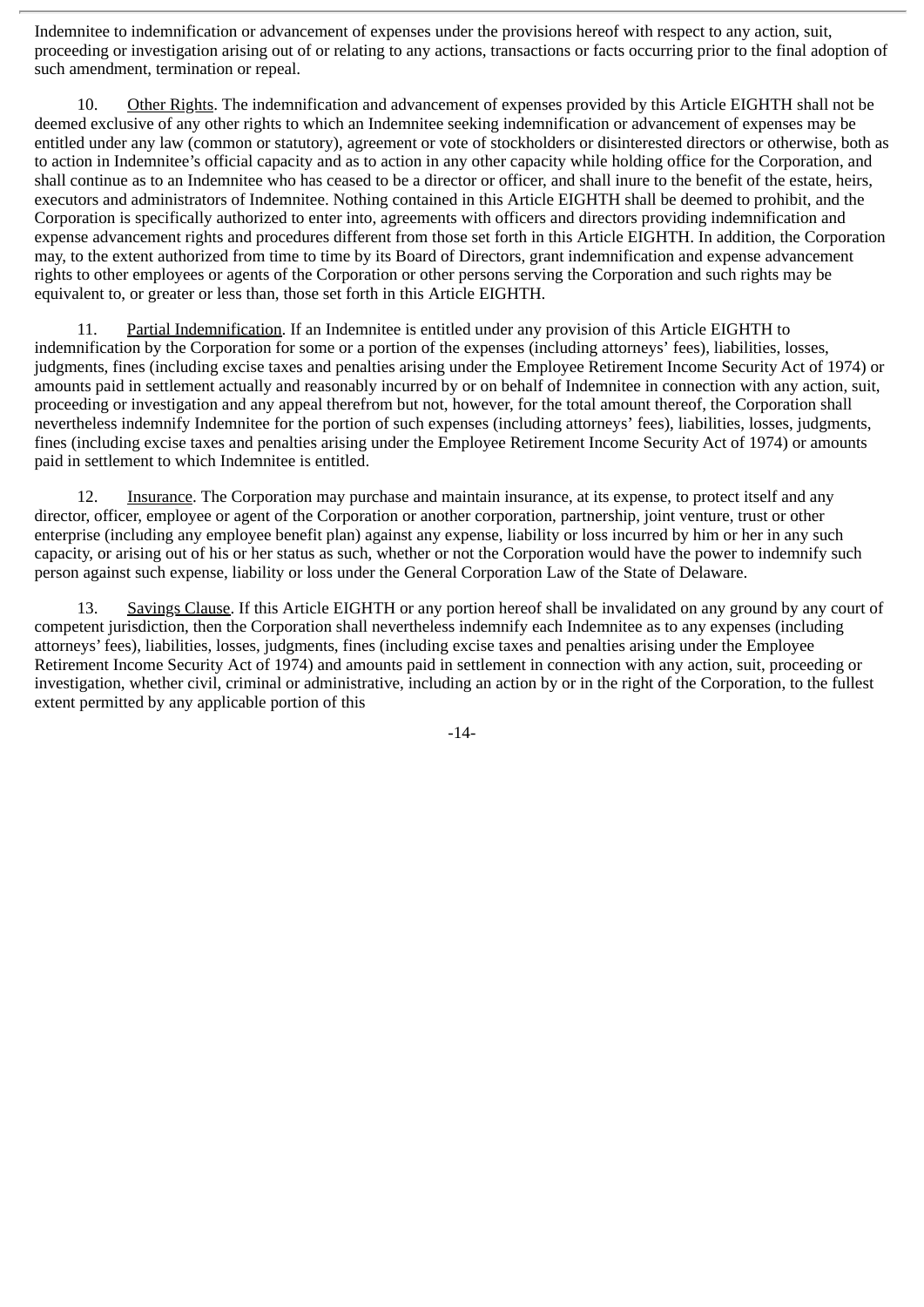Indemnitee to indemnification or advancement of expenses under the provisions hereof with respect to any action, suit, proceeding or investigation arising out of or relating to any actions, transactions or facts occurring prior to the final adoption of such amendment, termination or repeal.

10. Other Rights. The indemnification and advancement of expenses provided by this Article EIGHTH shall not be deemed exclusive of any other rights to which an Indemnitee seeking indemnification or advancement of expenses may be entitled under any law (common or statutory), agreement or vote of stockholders or disinterested directors or otherwise, both as to action in Indemnitee's official capacity and as to action in any other capacity while holding office for the Corporation, and shall continue as to an Indemnitee who has ceased to be a director or officer, and shall inure to the benefit of the estate, heirs, executors and administrators of Indemnitee. Nothing contained in this Article EIGHTH shall be deemed to prohibit, and the Corporation is specifically authorized to enter into, agreements with officers and directors providing indemnification and expense advancement rights and procedures different from those set forth in this Article EIGHTH. In addition, the Corporation may, to the extent authorized from time to time by its Board of Directors, grant indemnification and expense advancement rights to other employees or agents of the Corporation or other persons serving the Corporation and such rights may be equivalent to, or greater or less than, those set forth in this Article EIGHTH.

11. Partial Indemnification. If an Indemnitee is entitled under any provision of this Article EIGHTH to indemnification by the Corporation for some or a portion of the expenses (including attorneys' fees), liabilities, losses, judgments, fines (including excise taxes and penalties arising under the Employee Retirement Income Security Act of 1974) or amounts paid in settlement actually and reasonably incurred by or on behalf of Indemnitee in connection with any action, suit, proceeding or investigation and any appeal therefrom but not, however, for the total amount thereof, the Corporation shall nevertheless indemnify Indemnitee for the portion of such expenses (including attorneys' fees), liabilities, losses, judgments, fines (including excise taxes and penalties arising under the Employee Retirement Income Security Act of 1974) or amounts paid in settlement to which Indemnitee is entitled.

12. Insurance. The Corporation may purchase and maintain insurance, at its expense, to protect itself and any director, officer, employee or agent of the Corporation or another corporation, partnership, joint venture, trust or other enterprise (including any employee benefit plan) against any expense, liability or loss incurred by him or her in any such capacity, or arising out of his or her status as such, whether or not the Corporation would have the power to indemnify such person against such expense, liability or loss under the General Corporation Law of the State of Delaware.

13. Savings Clause. If this Article EIGHTH or any portion hereof shall be invalidated on any ground by any court of competent jurisdiction, then the Corporation shall nevertheless indemnify each Indemnitee as to any expenses (including attorneys' fees), liabilities, losses, judgments, fines (including excise taxes and penalties arising under the Employee Retirement Income Security Act of 1974) and amounts paid in settlement in connection with any action, suit, proceeding or investigation, whether civil, criminal or administrative, including an action by or in the right of the Corporation, to the fullest extent permitted by any applicable portion of this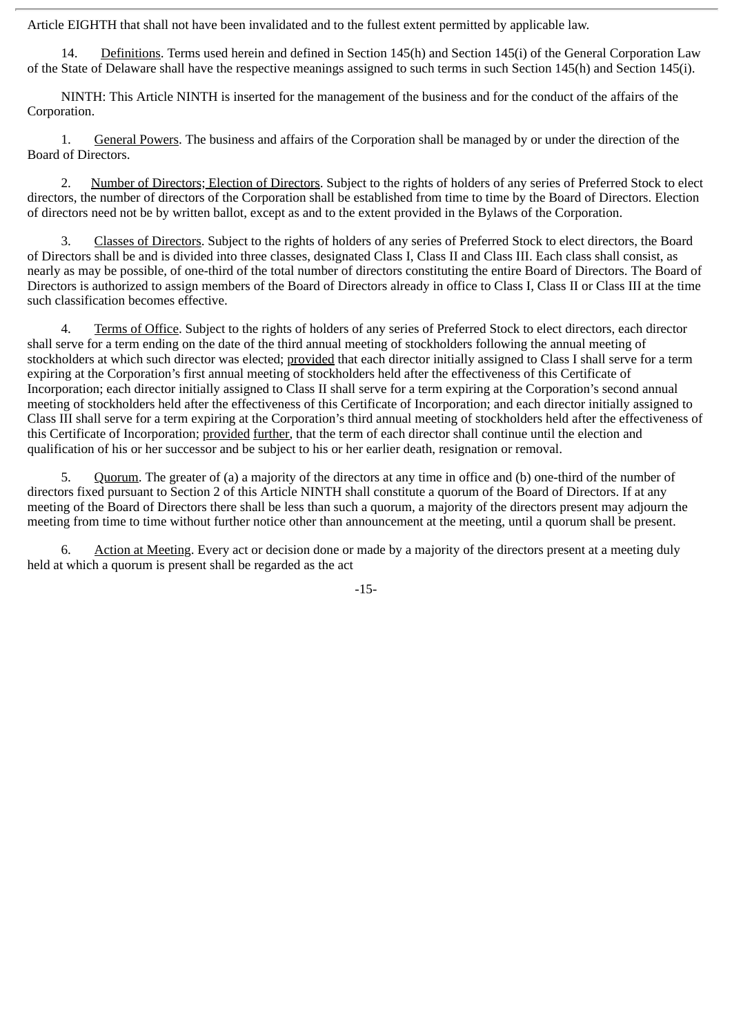Article EIGHTH that shall not have been invalidated and to the fullest extent permitted by applicable law.

14. Definitions. Terms used herein and defined in Section 145(h) and Section 145(i) of the General Corporation Law of the State of Delaware shall have the respective meanings assigned to such terms in such Section 145(h) and Section 145(i).

NINTH: This Article NINTH is inserted for the management of the business and for the conduct of the affairs of the Corporation.

1. General Powers. The business and affairs of the Corporation shall be managed by or under the direction of the Board of Directors.

2. Number of Directors; Election of Directors. Subject to the rights of holders of any series of Preferred Stock to elect directors, the number of directors of the Corporation shall be established from time to time by the Board of Directors. Election of directors need not be by written ballot, except as and to the extent provided in the Bylaws of the Corporation.

3. Classes of Directors. Subject to the rights of holders of any series of Preferred Stock to elect directors, the Board of Directors shall be and is divided into three classes, designated Class I, Class II and Class III. Each class shall consist, as nearly as may be possible, of one-third of the total number of directors constituting the entire Board of Directors. The Board of Directors is authorized to assign members of the Board of Directors already in office to Class I, Class II or Class III at the time such classification becomes effective.

4. Terms of Office. Subject to the rights of holders of any series of Preferred Stock to elect directors, each director shall serve for a term ending on the date of the third annual meeting of stockholders following the annual meeting of stockholders at which such director was elected; provided that each director initially assigned to Class I shall serve for a term expiring at the Corporation's first annual meeting of stockholders held after the effectiveness of this Certificate of Incorporation; each director initially assigned to Class II shall serve for a term expiring at the Corporation's second annual meeting of stockholders held after the effectiveness of this Certificate of Incorporation; and each director initially assigned to Class III shall serve for a term expiring at the Corporation's third annual meeting of stockholders held after the effectiveness of this Certificate of Incorporation; provided further, that the term of each director shall continue until the election and qualification of his or her successor and be subject to his or her earlier death, resignation or removal.

5. Quorum. The greater of (a) a majority of the directors at any time in office and (b) one-third of the number of directors fixed pursuant to Section 2 of this Article NINTH shall constitute a quorum of the Board of Directors. If at any meeting of the Board of Directors there shall be less than such a quorum, a majority of the directors present may adjourn the meeting from time to time without further notice other than announcement at the meeting, until a quorum shall be present.

6. Action at Meeting. Every act or decision done or made by a majority of the directors present at a meeting duly held at which a quorum is present shall be regarded as the act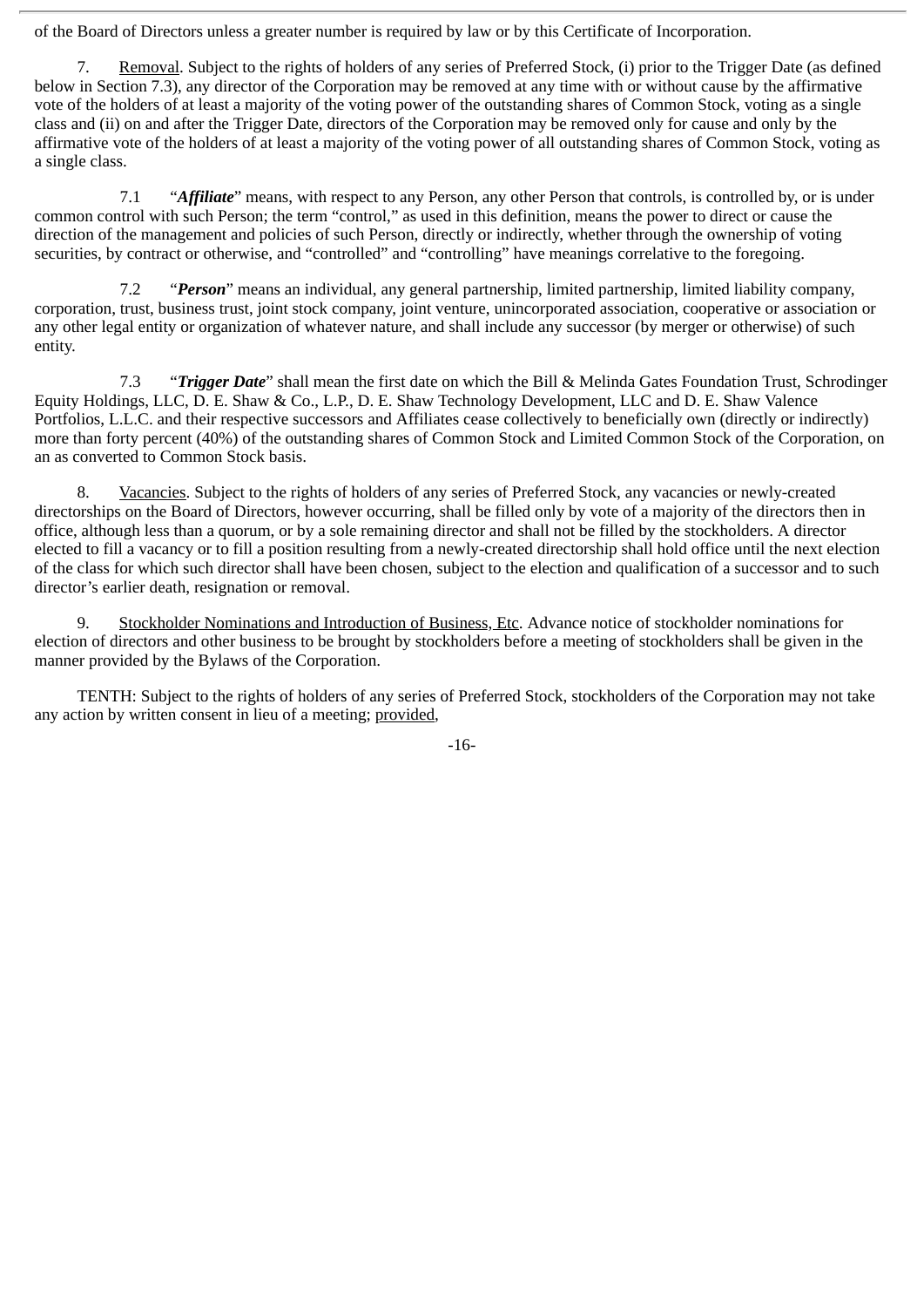of the Board of Directors unless a greater number is required by law or by this Certificate of Incorporation.

7. Removal. Subject to the rights of holders of any series of Preferred Stock, (i) prior to the Trigger Date (as defined below in Section 7.3), any director of the Corporation may be removed at any time with or without cause by the affirmative vote of the holders of at least a majority of the voting power of the outstanding shares of Common Stock, voting as a single class and (ii) on and after the Trigger Date, directors of the Corporation may be removed only for cause and only by the affirmative vote of the holders of at least a majority of the voting power of all outstanding shares of Common Stock, voting as a single class.

7.1 "***Affiliate***" means, with respect to any Person, any other Person that controls, is controlled by, or is under common control with such Person; the term "control," as used in this definition, means the power to direct or cause the direction of the management and policies of such Person, directly or indirectly, whether through the ownership of voting securities, by contract or otherwise, and "controlled" and "controlling" have meanings correlative to the foregoing.

7.2 "***Person***" means an individual, any general partnership, limited partnership, limited liability company, corporation, trust, business trust, joint stock company, joint venture, unincorporated association, cooperative or association or any other legal entity or organization of whatever nature, and shall include any successor (by merger or otherwise) of such entity.

7.3 "***Trigger Date***" shall mean the first date on which the Bill & Melinda Gates Foundation Trust, Schrodinger Equity Holdings, LLC, D. E. Shaw & Co., L.P., D. E. Shaw Technology Development, LLC and D. E. Shaw Valence Portfolios, L.L.C. and their respective successors and Affiliates cease collectively to beneficially own (directly or indirectly) more than forty percent (40%) of the outstanding shares of Common Stock and Limited Common Stock of the Corporation, on an as converted to Common Stock basis.

8. Vacancies. Subject to the rights of holders of any series of Preferred Stock, any vacancies or newly-created directorships on the Board of Directors, however occurring, shall be filled only by vote of a majority of the directors then in office, although less than a quorum, or by a sole remaining director and shall not be filled by the stockholders. A director elected to fill a vacancy or to fill a position resulting from a newly-created directorship shall hold office until the next election of the class for which such director shall have been chosen, subject to the election and qualification of a successor and to such director's earlier death, resignation or removal.

9. Stockholder Nominations and Introduction of Business, Etc. Advance notice of stockholder nominations for election of directors and other business to be brought by stockholders before a meeting of stockholders shall be given in the manner provided by the Bylaws of the Corporation.

TENTH: Subject to the rights of holders of any series of Preferred Stock, stockholders of the Corporation may not take any action by written consent in lieu of a meeting; provided,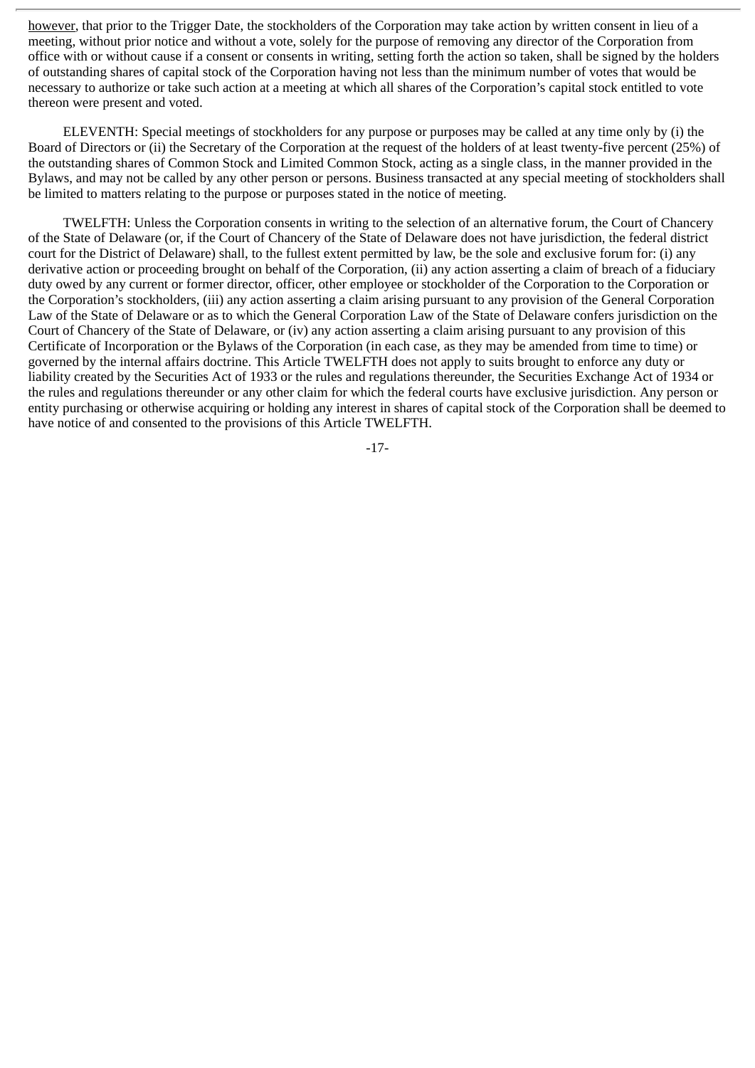however, that prior to the Trigger Date, the stockholders of the Corporation may take action by written consent in lieu of a meeting, without prior notice and without a vote, solely for the purpose of removing any director of the Corporation from office with or without cause if a consent or consents in writing, setting forth the action so taken, shall be signed by the holders of outstanding shares of capital stock of the Corporation having not less than the minimum number of votes that would be necessary to authorize or take such action at a meeting at which all shares of the Corporation's capital stock entitled to vote thereon were present and voted.

ELEVENTH: Special meetings of stockholders for any purpose or purposes may be called at any time only by (i) the Board of Directors or (ii) the Secretary of the Corporation at the request of the holders of at least twenty-five percent (25%) of the outstanding shares of Common Stock and Limited Common Stock, acting as a single class, in the manner provided in the Bylaws, and may not be called by any other person or persons. Business transacted at any special meeting of stockholders shall be limited to matters relating to the purpose or purposes stated in the notice of meeting.

TWELFTH: Unless the Corporation consents in writing to the selection of an alternative forum, the Court of Chancery of the State of Delaware (or, if the Court of Chancery of the State of Delaware does not have jurisdiction, the federal district court for the District of Delaware) shall, to the fullest extent permitted by law, be the sole and exclusive forum for: (i) any derivative action or proceeding brought on behalf of the Corporation, (ii) any action asserting a claim of breach of a fiduciary duty owed by any current or former director, officer, other employee or stockholder of the Corporation to the Corporation or the Corporation's stockholders, (iii) any action asserting a claim arising pursuant to any provision of the General Corporation Law of the State of Delaware or as to which the General Corporation Law of the State of Delaware confers jurisdiction on the Court of Chancery of the State of Delaware, or (iv) any action asserting a claim arising pursuant to any provision of this Certificate of Incorporation or the Bylaws of the Corporation (in each case, as they may be amended from time to time) or governed by the internal affairs doctrine. This Article TWELFTH does not apply to suits brought to enforce any duty or liability created by the Securities Act of 1933 or the rules and regulations thereunder, the Securities Exchange Act of 1934 or the rules and regulations thereunder or any other claim for which the federal courts have exclusive jurisdiction. Any person or entity purchasing or otherwise acquiring or holding any interest in shares of capital stock of the Corporation shall be deemed to have notice of and consented to the provisions of this Article TWELFTH.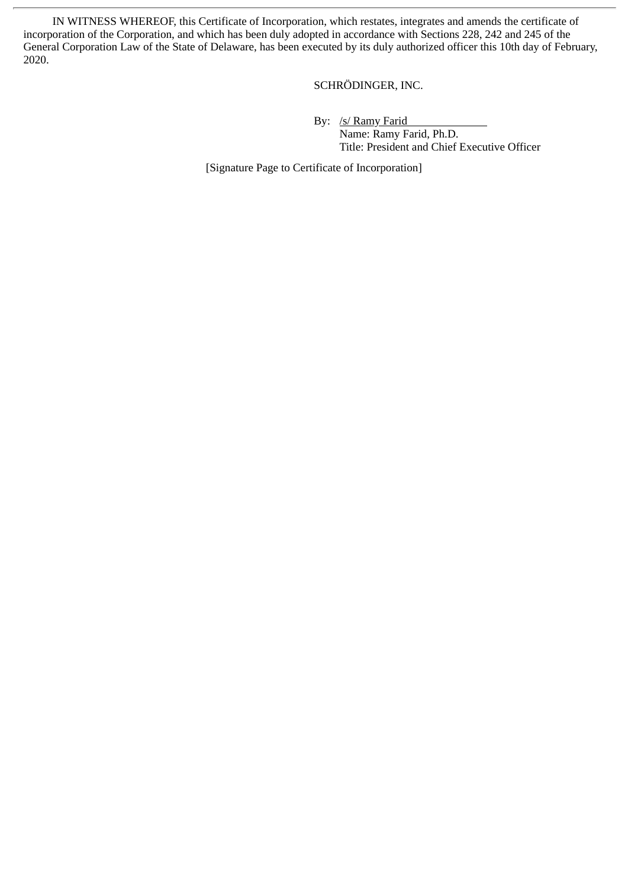IN WITNESS WHEREOF, this Certificate of Incorporation, which restates, integrates and amends the certificate of incorporation of the Corporation, and which has been duly adopted in accordance with Sections 228, 242 and 245 of the General Corporation Law of the State of Delaware, has been executed by its duly authorized officer this 10th day of February, 2020.

SCHRÖDINGER, INC.

By: /s/ Ramy Farid

Name: Ramy Farid, Ph.D.

Title: President and Chief Executive Officer

[Signature Page to Certificate of Incorporation]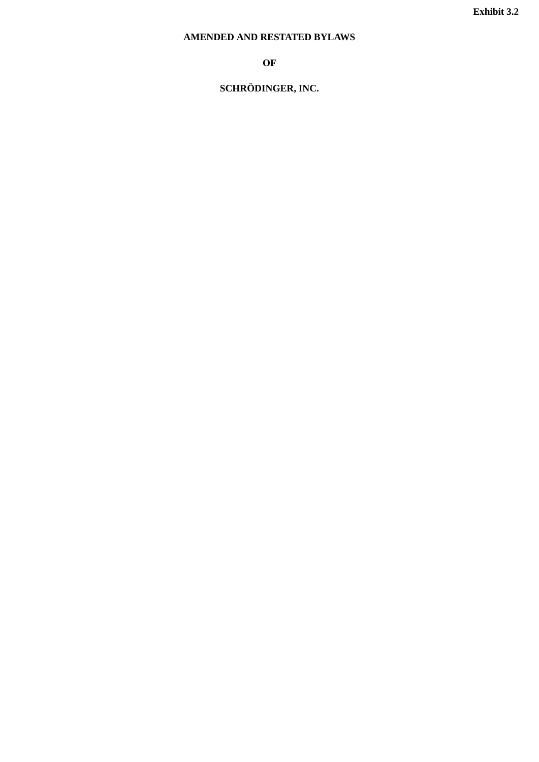**Exhibit 3.2**

# AMENDED AND RESTATED BYLAWS

# OF

# SCHRÖDINGER, INC.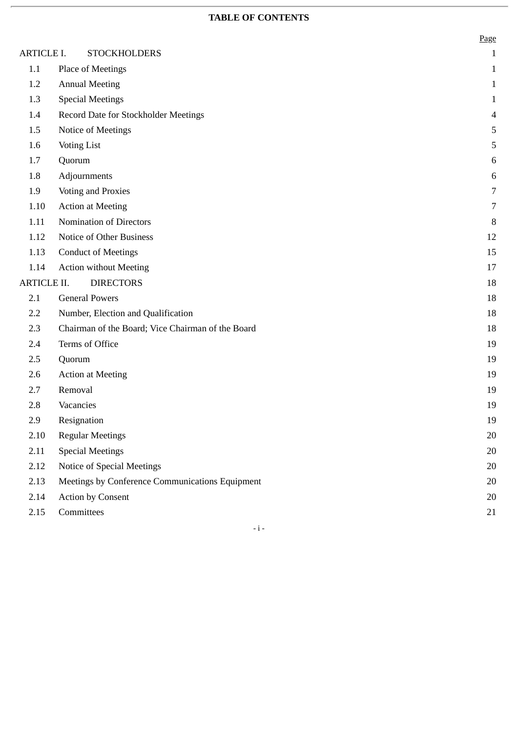## TABLE OF CONTENTS

| | | Page |
|---|---|---|
| ARTICLE I. | STOCKHOLDERS | 1 |
| 1.1 | Place of Meetings | 1 |
| 1.2 | Annual Meeting | 1 |
| 1.3 | Special Meetings | 1 |
| 1.4 | Record Date for Stockholder Meetings | 4 |
| 1.5 | Notice of Meetings | 5 |
| 1.6 | Voting List | 5 |
| 1.7 | Quorum | 6 |
| 1.8 | Adjournments | 6 |
| 1.9 | Voting and Proxies | 7 |
| 1.10 | Action at Meeting | 7 |
| 1.11 | Nomination of Directors | 8 |
| 1.12 | Notice of Other Business | 12 |
| 1.13 | Conduct of Meetings | 15 |
| 1.14 | Action without Meeting | 17 |
| ARTICLE II. | DIRECTORS | 18 |
| 2.1 | General Powers | 18 |
| 2.2 | Number, Election and Qualification | 18 |
| 2.3 | Chairman of the Board; Vice Chairman of the Board | 18 |
| 2.4 | Terms of Office | 19 |
| 2.5 | Quorum | 19 |
| 2.6 | Action at Meeting | 19 |
| 2.7 | Removal | 19 |
| 2.8 | Vacancies | 19 |
| 2.9 | Resignation | 19 |
| 2.10 | Regular Meetings | 20 |
| 2.11 | Special Meetings | 20 |
| 2.12 | Notice of Special Meetings | 20 |
| 2.13 | Meetings by Conference Communications Equipment | 20 |
| 2.14 | Action by Consent | 20 |
| 2.15 | Committees | 21 |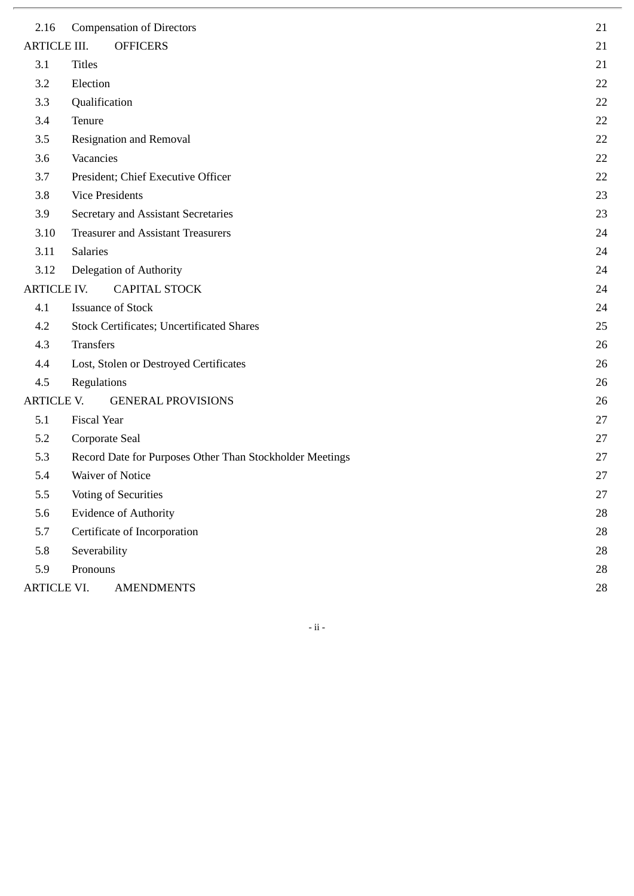| | | |
|---|---|---|
| 2.16 | Compensation of Directors | 21 |
| ARTICLE III. | OFFICERS | 21 |
| 3.1 | Titles | 21 |
| 3.2 | Election | 22 |
| 3.3 | Qualification | 22 |
| 3.4 | Tenure | 22 |
| 3.5 | Resignation and Removal | 22 |
| 3.6 | Vacancies | 22 |
| 3.7 | President; Chief Executive Officer | 22 |
| 3.8 | Vice Presidents | 23 |
| 3.9 | Secretary and Assistant Secretaries | 23 |
| 3.10 | Treasurer and Assistant Treasurers | 24 |
| 3.11 | Salaries | 24 |
| 3.12 | Delegation of Authority | 24 |
| ARTICLE IV. | CAPITAL STOCK | 24 |
| 4.1 | Issuance of Stock | 24 |
| 4.2 | Stock Certificates; Uncertificated Shares | 25 |
| 4.3 | Transfers | 26 |
| 4.4 | Lost, Stolen or Destroyed Certificates | 26 |
| 4.5 | Regulations | 26 |
| ARTICLE V. | GENERAL PROVISIONS | 26 |
| 5.1 | Fiscal Year | 27 |
| 5.2 | Corporate Seal | 27 |
| 5.3 | Record Date for Purposes Other Than Stockholder Meetings | 27 |
| 5.4 | Waiver of Notice | 27 |
| 5.5 | Voting of Securities | 27 |
| 5.6 | Evidence of Authority | 28 |
| 5.7 | Certificate of Incorporation | 28 |
| 5.8 | Severability | 28 |
| 5.9 | Pronouns | 28 |
| ARTICLE VI. | AMENDMENTS | 28 |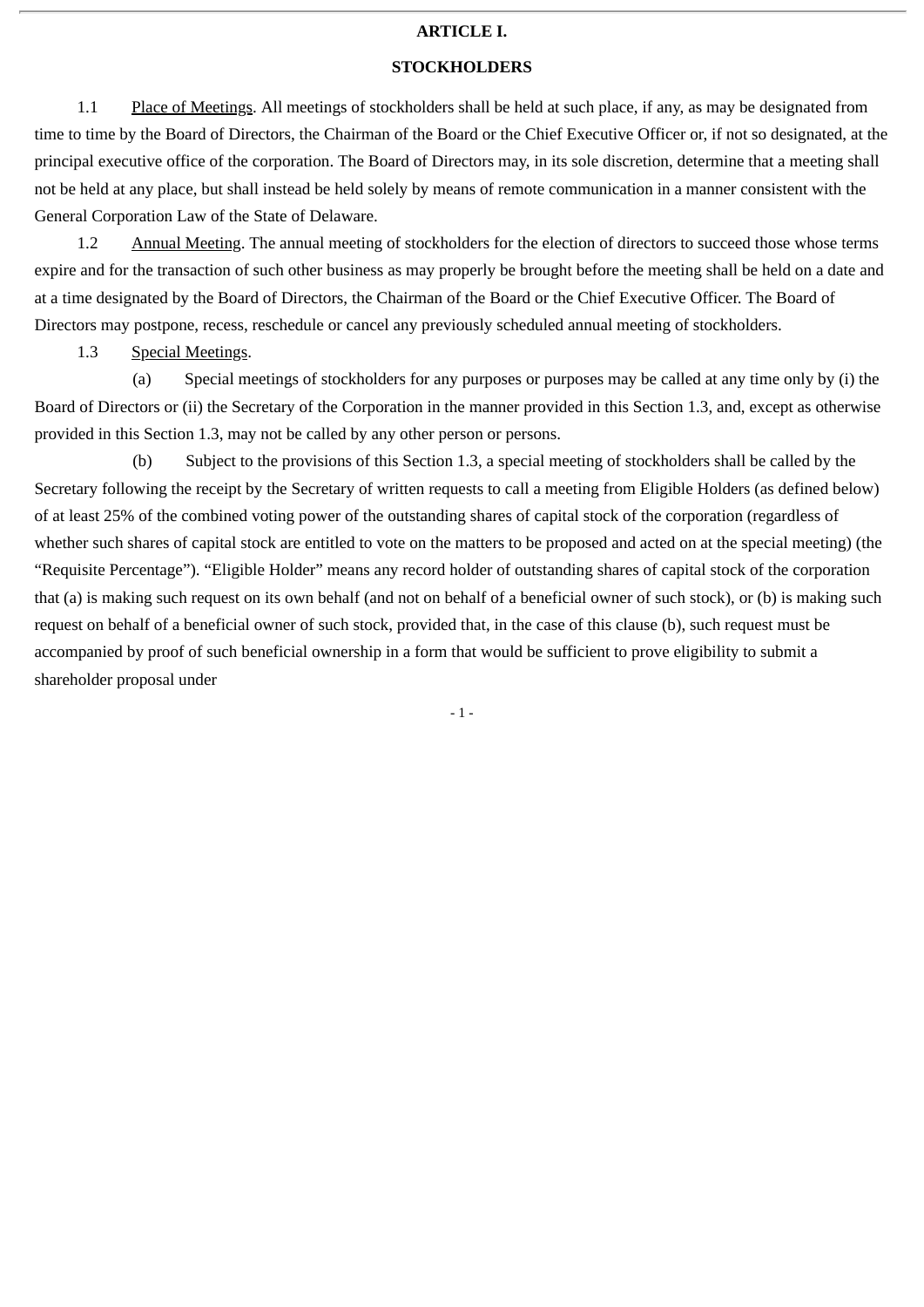# ARTICLE I.

## STOCKHOLDERS

1.1 Place of Meetings. All meetings of stockholders shall be held at such place, if any, as may be designated from time to time by the Board of Directors, the Chairman of the Board or the Chief Executive Officer or, if not so designated, at the principal executive office of the corporation. The Board of Directors may, in its sole discretion, determine that a meeting shall not be held at any place, but shall instead be held solely by means of remote communication in a manner consistent with the General Corporation Law of the State of Delaware.

1.2 Annual Meeting. The annual meeting of stockholders for the election of directors to succeed those whose terms expire and for the transaction of such other business as may properly be brought before the meeting shall be held on a date and at a time designated by the Board of Directors, the Chairman of the Board or the Chief Executive Officer. The Board of Directors may postpone, recess, reschedule or cancel any previously scheduled annual meeting of stockholders.

1.3 Special Meetings.

(a) Special meetings of stockholders for any purposes or purposes may be called at any time only by (i) the Board of Directors or (ii) the Secretary of the Corporation in the manner provided in this Section 1.3, and, except as otherwise provided in this Section 1.3, may not be called by any other person or persons.

(b) Subject to the provisions of this Section 1.3, a special meeting of stockholders shall be called by the Secretary following the receipt by the Secretary of written requests to call a meeting from Eligible Holders (as defined below) of at least 25% of the combined voting power of the outstanding shares of capital stock of the corporation (regardless of whether such shares of capital stock are entitled to vote on the matters to be proposed and acted on at the special meeting) (the "Requisite Percentage"). "Eligible Holder" means any record holder of outstanding shares of capital stock of the corporation that (a) is making such request on its own behalf (and not on behalf of a beneficial owner of such stock), or (b) is making such request on behalf of a beneficial owner of such stock, provided that, in the case of this clause (b), such request must be accompanied by proof of such beneficial ownership in a form that would be sufficient to prove eligibility to submit a shareholder proposal under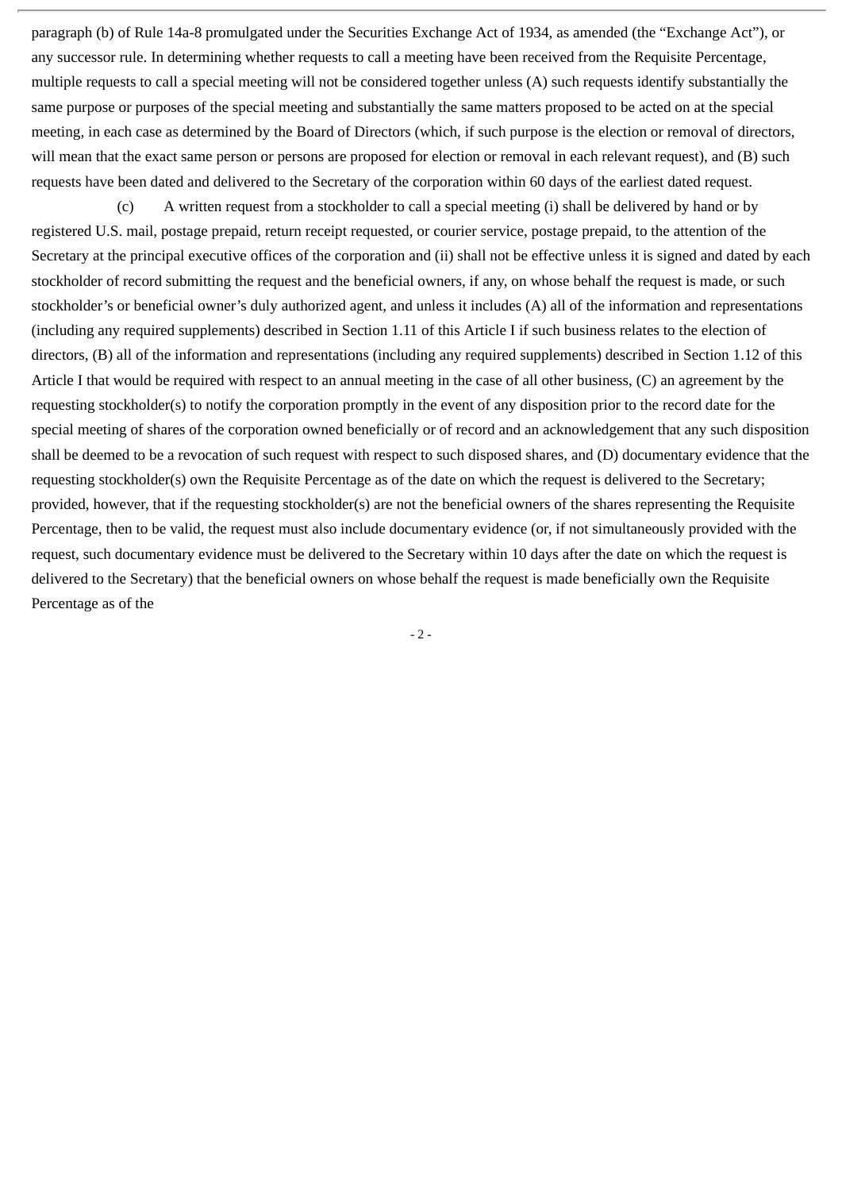paragraph (b) of Rule 14a-8 promulgated under the Securities Exchange Act of 1934, as amended (the "Exchange Act"), or any successor rule. In determining whether requests to call a meeting have been received from the Requisite Percentage, multiple requests to call a special meeting will not be considered together unless (A) such requests identify substantially the same purpose or purposes of the special meeting and substantially the same matters proposed to be acted on at the special meeting, in each case as determined by the Board of Directors (which, if such purpose is the election or removal of directors, will mean that the exact same person or persons are proposed for election or removal in each relevant request), and (B) such requests have been dated and delivered to the Secretary of the corporation within 60 days of the earliest dated request.

(c) A written request from a stockholder to call a special meeting (i) shall be delivered by hand or by registered U.S. mail, postage prepaid, return receipt requested, or courier service, postage prepaid, to the attention of the Secretary at the principal executive offices of the corporation and (ii) shall not be effective unless it is signed and dated by each stockholder of record submitting the request and the beneficial owners, if any, on whose behalf the request is made, or such stockholder's or beneficial owner's duly authorized agent, and unless it includes (A) all of the information and representations (including any required supplements) described in Section 1.11 of this Article I if such business relates to the election of directors, (B) all of the information and representations (including any required supplements) described in Section 1.12 of this Article I that would be required with respect to an annual meeting in the case of all other business, (C) an agreement by the requesting stockholder(s) to notify the corporation promptly in the event of any disposition prior to the record date for the special meeting of shares of the corporation owned beneficially or of record and an acknowledgement that any such disposition shall be deemed to be a revocation of such request with respect to such disposed shares, and (D) documentary evidence that the requesting stockholder(s) own the Requisite Percentage as of the date on which the request is delivered to the Secretary; *provided*, *however*, that if the requesting stockholder(s) are not the beneficial owners of the shares representing the Requisite Percentage, then to be valid, the request must also include documentary evidence (or, if not simultaneously provided with the request, such documentary evidence must be delivered to the Secretary within 10 days after the date on which the request is delivered to the Secretary) that the beneficial owners on whose behalf the request is made beneficially own the Requisite Percentage as of the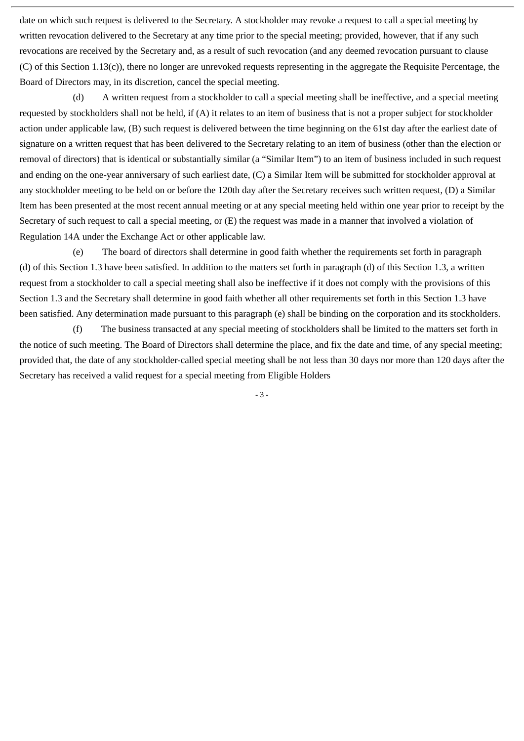date on which such request is delivered to the Secretary. A stockholder may revoke a request to call a special meeting by written revocation delivered to the Secretary at any time prior to the special meeting; provided, however, that if any such revocations are received by the Secretary and, as a result of such revocation (and any deemed revocation pursuant to clause (C) of this Section 1.13(c)), there no longer are unrevoked requests representing in the aggregate the Requisite Percentage, the Board of Directors may, in its discretion, cancel the special meeting.

(d) A written request from a stockholder to call a special meeting shall be ineffective, and a special meeting requested by stockholders shall not be held, if (A) it relates to an item of business that is not a proper subject for stockholder action under applicable law, (B) such request is delivered between the time beginning on the 61st day after the earliest date of signature on a written request that has been delivered to the Secretary relating to an item of business (other than the election or removal of directors) that is identical or substantially similar (a "Similar Item") to an item of business included in such request and ending on the one-year anniversary of such earliest date, (C) a Similar Item will be submitted for stockholder approval at any stockholder meeting to be held on or before the 120th day after the Secretary receives such written request, (D) a Similar Item has been presented at the most recent annual meeting or at any special meeting held within one year prior to receipt by the Secretary of such request to call a special meeting, or (E) the request was made in a manner that involved a violation of Regulation 14A under the Exchange Act or other applicable law.

(e) The board of directors shall determine in good faith whether the requirements set forth in paragraph (d) of this Section 1.3 have been satisfied. In addition to the matters set forth in paragraph (d) of this Section 1.3, a written request from a stockholder to call a special meeting shall also be ineffective if it does not comply with the provisions of this Section 1.3 and the Secretary shall determine in good faith whether all other requirements set forth in this Section 1.3 have been satisfied. Any determination made pursuant to this paragraph (e) shall be binding on the corporation and its stockholders.

(f) The business transacted at any special meeting of stockholders shall be limited to the matters set forth in the notice of such meeting. The Board of Directors shall determine the place, and fix the date and time, of any special meeting; provided that, the date of any stockholder-called special meeting shall be not less than 30 days nor more than 120 days after the Secretary has received a valid request for a special meeting from Eligible Holders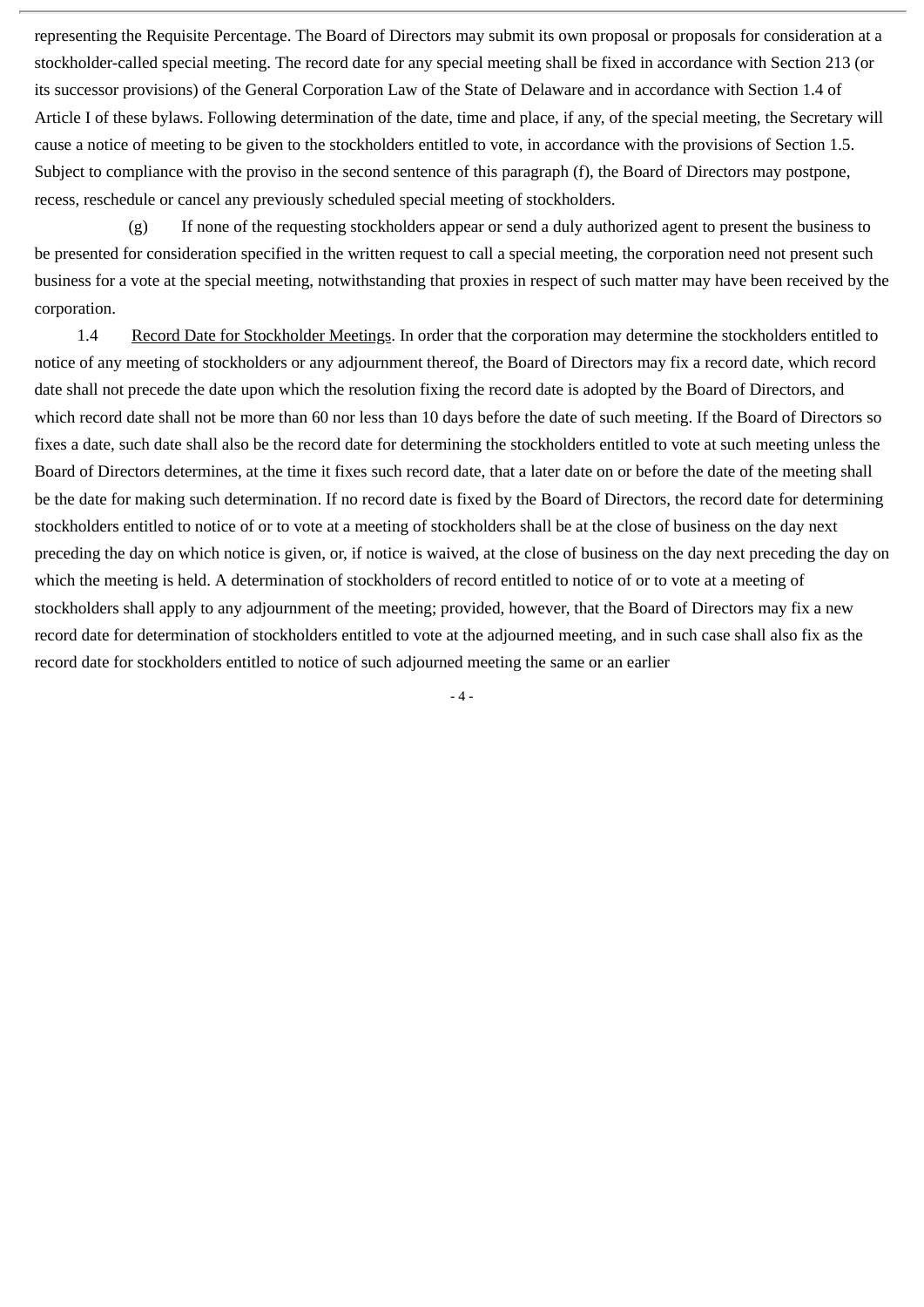representing the Requisite Percentage. The Board of Directors may submit its own proposal or proposals for consideration at a stockholder-called special meeting. The record date for any special meeting shall be fixed in accordance with Section 213 (or its successor provisions) of the General Corporation Law of the State of Delaware and in accordance with Section 1.4 of Article I of these bylaws. Following determination of the date, time and place, if any, of the special meeting, the Secretary will cause a notice of meeting to be given to the stockholders entitled to vote, in accordance with the provisions of Section 1.5. Subject to compliance with the proviso in the second sentence of this paragraph (f), the Board of Directors may postpone, recess, reschedule or cancel any previously scheduled special meeting of stockholders.

(g) If none of the requesting stockholders appear or send a duly authorized agent to present the business to be presented for consideration specified in the written request to call a special meeting, the corporation need not present such business for a vote at the special meeting, notwithstanding that proxies in respect of such matter may have been received by the corporation.

1.4 Record Date for Stockholder Meetings. In order that the corporation may determine the stockholders entitled to notice of any meeting of stockholders or any adjournment thereof, the Board of Directors may fix a record date, which record date shall not precede the date upon which the resolution fixing the record date is adopted by the Board of Directors, and which record date shall not be more than 60 nor less than 10 days before the date of such meeting. If the Board of Directors so fixes a date, such date shall also be the record date for determining the stockholders entitled to vote at such meeting unless the Board of Directors determines, at the time it fixes such record date, that a later date on or before the date of the meeting shall be the date for making such determination. If no record date is fixed by the Board of Directors, the record date for determining stockholders entitled to notice of or to vote at a meeting of stockholders shall be at the close of business on the day next preceding the day on which notice is given, or, if notice is waived, at the close of business on the day next preceding the day on which the meeting is held. A determination of stockholders of record entitled to notice of or to vote at a meeting of stockholders shall apply to any adjournment of the meeting; provided, however, that the Board of Directors may fix a new record date for determination of stockholders entitled to vote at the adjourned meeting, and in such case shall also fix as the record date for stockholders entitled to notice of such adjourned meeting the same or an earlier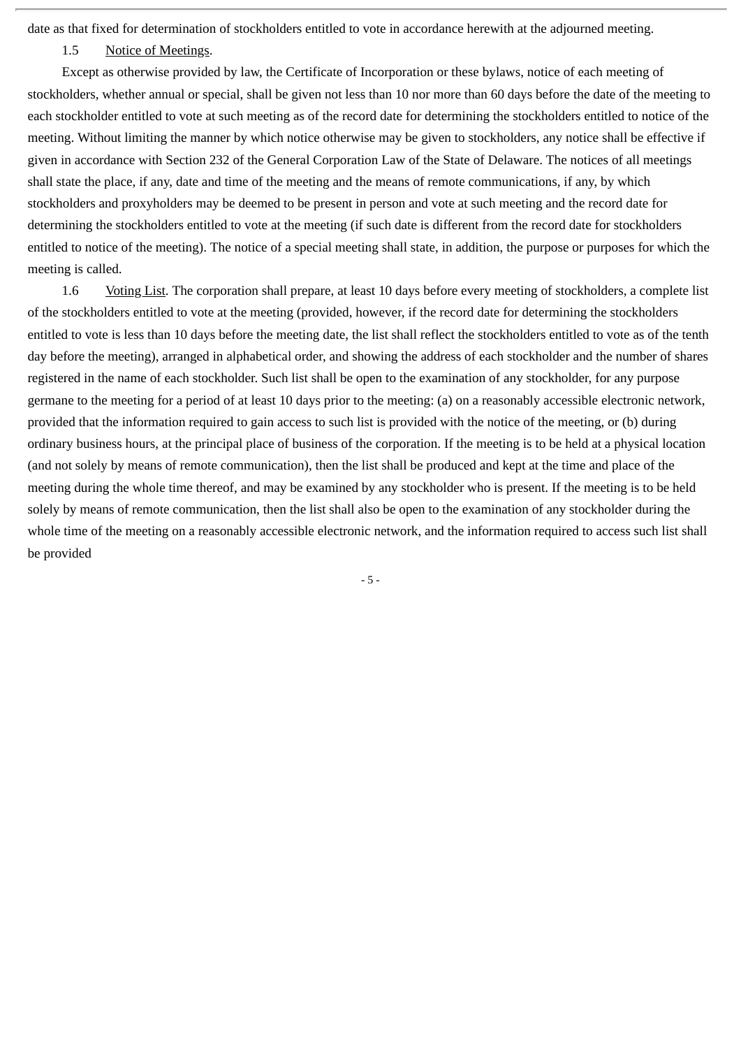date as that fixed for determination of stockholders entitled to vote in accordance herewith at the adjourned meeting.

1.5 Notice of Meetings.

Except as otherwise provided by law, the Certificate of Incorporation or these bylaws, notice of each meeting of stockholders, whether annual or special, shall be given not less than 10 nor more than 60 days before the date of the meeting to each stockholder entitled to vote at such meeting as of the record date for determining the stockholders entitled to notice of the meeting. Without limiting the manner by which notice otherwise may be given to stockholders, any notice shall be effective if given in accordance with Section 232 of the General Corporation Law of the State of Delaware. The notices of all meetings shall state the place, if any, date and time of the meeting and the means of remote communications, if any, by which stockholders and proxyholders may be deemed to be present in person and vote at such meeting and the record date for determining the stockholders entitled to vote at the meeting (if such date is different from the record date for stockholders entitled to notice of the meeting). The notice of a special meeting shall state, in addition, the purpose or purposes for which the meeting is called.

1.6 Voting List. The corporation shall prepare, at least 10 days before every meeting of stockholders, a complete list of the stockholders entitled to vote at the meeting (provided, however, if the record date for determining the stockholders entitled to vote is less than 10 days before the meeting date, the list shall reflect the stockholders entitled to vote as of the tenth day before the meeting), arranged in alphabetical order, and showing the address of each stockholder and the number of shares registered in the name of each stockholder. Such list shall be open to the examination of any stockholder, for any purpose germane to the meeting for a period of at least 10 days prior to the meeting: (a) on a reasonably accessible electronic network, provided that the information required to gain access to such list is provided with the notice of the meeting, or (b) during ordinary business hours, at the principal place of business of the corporation. If the meeting is to be held at a physical location (and not solely by means of remote communication), then the list shall be produced and kept at the time and place of the meeting during the whole time thereof, and may be examined by any stockholder who is present. If the meeting is to be held solely by means of remote communication, then the list shall also be open to the examination of any stockholder during the whole time of the meeting on a reasonably accessible electronic network, and the information required to access such list shall be provided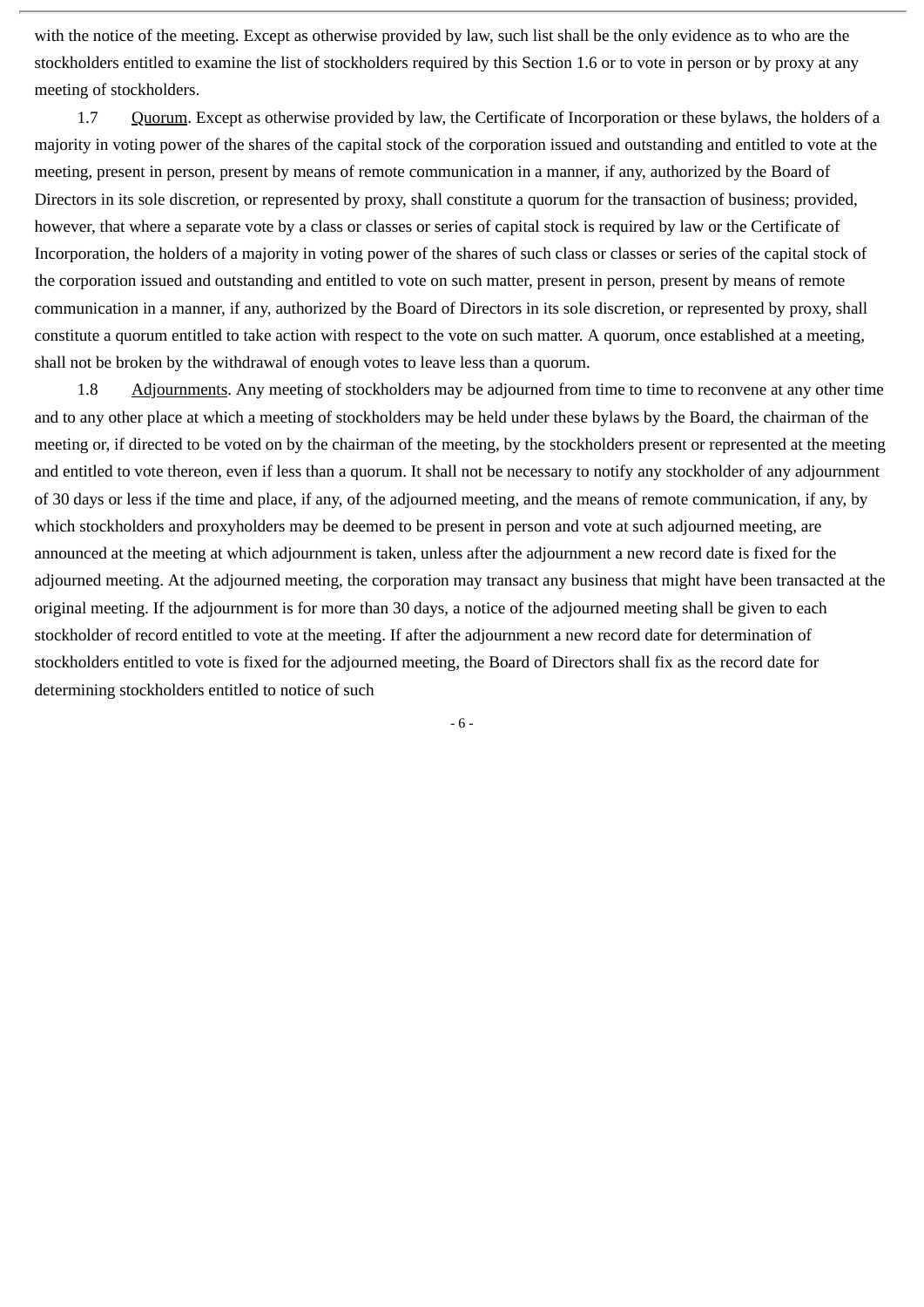with the notice of the meeting. Except as otherwise provided by law, such list shall be the only evidence as to who are the stockholders entitled to examine the list of stockholders required by this Section 1.6 or to vote in person or by proxy at any meeting of stockholders.

1.7 Quorum. Except as otherwise provided by law, the Certificate of Incorporation or these bylaws, the holders of a majority in voting power of the shares of the capital stock of the corporation issued and outstanding and entitled to vote at the meeting, present in person, present by means of remote communication in a manner, if any, authorized by the Board of Directors in its sole discretion, or represented by proxy, shall constitute a quorum for the transaction of business; provided, however, that where a separate vote by a class or classes or series of capital stock is required by law or the Certificate of Incorporation, the holders of a majority in voting power of the shares of such class or classes or series of the capital stock of the corporation issued and outstanding and entitled to vote on such matter, present in person, present by means of remote communication in a manner, if any, authorized by the Board of Directors in its sole discretion, or represented by proxy, shall constitute a quorum entitled to take action with respect to the vote on such matter. A quorum, once established at a meeting, shall not be broken by the withdrawal of enough votes to leave less than a quorum.

1.8 Adjournments. Any meeting of stockholders may be adjourned from time to time to reconvene at any other time and to any other place at which a meeting of stockholders may be held under these bylaws by the Board, the chairman of the meeting or, if directed to be voted on by the chairman of the meeting, by the stockholders present or represented at the meeting and entitled to vote thereon, even if less than a quorum. It shall not be necessary to notify any stockholder of any adjournment of 30 days or less if the time and place, if any, of the adjourned meeting, and the means of remote communication, if any, by which stockholders and proxyholders may be deemed to be present in person and vote at such adjourned meeting, are announced at the meeting at which adjournment is taken, unless after the adjournment a new record date is fixed for the adjourned meeting. At the adjourned meeting, the corporation may transact any business that might have been transacted at the original meeting. If the adjournment is for more than 30 days, a notice of the adjourned meeting shall be given to each stockholder of record entitled to vote at the meeting. If after the adjournment a new record date for determination of stockholders entitled to vote is fixed for the adjourned meeting, the Board of Directors shall fix as the record date for determining stockholders entitled to notice of such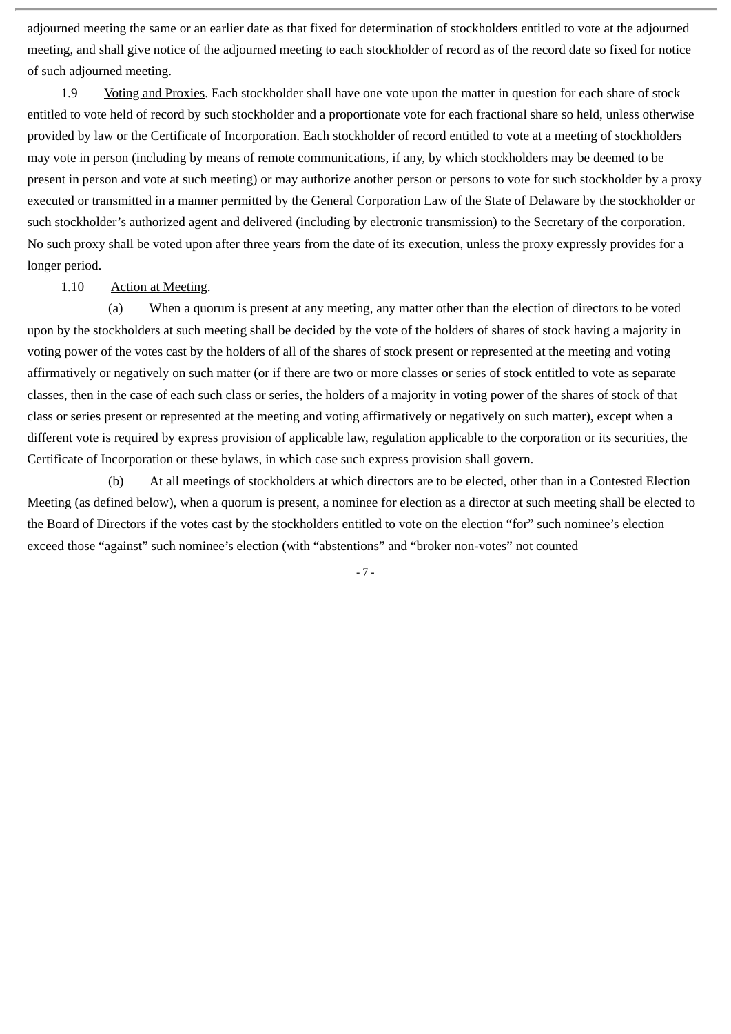adjourned meeting the same or an earlier date as that fixed for determination of stockholders entitled to vote at the adjourned meeting, and shall give notice of the adjourned meeting to each stockholder of record as of the record date so fixed for notice of such adjourned meeting.

1.9 Voting and Proxies. Each stockholder shall have one vote upon the matter in question for each share of stock entitled to vote held of record by such stockholder and a proportionate vote for each fractional share so held, unless otherwise provided by law or the Certificate of Incorporation. Each stockholder of record entitled to vote at a meeting of stockholders may vote in person (including by means of remote communications, if any, by which stockholders may be deemed to be present in person and vote at such meeting) or may authorize another person or persons to vote for such stockholder by a proxy executed or transmitted in a manner permitted by the General Corporation Law of the State of Delaware by the stockholder or such stockholder's authorized agent and delivered (including by electronic transmission) to the Secretary of the corporation. No such proxy shall be voted upon after three years from the date of its execution, unless the proxy expressly provides for a longer period.

1.10 Action at Meeting.

(a) When a quorum is present at any meeting, any matter other than the election of directors to be voted upon by the stockholders at such meeting shall be decided by the vote of the holders of shares of stock having a majority in voting power of the votes cast by the holders of all of the shares of stock present or represented at the meeting and voting affirmatively or negatively on such matter (or if there are two or more classes or series of stock entitled to vote as separate classes, then in the case of each such class or series, the holders of a majority in voting power of the shares of stock of that class or series present or represented at the meeting and voting affirmatively or negatively on such matter), except when a different vote is required by express provision of applicable law, regulation applicable to the corporation or its securities, the Certificate of Incorporation or these bylaws, in which case such express provision shall govern.

(b) At all meetings of stockholders at which directors are to be elected, other than in a Contested Election Meeting (as defined below), when a quorum is present, a nominee for election as a director at such meeting shall be elected to the Board of Directors if the votes cast by the stockholders entitled to vote on the election "for" such nominee's election exceed those "against" such nominee's election (with "abstentions" and "broker non-votes" not counted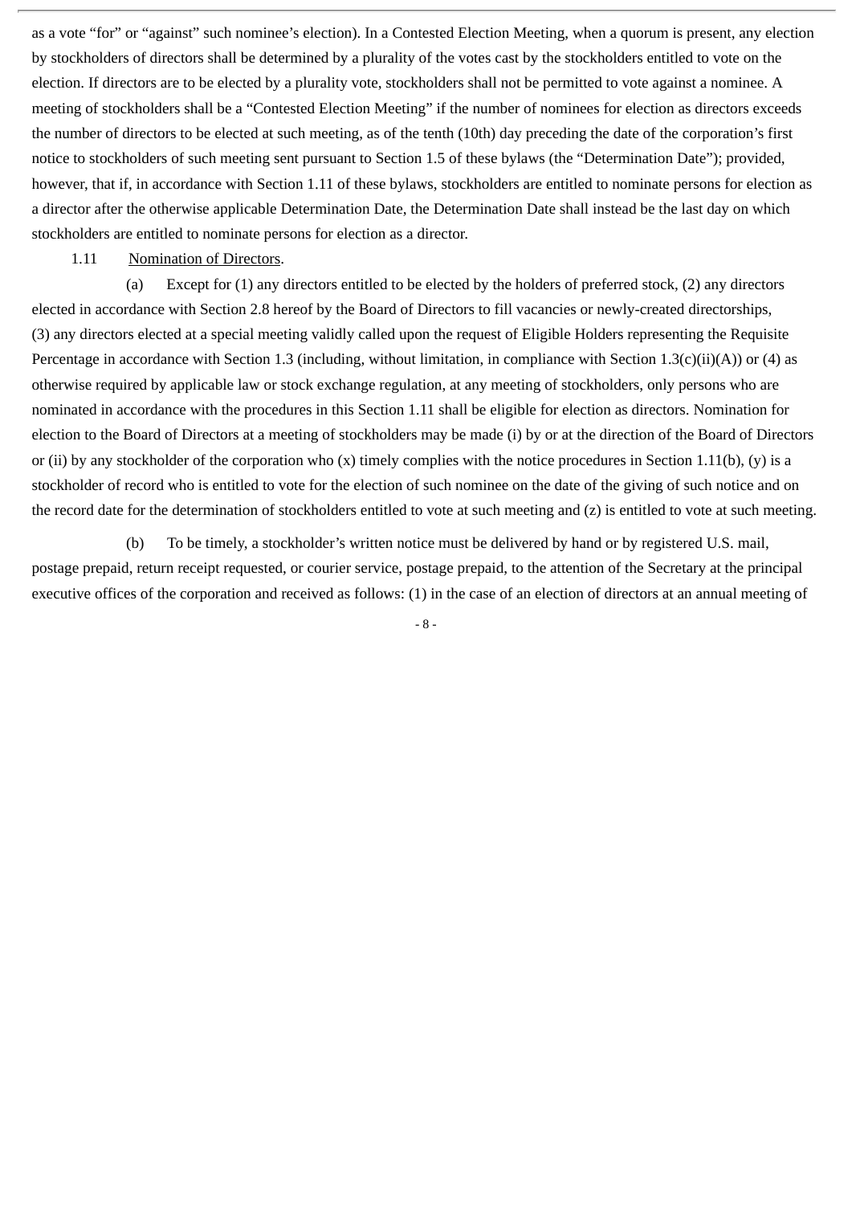as a vote "for" or "against" such nominee's election). In a Contested Election Meeting, when a quorum is present, any election by stockholders of directors shall be determined by a plurality of the votes cast by the stockholders entitled to vote on the election. If directors are to be elected by a plurality vote, stockholders shall not be permitted to vote against a nominee. A meeting of stockholders shall be a "Contested Election Meeting" if the number of nominees for election as directors exceeds the number of directors to be elected at such meeting, as of the tenth (10th) day preceding the date of the corporation's first notice to stockholders of such meeting sent pursuant to Section 1.5 of these bylaws (the "Determination Date"); provided, however, that if, in accordance with Section 1.11 of these bylaws, stockholders are entitled to nominate persons for election as a director after the otherwise applicable Determination Date, the Determination Date shall instead be the last day on which stockholders are entitled to nominate persons for election as a director.

1.11 Nomination of Directors.

(a) Except for (1) any directors entitled to be elected by the holders of preferred stock, (2) any directors elected in accordance with Section 2.8 hereof by the Board of Directors to fill vacancies or newly-created directorships, (3) any directors elected at a special meeting validly called upon the request of Eligible Holders representing the Requisite Percentage in accordance with Section 1.3 (including, without limitation, in compliance with Section 1.3(c)(ii)(A)) or (4) as otherwise required by applicable law or stock exchange regulation, at any meeting of stockholders, only persons who are nominated in accordance with the procedures in this Section 1.11 shall be eligible for election as directors. Nomination for election to the Board of Directors at a meeting of stockholders may be made (i) by or at the direction of the Board of Directors or (ii) by any stockholder of the corporation who (x) timely complies with the notice procedures in Section 1.11(b), (y) is a stockholder of record who is entitled to vote for the election of such nominee on the date of the giving of such notice and on the record date for the determination of stockholders entitled to vote at such meeting and (z) is entitled to vote at such meeting.

(b) To be timely, a stockholder's written notice must be delivered by hand or by registered U.S. mail, postage prepaid, return receipt requested, or courier service, postage prepaid, to the attention of the Secretary at the principal executive offices of the corporation and received as follows: (1) in the case of an election of directors at an annual meeting of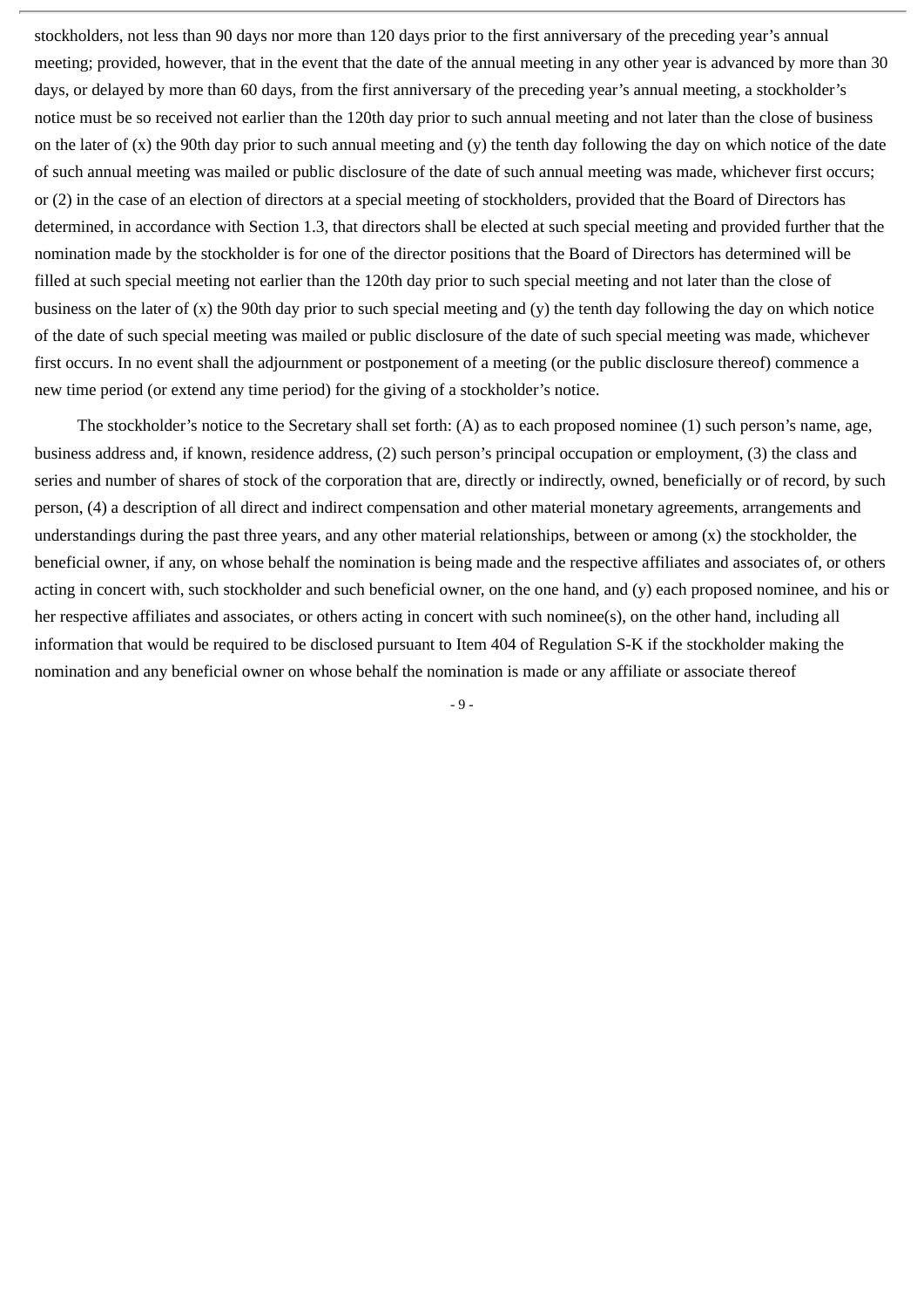stockholders, not less than 90 days nor more than 120 days prior to the first anniversary of the preceding year's annual meeting; provided, however, that in the event that the date of the annual meeting in any other year is advanced by more than 30 days, or delayed by more than 60 days, from the first anniversary of the preceding year's annual meeting, a stockholder's notice must be so received not earlier than the 120th day prior to such annual meeting and not later than the close of business on the later of (x) the 90th day prior to such annual meeting and (y) the tenth day following the day on which notice of the date of such annual meeting was mailed or public disclosure of the date of such annual meeting was made, whichever first occurs; or (2) in the case of an election of directors at a special meeting of stockholders, provided that the Board of Directors has determined, in accordance with Section 1.3, that directors shall be elected at such special meeting and provided further that the nomination made by the stockholder is for one of the director positions that the Board of Directors has determined will be filled at such special meeting not earlier than the 120th day prior to such special meeting and not later than the close of business on the later of (x) the 90th day prior to such special meeting and (y) the tenth day following the day on which notice of the date of such special meeting was mailed or public disclosure of the date of such special meeting was made, whichever first occurs. In no event shall the adjournment or postponement of a meeting (or the public disclosure thereof) commence a new time period (or extend any time period) for the giving of a stockholder's notice.

The stockholder's notice to the Secretary shall set forth: (A) as to each proposed nominee (1) such person's name, age, business address and, if known, residence address, (2) such person's principal occupation or employment, (3) the class and series and number of shares of stock of the corporation that are, directly or indirectly, owned, beneficially or of record, by such person, (4) a description of all direct and indirect compensation and other material monetary agreements, arrangements and understandings during the past three years, and any other material relationships, between or among (x) the stockholder, the beneficial owner, if any, on whose behalf the nomination is being made and the respective affiliates and associates of, or others acting in concert with, such stockholder and such beneficial owner, on the one hand, and (y) each proposed nominee, and his or her respective affiliates and associates, or others acting in concert with such nominee(s), on the other hand, including all information that would be required to be disclosed pursuant to Item 404 of Regulation S-K if the stockholder making the nomination and any beneficial owner on whose behalf the nomination is made or any affiliate or associate thereof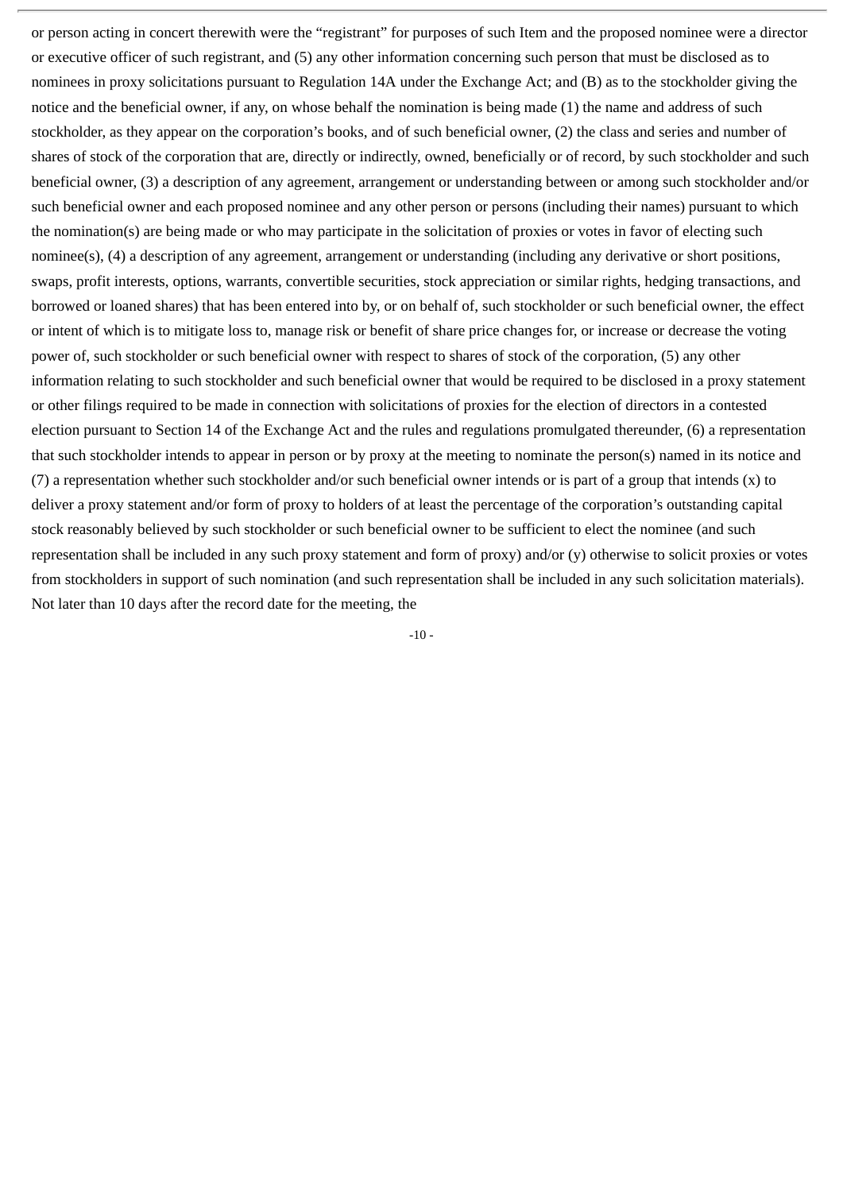or person acting in concert therewith were the "registrant" for purposes of such Item and the proposed nominee were a director or executive officer of such registrant, and (5) any other information concerning such person that must be disclosed as to nominees in proxy solicitations pursuant to Regulation 14A under the Exchange Act; and (B) as to the stockholder giving the notice and the beneficial owner, if any, on whose behalf the nomination is being made (1) the name and address of such stockholder, as they appear on the corporation's books, and of such beneficial owner, (2) the class and series and number of shares of stock of the corporation that are, directly or indirectly, owned, beneficially or of record, by such stockholder and such beneficial owner, (3) a description of any agreement, arrangement or understanding between or among such stockholder and/or such beneficial owner and each proposed nominee and any other person or persons (including their names) pursuant to which the nomination(s) are being made or who may participate in the solicitation of proxies or votes in favor of electing such nominee(s), (4) a description of any agreement, arrangement or understanding (including any derivative or short positions, swaps, profit interests, options, warrants, convertible securities, stock appreciation or similar rights, hedging transactions, and borrowed or loaned shares) that has been entered into by, or on behalf of, such stockholder or such beneficial owner, the effect or intent of which is to mitigate loss to, manage risk or benefit of share price changes for, or increase or decrease the voting power of, such stockholder or such beneficial owner with respect to shares of stock of the corporation, (5) any other information relating to such stockholder and such beneficial owner that would be required to be disclosed in a proxy statement or other filings required to be made in connection with solicitations of proxies for the election of directors in a contested election pursuant to Section 14 of the Exchange Act and the rules and regulations promulgated thereunder, (6) a representation that such stockholder intends to appear in person or by proxy at the meeting to nominate the person(s) named in its notice and (7) a representation whether such stockholder and/or such beneficial owner intends or is part of a group that intends (x) to deliver a proxy statement and/or form of proxy to holders of at least the percentage of the corporation's outstanding capital stock reasonably believed by such stockholder or such beneficial owner to be sufficient to elect the nominee (and such representation shall be included in any such proxy statement and form of proxy) and/or (y) otherwise to solicit proxies or votes from stockholders in support of such nomination (and such representation shall be included in any such solicitation materials). Not later than 10 days after the record date for the meeting, the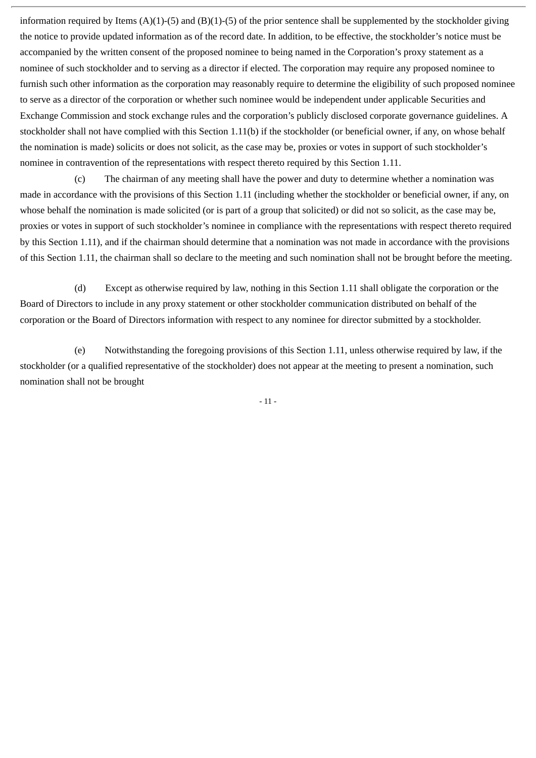information required by Items (A)(1)-(5) and (B)(1)-(5) of the prior sentence shall be supplemented by the stockholder giving the notice to provide updated information as of the record date. In addition, to be effective, the stockholder's notice must be accompanied by the written consent of the proposed nominee to being named in the Corporation's proxy statement as a nominee of such stockholder and to serving as a director if elected. The corporation may require any proposed nominee to furnish such other information as the corporation may reasonably require to determine the eligibility of such proposed nominee to serve as a director of the corporation or whether such nominee would be independent under applicable Securities and Exchange Commission and stock exchange rules and the corporation's publicly disclosed corporate governance guidelines. A stockholder shall not have complied with this Section 1.11(b) if the stockholder (or beneficial owner, if any, on whose behalf the nomination is made) solicits or does not solicit, as the case may be, proxies or votes in support of such stockholder's nominee in contravention of the representations with respect thereto required by this Section 1.11.

(c) The chairman of any meeting shall have the power and duty to determine whether a nomination was made in accordance with the provisions of this Section 1.11 (including whether the stockholder or beneficial owner, if any, on whose behalf the nomination is made solicited (or is part of a group that solicited) or did not so solicit, as the case may be, proxies or votes in support of such stockholder's nominee in compliance with the representations with respect thereto required by this Section 1.11), and if the chairman should determine that a nomination was not made in accordance with the provisions of this Section 1.11, the chairman shall so declare to the meeting and such nomination shall not be brought before the meeting.

(d) Except as otherwise required by law, nothing in this Section 1.11 shall obligate the corporation or the Board of Directors to include in any proxy statement or other stockholder communication distributed on behalf of the corporation or the Board of Directors information with respect to any nominee for director submitted by a stockholder.

(e) Notwithstanding the foregoing provisions of this Section 1.11, unless otherwise required by law, if the stockholder (or a qualified representative of the stockholder) does not appear at the meeting to present a nomination, such nomination shall not be brought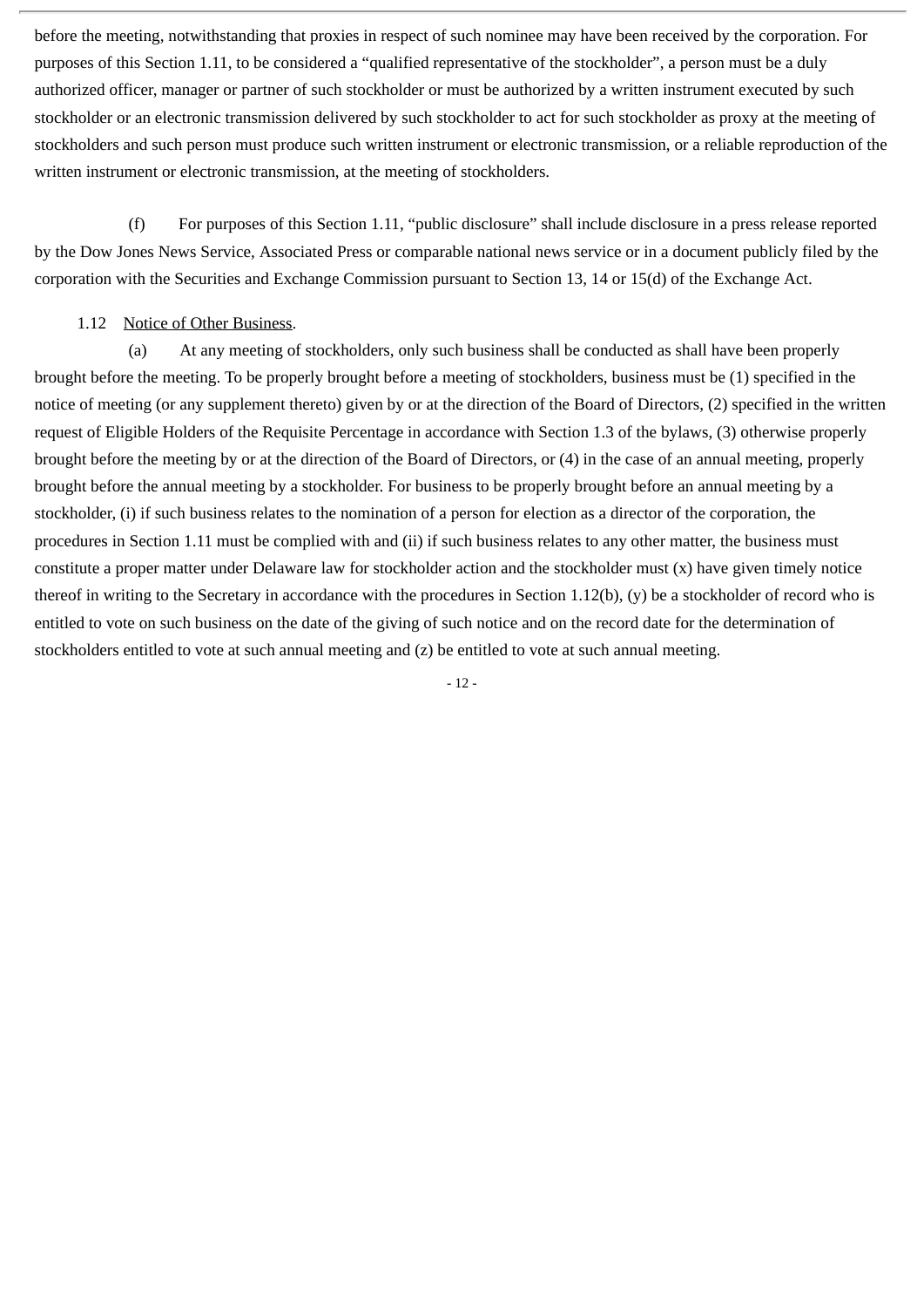before the meeting, notwithstanding that proxies in respect of such nominee may have been received by the corporation. For purposes of this Section 1.11, to be considered a "qualified representative of the stockholder", a person must be a duly authorized officer, manager or partner of such stockholder or must be authorized by a written instrument executed by such stockholder or an electronic transmission delivered by such stockholder to act for such stockholder as proxy at the meeting of stockholders and such person must produce such written instrument or electronic transmission, or a reliable reproduction of the written instrument or electronic transmission, at the meeting of stockholders.

(f) For purposes of this Section 1.11, "public disclosure" shall include disclosure in a press release reported by the Dow Jones News Service, Associated Press or comparable national news service or in a document publicly filed by the corporation with the Securities and Exchange Commission pursuant to Section 13, 14 or 15(d) of the Exchange Act.

1.12 Notice of Other Business.

(a) At any meeting of stockholders, only such business shall be conducted as shall have been properly brought before the meeting. To be properly brought before a meeting of stockholders, business must be (1) specified in the notice of meeting (or any supplement thereto) given by or at the direction of the Board of Directors, (2) specified in the written request of Eligible Holders of the Requisite Percentage in accordance with Section 1.3 of the bylaws, (3) otherwise properly brought before the meeting by or at the direction of the Board of Directors, or (4) in the case of an annual meeting, properly brought before the annual meeting by a stockholder. For business to be properly brought before an annual meeting by a stockholder, (i) if such business relates to the nomination of a person for election as a director of the corporation, the procedures in Section 1.11 must be complied with and (ii) if such business relates to any other matter, the business must constitute a proper matter under Delaware law for stockholder action and the stockholder must (x) have given timely notice thereof in writing to the Secretary in accordance with the procedures in Section 1.12(b), (y) be a stockholder of record who is entitled to vote on such business on the date of the giving of such notice and on the record date for the determination of stockholders entitled to vote at such annual meeting and (z) be entitled to vote at such annual meeting.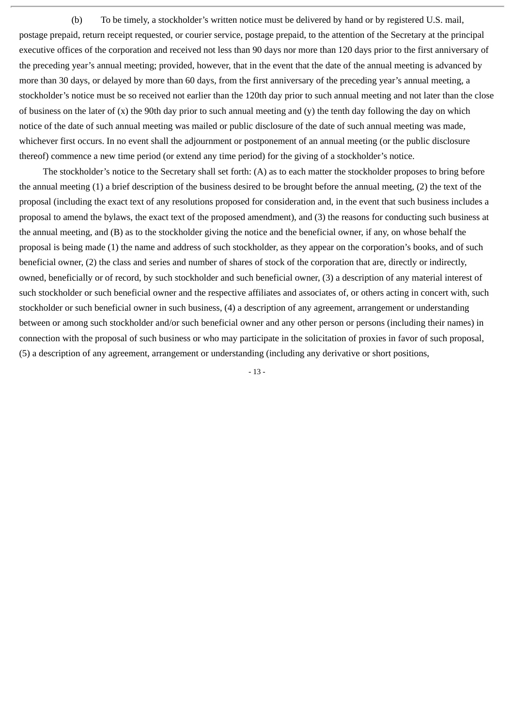(b) To be timely, a stockholder's written notice must be delivered by hand or by registered U.S. mail, postage prepaid, return receipt requested, or courier service, postage prepaid, to the attention of the Secretary at the principal executive offices of the corporation and received not less than 90 days nor more than 120 days prior to the first anniversary of the preceding year's annual meeting; provided, however, that in the event that the date of the annual meeting is advanced by more than 30 days, or delayed by more than 60 days, from the first anniversary of the preceding year's annual meeting, a stockholder's notice must be so received not earlier than the 120th day prior to such annual meeting and not later than the close of business on the later of (x) the 90th day prior to such annual meeting and (y) the tenth day following the day on which notice of the date of such annual meeting was mailed or public disclosure of the date of such annual meeting was made, whichever first occurs. In no event shall the adjournment or postponement of an annual meeting (or the public disclosure thereof) commence a new time period (or extend any time period) for the giving of a stockholder's notice.

The stockholder's notice to the Secretary shall set forth: (A) as to each matter the stockholder proposes to bring before the annual meeting (1) a brief description of the business desired to be brought before the annual meeting, (2) the text of the proposal (including the exact text of any resolutions proposed for consideration and, in the event that such business includes a proposal to amend the bylaws, the exact text of the proposed amendment), and (3) the reasons for conducting such business at the annual meeting, and (B) as to the stockholder giving the notice and the beneficial owner, if any, on whose behalf the proposal is being made (1) the name and address of such stockholder, as they appear on the corporation's books, and of such beneficial owner, (2) the class and series and number of shares of stock of the corporation that are, directly or indirectly, owned, beneficially or of record, by such stockholder and such beneficial owner, (3) a description of any material interest of such stockholder or such beneficial owner and the respective affiliates and associates of, or others acting in concert with, such stockholder or such beneficial owner in such business, (4) a description of any agreement, arrangement or understanding between or among such stockholder and/or such beneficial owner and any other person or persons (including their names) in connection with the proposal of such business or who may participate in the solicitation of proxies in favor of such proposal, (5) a description of any agreement, arrangement or understanding (including any derivative or short positions,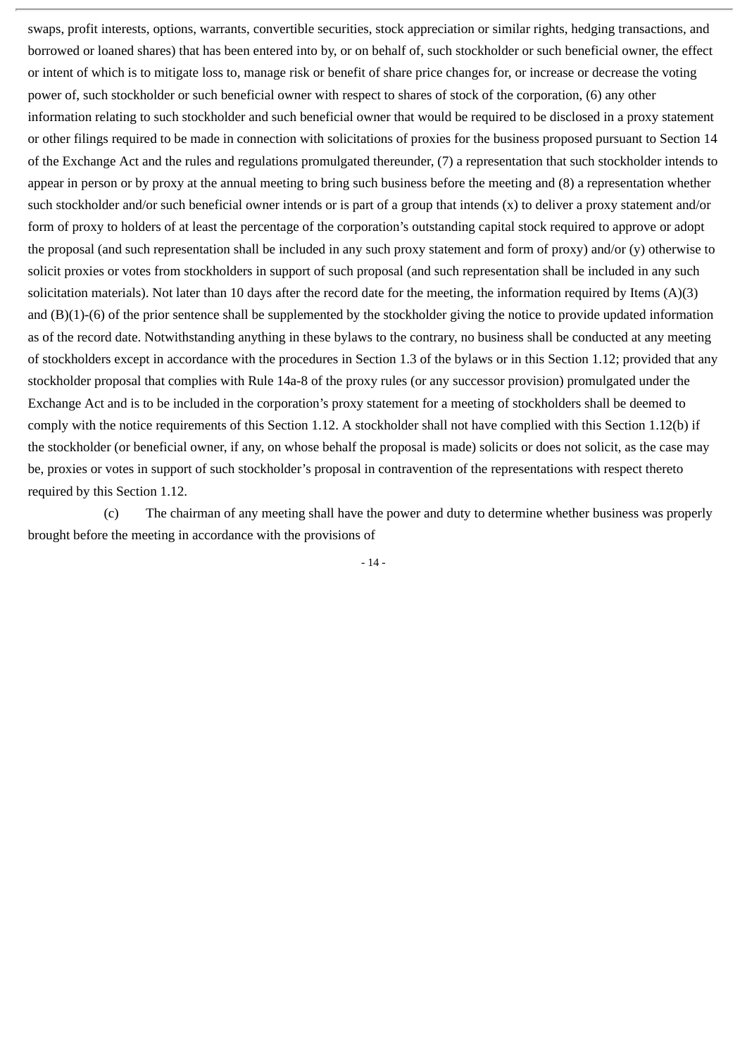swaps, profit interests, options, warrants, convertible securities, stock appreciation or similar rights, hedging transactions, and borrowed or loaned shares) that has been entered into by, or on behalf of, such stockholder or such beneficial owner, the effect or intent of which is to mitigate loss to, manage risk or benefit of share price changes for, or increase or decrease the voting power of, such stockholder or such beneficial owner with respect to shares of stock of the corporation, (6) any other information relating to such stockholder and such beneficial owner that would be required to be disclosed in a proxy statement or other filings required to be made in connection with solicitations of proxies for the business proposed pursuant to Section 14 of the Exchange Act and the rules and regulations promulgated thereunder, (7) a representation that such stockholder intends to appear in person or by proxy at the annual meeting to bring such business before the meeting and (8) a representation whether such stockholder and/or such beneficial owner intends or is part of a group that intends (x) to deliver a proxy statement and/or form of proxy to holders of at least the percentage of the corporation's outstanding capital stock required to approve or adopt the proposal (and such representation shall be included in any such proxy statement and form of proxy) and/or (y) otherwise to solicit proxies or votes from stockholders in support of such proposal (and such representation shall be included in any such solicitation materials). Not later than 10 days after the record date for the meeting, the information required by Items (A)(3) and (B)(1)-(6) of the prior sentence shall be supplemented by the stockholder giving the notice to provide updated information as of the record date. Notwithstanding anything in these bylaws to the contrary, no business shall be conducted at any meeting of stockholders except in accordance with the procedures in Section 1.3 of the bylaws or in this Section 1.12; provided that any stockholder proposal that complies with Rule 14a-8 of the proxy rules (or any successor provision) promulgated under the Exchange Act and is to be included in the corporation's proxy statement for a meeting of stockholders shall be deemed to comply with the notice requirements of this Section 1.12. A stockholder shall not have complied with this Section 1.12(b) if the stockholder (or beneficial owner, if any, on whose behalf the proposal is made) solicits or does not solicit, as the case may be, proxies or votes in support of such stockholder's proposal in contravention of the representations with respect thereto required by this Section 1.12.

(c) The chairman of any meeting shall have the power and duty to determine whether business was properly brought before the meeting in accordance with the provisions of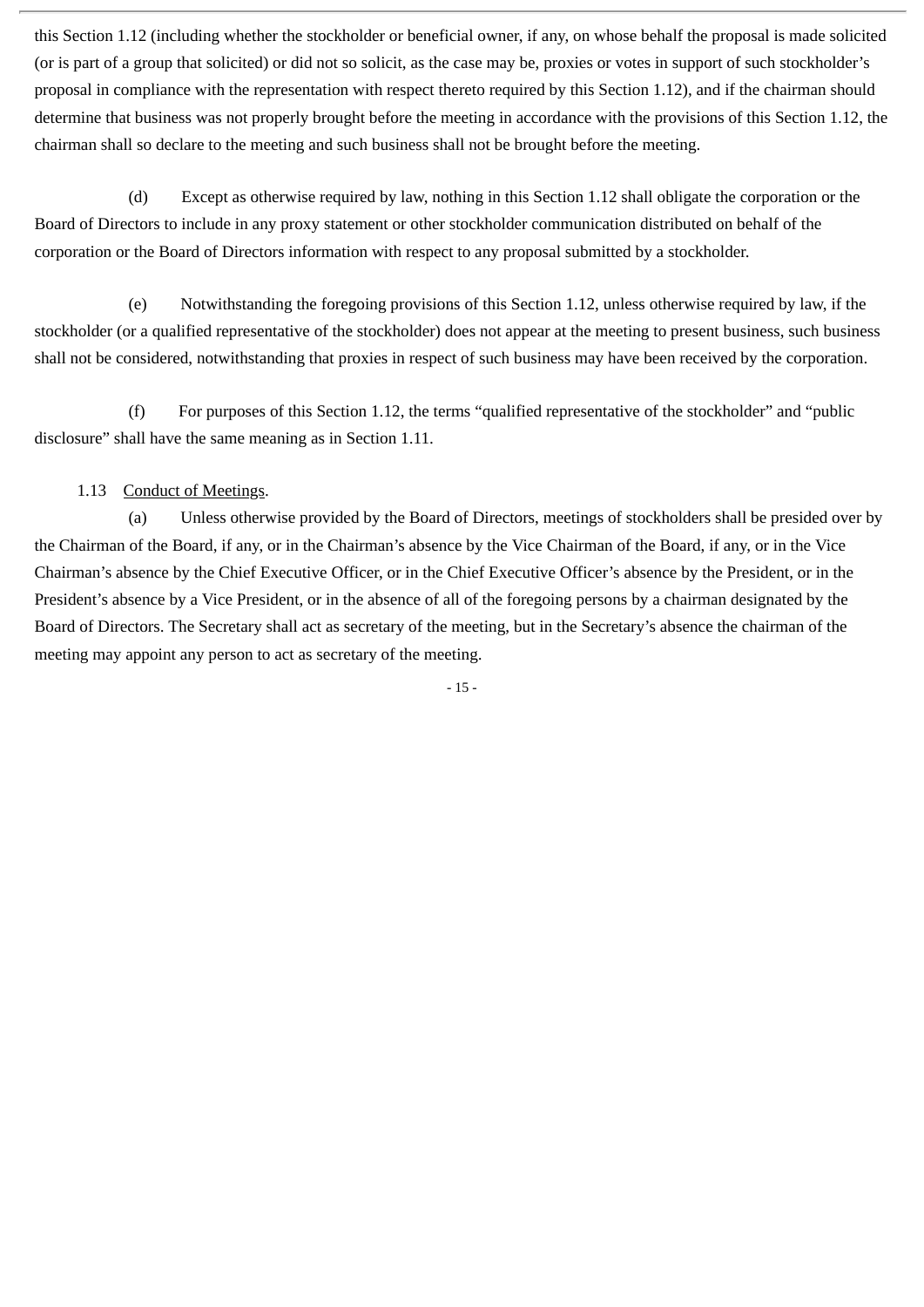this Section 1.12 (including whether the stockholder or beneficial owner, if any, on whose behalf the proposal is made solicited (or is part of a group that solicited) or did not so solicit, as the case may be, proxies or votes in support of such stockholder's proposal in compliance with the representation with respect thereto required by this Section 1.12), and if the chairman should determine that business was not properly brought before the meeting in accordance with the provisions of this Section 1.12, the chairman shall so declare to the meeting and such business shall not be brought before the meeting.

(d) Except as otherwise required by law, nothing in this Section 1.12 shall obligate the corporation or the Board of Directors to include in any proxy statement or other stockholder communication distributed on behalf of the corporation or the Board of Directors information with respect to any proposal submitted by a stockholder.

(e) Notwithstanding the foregoing provisions of this Section 1.12, unless otherwise required by law, if the stockholder (or a qualified representative of the stockholder) does not appear at the meeting to present business, such business shall not be considered, notwithstanding that proxies in respect of such business may have been received by the corporation.

(f) For purposes of this Section 1.12, the terms "qualified representative of the stockholder" and "public disclosure" shall have the same meaning as in Section 1.11.

1.13 Conduct of Meetings.

(a) Unless otherwise provided by the Board of Directors, meetings of stockholders shall be presided over by the Chairman of the Board, if any, or in the Chairman's absence by the Vice Chairman of the Board, if any, or in the Vice Chairman's absence by the Chief Executive Officer, or in the Chief Executive Officer's absence by the President, or in the President's absence by a Vice President, or in the absence of all of the foregoing persons by a chairman designated by the Board of Directors. The Secretary shall act as secretary of the meeting, but in the Secretary's absence the chairman of the meeting may appoint any person to act as secretary of the meeting.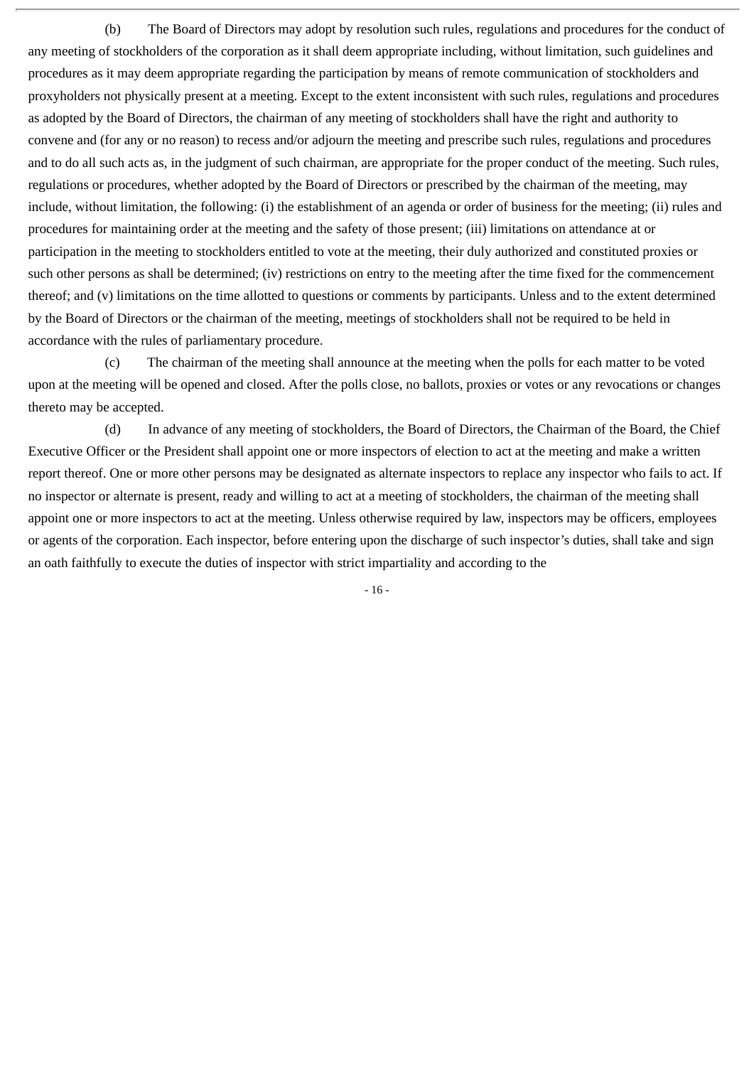(b) The Board of Directors may adopt by resolution such rules, regulations and procedures for the conduct of any meeting of stockholders of the corporation as it shall deem appropriate including, without limitation, such guidelines and procedures as it may deem appropriate regarding the participation by means of remote communication of stockholders and proxyholders not physically present at a meeting. Except to the extent inconsistent with such rules, regulations and procedures as adopted by the Board of Directors, the chairman of any meeting of stockholders shall have the right and authority to convene and (for any or no reason) to recess and/or adjourn the meeting and prescribe such rules, regulations and procedures and to do all such acts as, in the judgment of such chairman, are appropriate for the proper conduct of the meeting. Such rules, regulations or procedures, whether adopted by the Board of Directors or prescribed by the chairman of the meeting, may include, without limitation, the following: (i) the establishment of an agenda or order of business for the meeting; (ii) rules and procedures for maintaining order at the meeting and the safety of those present; (iii) limitations on attendance at or participation in the meeting to stockholders entitled to vote at the meeting, their duly authorized and constituted proxies or such other persons as shall be determined; (iv) restrictions on entry to the meeting after the time fixed for the commencement thereof; and (v) limitations on the time allotted to questions or comments by participants. Unless and to the extent determined by the Board of Directors or the chairman of the meeting, meetings of stockholders shall not be required to be held in accordance with the rules of parliamentary procedure.

(c) The chairman of the meeting shall announce at the meeting when the polls for each matter to be voted upon at the meeting will be opened and closed. After the polls close, no ballots, proxies or votes or any revocations or changes thereto may be accepted.

(d) In advance of any meeting of stockholders, the Board of Directors, the Chairman of the Board, the Chief Executive Officer or the President shall appoint one or more inspectors of election to act at the meeting and make a written report thereof. One or more other persons may be designated as alternate inspectors to replace any inspector who fails to act. If no inspector or alternate is present, ready and willing to act at a meeting of stockholders, the chairman of the meeting shall appoint one or more inspectors to act at the meeting. Unless otherwise required by law, inspectors may be officers, employees or agents of the corporation. Each inspector, before entering upon the discharge of such inspector's duties, shall take and sign an oath faithfully to execute the duties of inspector with strict impartiality and according to the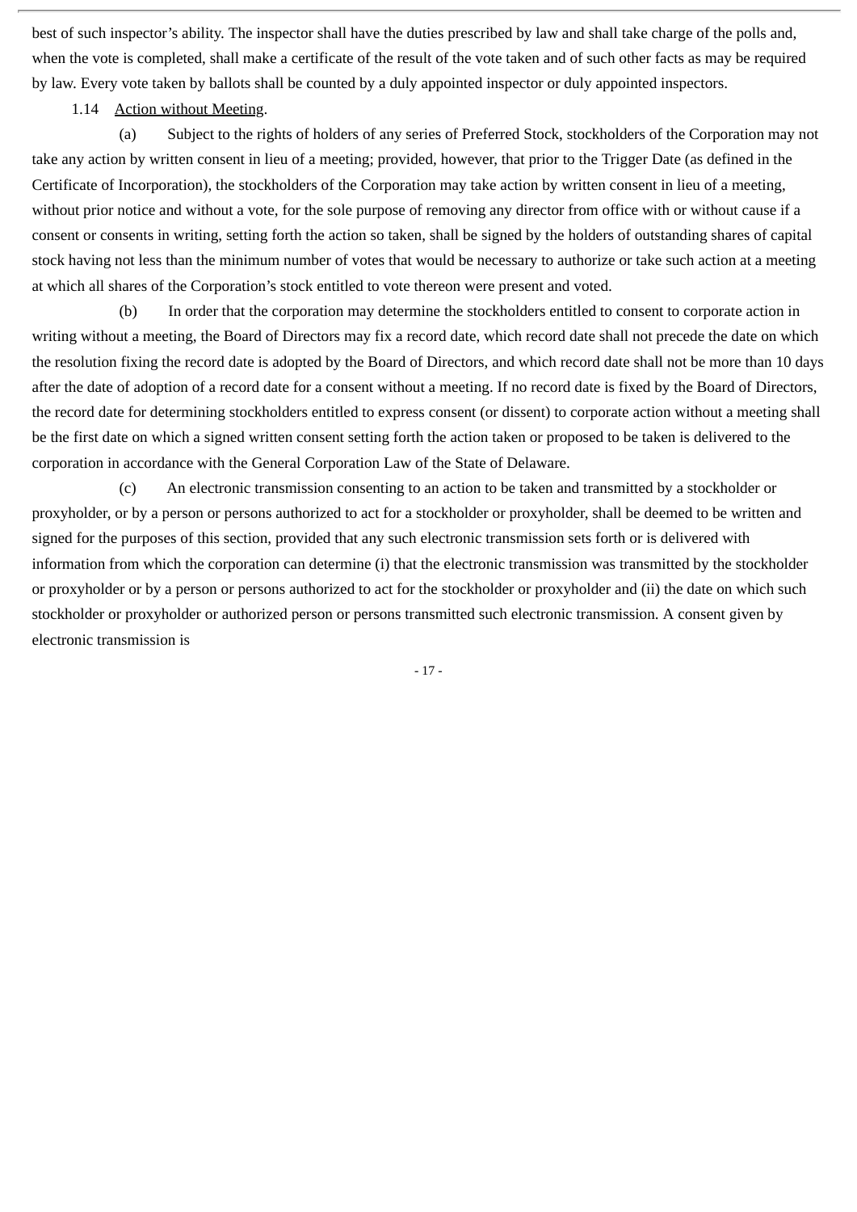best of such inspector's ability. The inspector shall have the duties prescribed by law and shall take charge of the polls and, when the vote is completed, shall make a certificate of the result of the vote taken and of such other facts as may be required by law. Every vote taken by ballots shall be counted by a duly appointed inspector or duly appointed inspectors.

1.14 Action without Meeting.

(a) Subject to the rights of holders of any series of Preferred Stock, stockholders of the Corporation may not take any action by written consent in lieu of a meeting; provided, however, that prior to the Trigger Date (as defined in the Certificate of Incorporation), the stockholders of the Corporation may take action by written consent in lieu of a meeting, without prior notice and without a vote, for the sole purpose of removing any director from office with or without cause if a consent or consents in writing, setting forth the action so taken, shall be signed by the holders of outstanding shares of capital stock having not less than the minimum number of votes that would be necessary to authorize or take such action at a meeting at which all shares of the Corporation's stock entitled to vote thereon were present and voted.

(b) In order that the corporation may determine the stockholders entitled to consent to corporate action in writing without a meeting, the Board of Directors may fix a record date, which record date shall not precede the date on which the resolution fixing the record date is adopted by the Board of Directors, and which record date shall not be more than 10 days after the date of adoption of a record date for a consent without a meeting. If no record date is fixed by the Board of Directors, the record date for determining stockholders entitled to express consent (or dissent) to corporate action without a meeting shall be the first date on which a signed written consent setting forth the action taken or proposed to be taken is delivered to the corporation in accordance with the General Corporation Law of the State of Delaware.

(c) An electronic transmission consenting to an action to be taken and transmitted by a stockholder or proxyholder, or by a person or persons authorized to act for a stockholder or proxyholder, shall be deemed to be written and signed for the purposes of this section, provided that any such electronic transmission sets forth or is delivered with information from which the corporation can determine (i) that the electronic transmission was transmitted by the stockholder or proxyholder or by a person or persons authorized to act for the stockholder or proxyholder and (ii) the date on which such stockholder or proxyholder or authorized person or persons transmitted such electronic transmission. A consent given by electronic transmission is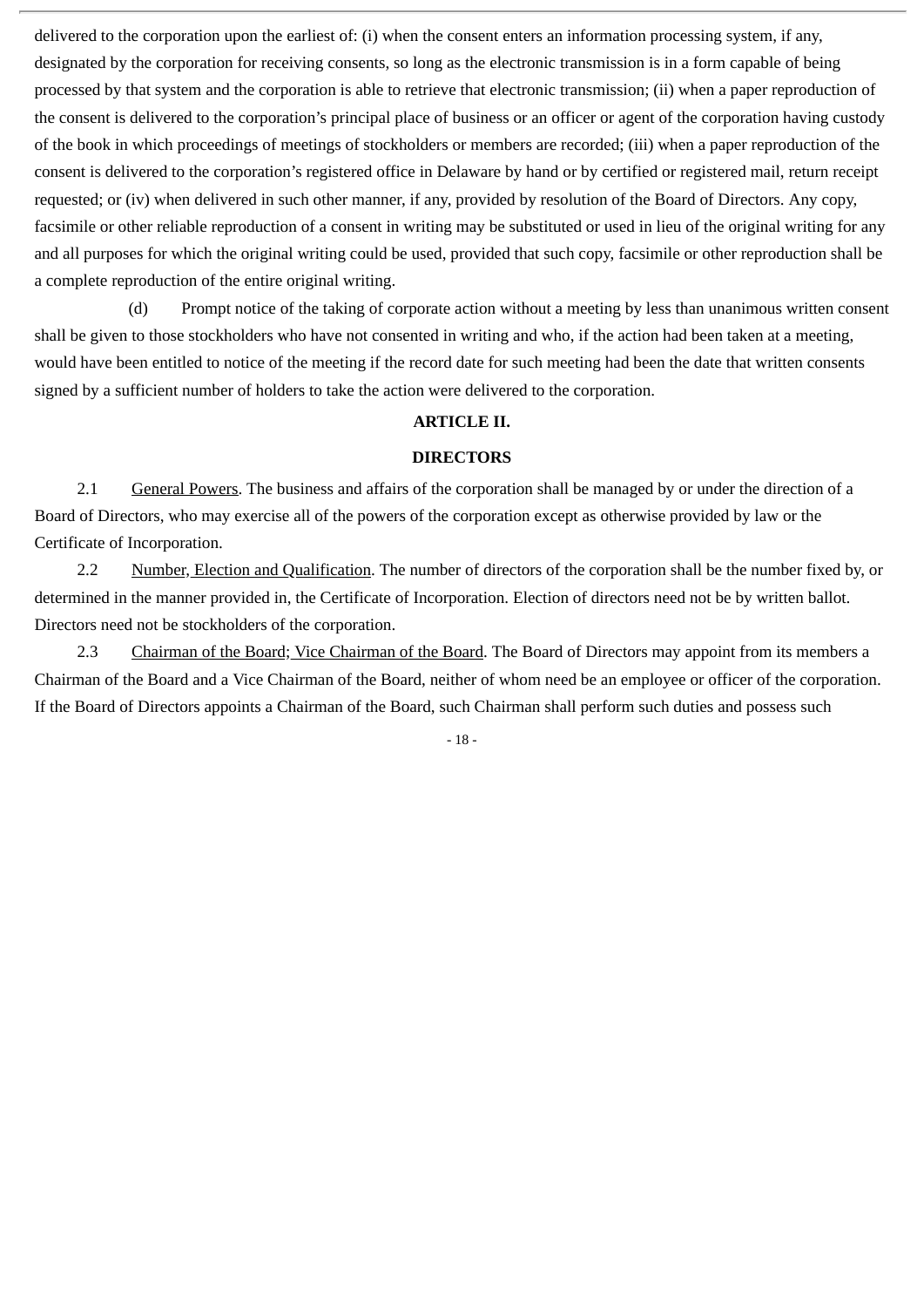delivered to the corporation upon the earliest of: (i) when the consent enters an information processing system, if any, designated by the corporation for receiving consents, so long as the electronic transmission is in a form capable of being processed by that system and the corporation is able to retrieve that electronic transmission; (ii) when a paper reproduction of the consent is delivered to the corporation's principal place of business or an officer or agent of the corporation having custody of the book in which proceedings of meetings of stockholders or members are recorded; (iii) when a paper reproduction of the consent is delivered to the corporation's registered office in Delaware by hand or by certified or registered mail, return receipt requested; or (iv) when delivered in such other manner, if any, provided by resolution of the Board of Directors. Any copy, facsimile or other reliable reproduction of a consent in writing may be substituted or used in lieu of the original writing for any and all purposes for which the original writing could be used, provided that such copy, facsimile or other reproduction shall be a complete reproduction of the entire original writing.

(d) Prompt notice of the taking of corporate action without a meeting by less than unanimous written consent shall be given to those stockholders who have not consented in writing and who, if the action had been taken at a meeting, would have been entitled to notice of the meeting if the record date for such meeting had been the date that written consents signed by a sufficient number of holders to take the action were delivered to the corporation.

## ARTICLE II.

## DIRECTORS

2.1 General Powers. The business and affairs of the corporation shall be managed by or under the direction of a Board of Directors, who may exercise all of the powers of the corporation except as otherwise provided by law or the Certificate of Incorporation.

2.2 Number, Election and Qualification. The number of directors of the corporation shall be the number fixed by, or determined in the manner provided in, the Certificate of Incorporation. Election of directors need not be by written ballot. Directors need not be stockholders of the corporation.

2.3 Chairman of the Board; Vice Chairman of the Board. The Board of Directors may appoint from its members a Chairman of the Board and a Vice Chairman of the Board, neither of whom need be an employee or officer of the corporation. If the Board of Directors appoints a Chairman of the Board, such Chairman shall perform such duties and possess such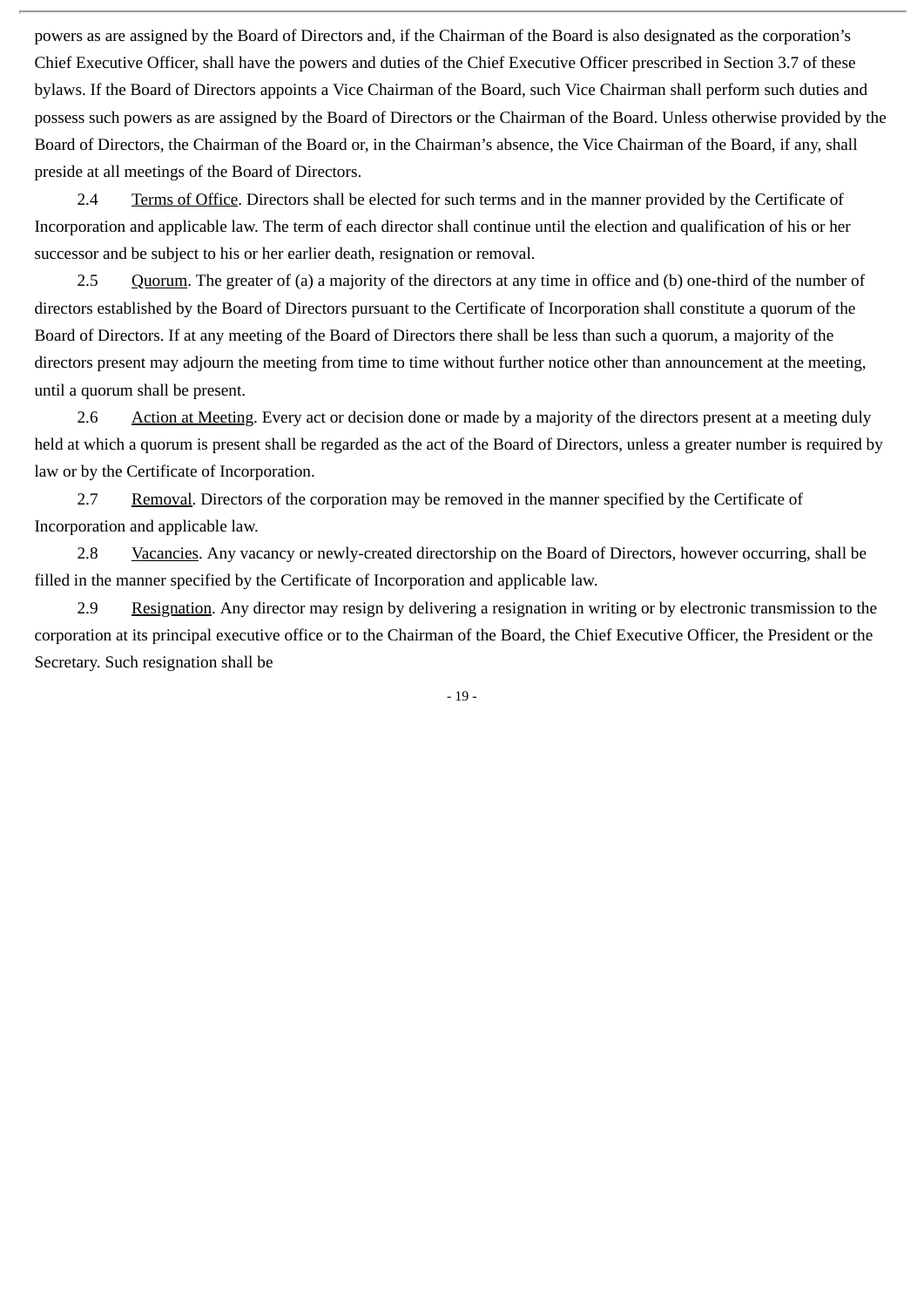powers as are assigned by the Board of Directors and, if the Chairman of the Board is also designated as the corporation's Chief Executive Officer, shall have the powers and duties of the Chief Executive Officer prescribed in Section 3.7 of these bylaws. If the Board of Directors appoints a Vice Chairman of the Board, such Vice Chairman shall perform such duties and possess such powers as are assigned by the Board of Directors or the Chairman of the Board. Unless otherwise provided by the Board of Directors, the Chairman of the Board or, in the Chairman's absence, the Vice Chairman of the Board, if any, shall preside at all meetings of the Board of Directors.

2.4 Terms of Office. Directors shall be elected for such terms and in the manner provided by the Certificate of Incorporation and applicable law. The term of each director shall continue until the election and qualification of his or her successor and be subject to his or her earlier death, resignation or removal.

2.5 Quorum. The greater of (a) a majority of the directors at any time in office and (b) one-third of the number of directors established by the Board of Directors pursuant to the Certificate of Incorporation shall constitute a quorum of the Board of Directors. If at any meeting of the Board of Directors there shall be less than such a quorum, a majority of the directors present may adjourn the meeting from time to time without further notice other than announcement at the meeting, until a quorum shall be present.

2.6 Action at Meeting. Every act or decision done or made by a majority of the directors present at a meeting duly held at which a quorum is present shall be regarded as the act of the Board of Directors, unless a greater number is required by law or by the Certificate of Incorporation.

2.7 Removal. Directors of the corporation may be removed in the manner specified by the Certificate of Incorporation and applicable law.

2.8 Vacancies. Any vacancy or newly-created directorship on the Board of Directors, however occurring, shall be filled in the manner specified by the Certificate of Incorporation and applicable law.

2.9 Resignation. Any director may resign by delivering a resignation in writing or by electronic transmission to the corporation at its principal executive office or to the Chairman of the Board, the Chief Executive Officer, the President or the Secretary. Such resignation shall be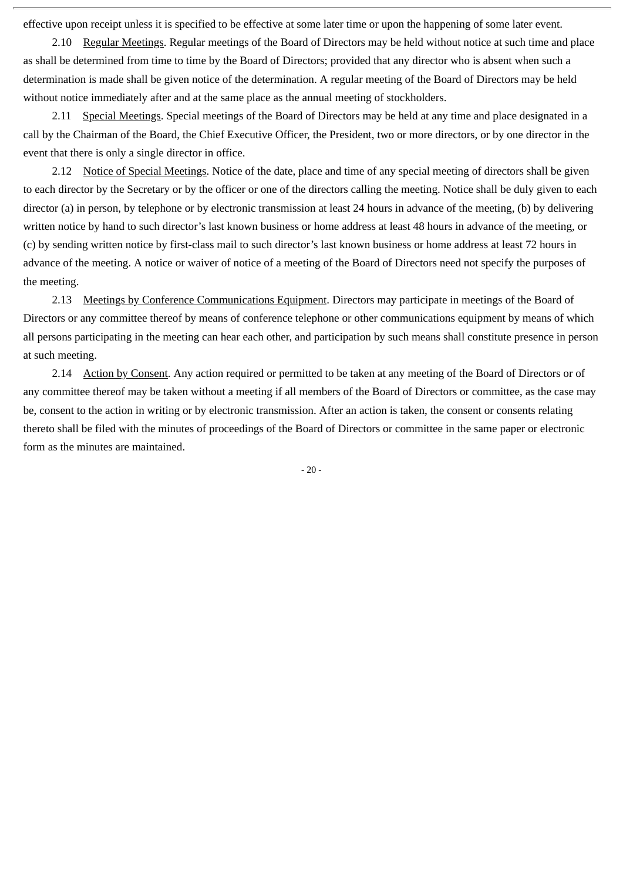effective upon receipt unless it is specified to be effective at some later time or upon the happening of some later event.

2.10 Regular Meetings. Regular meetings of the Board of Directors may be held without notice at such time and place as shall be determined from time to time by the Board of Directors; provided that any director who is absent when such a determination is made shall be given notice of the determination. A regular meeting of the Board of Directors may be held without notice immediately after and at the same place as the annual meeting of stockholders.

2.11 Special Meetings. Special meetings of the Board of Directors may be held at any time and place designated in a call by the Chairman of the Board, the Chief Executive Officer, the President, two or more directors, or by one director in the event that there is only a single director in office.

2.12 Notice of Special Meetings. Notice of the date, place and time of any special meeting of directors shall be given to each director by the Secretary or by the officer or one of the directors calling the meeting. Notice shall be duly given to each director (a) in person, by telephone or by electronic transmission at least 24 hours in advance of the meeting, (b) by delivering written notice by hand to such director's last known business or home address at least 48 hours in advance of the meeting, or (c) by sending written notice by first-class mail to such director's last known business or home address at least 72 hours in advance of the meeting. A notice or waiver of notice of a meeting of the Board of Directors need not specify the purposes of the meeting.

2.13 Meetings by Conference Communications Equipment. Directors may participate in meetings of the Board of Directors or any committee thereof by means of conference telephone or other communications equipment by means of which all persons participating in the meeting can hear each other, and participation by such means shall constitute presence in person at such meeting.

2.14 Action by Consent. Any action required or permitted to be taken at any meeting of the Board of Directors or of any committee thereof may be taken without a meeting if all members of the Board of Directors or committee, as the case may be, consent to the action in writing or by electronic transmission. After an action is taken, the consent or consents relating thereto shall be filed with the minutes of proceedings of the Board of Directors or committee in the same paper or electronic form as the minutes are maintained.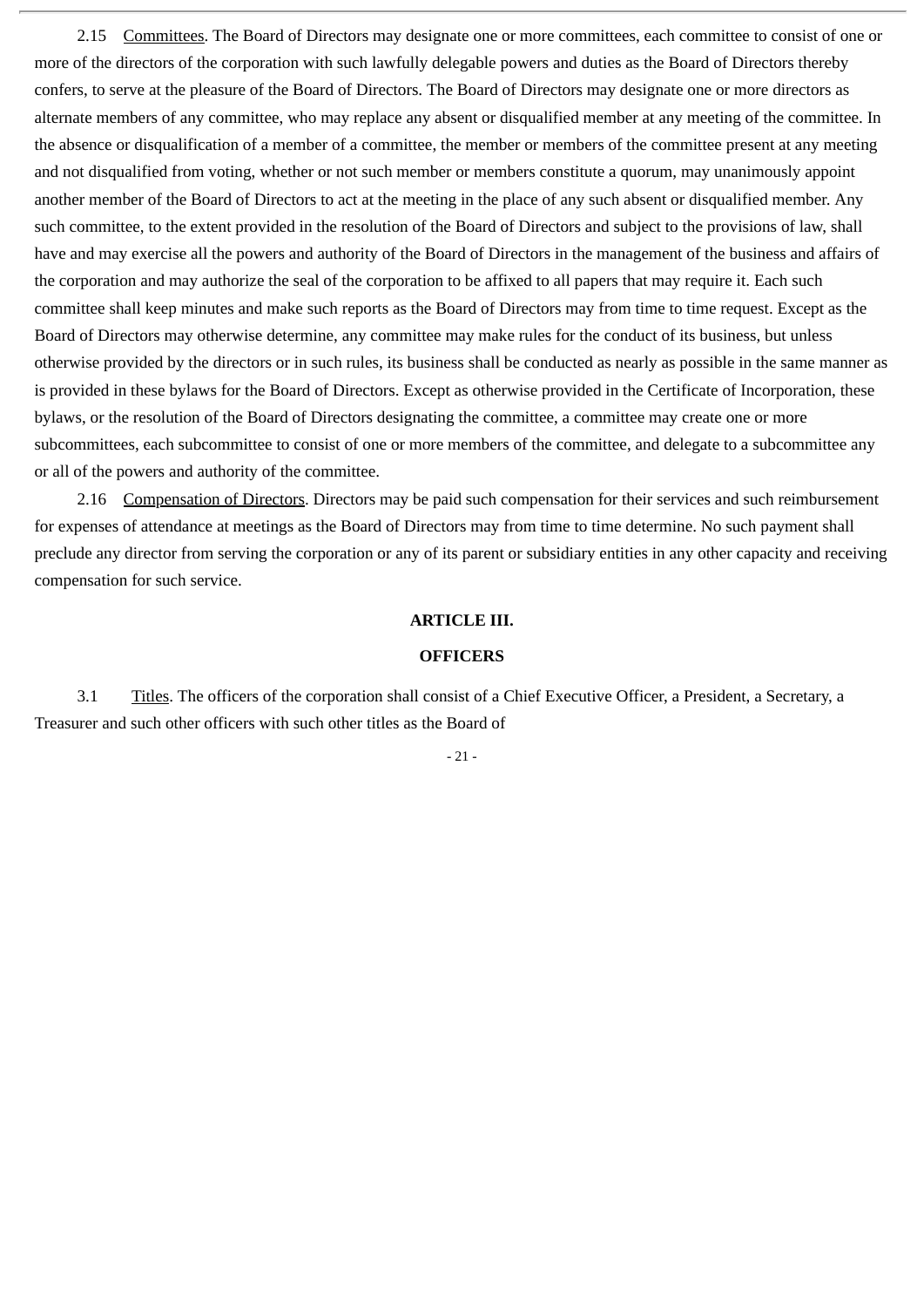2.15 Committees. The Board of Directors may designate one or more committees, each committee to consist of one or more of the directors of the corporation with such lawfully delegable powers and duties as the Board of Directors thereby confers, to serve at the pleasure of the Board of Directors. The Board of Directors may designate one or more directors as alternate members of any committee, who may replace any absent or disqualified member at any meeting of the committee. In the absence or disqualification of a member of a committee, the member or members of the committee present at any meeting and not disqualified from voting, whether or not such member or members constitute a quorum, may unanimously appoint another member of the Board of Directors to act at the meeting in the place of any such absent or disqualified member. Any such committee, to the extent provided in the resolution of the Board of Directors and subject to the provisions of law, shall have and may exercise all the powers and authority of the Board of Directors in the management of the business and affairs of the corporation and may authorize the seal of the corporation to be affixed to all papers that may require it. Each such committee shall keep minutes and make such reports as the Board of Directors may from time to time request. Except as the Board of Directors may otherwise determine, any committee may make rules for the conduct of its business, but unless otherwise provided by the directors or in such rules, its business shall be conducted as nearly as possible in the same manner as is provided in these bylaws for the Board of Directors. Except as otherwise provided in the Certificate of Incorporation, these bylaws, or the resolution of the Board of Directors designating the committee, a committee may create one or more subcommittees, each subcommittee to consist of one or more members of the committee, and delegate to a subcommittee any or all of the powers and authority of the committee.

2.16 Compensation of Directors. Directors may be paid such compensation for their services and such reimbursement for expenses of attendance at meetings as the Board of Directors may from time to time determine. No such payment shall preclude any director from serving the corporation or any of its parent or subsidiary entities in any other capacity and receiving compensation for such service.

## ARTICLE III.

## OFFICERS

3.1 Titles. The officers of the corporation shall consist of a Chief Executive Officer, a President, a Secretary, a Treasurer and such other officers with such other titles as the Board of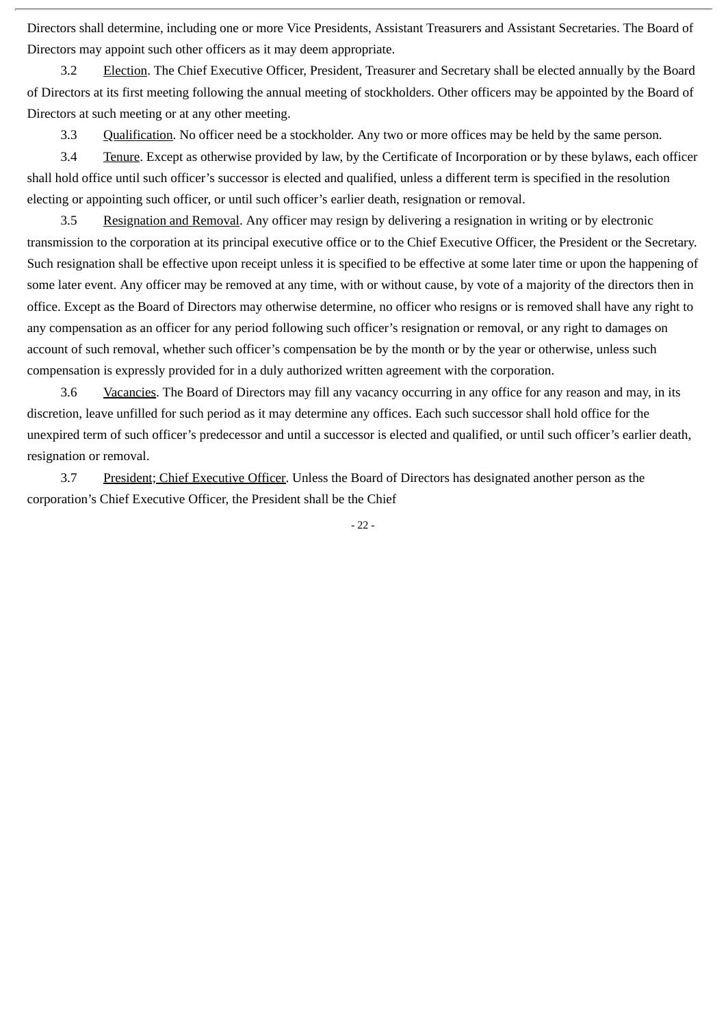Directors shall determine, including one or more Vice Presidents, Assistant Treasurers and Assistant Secretaries. The Board of Directors may appoint such other officers as it may deem appropriate.

3.2 Election. The Chief Executive Officer, President, Treasurer and Secretary shall be elected annually by the Board of Directors at its first meeting following the annual meeting of stockholders. Other officers may be appointed by the Board of Directors at such meeting or at any other meeting.

3.3 Qualification. No officer need be a stockholder. Any two or more offices may be held by the same person.

3.4 Tenure. Except as otherwise provided by law, by the Certificate of Incorporation or by these bylaws, each officer shall hold office until such officer's successor is elected and qualified, unless a different term is specified in the resolution electing or appointing such officer, or until such officer's earlier death, resignation or removal.

3.5 Resignation and Removal. Any officer may resign by delivering a resignation in writing or by electronic transmission to the corporation at its principal executive office or to the Chief Executive Officer, the President or the Secretary. Such resignation shall be effective upon receipt unless it is specified to be effective at some later time or upon the happening of some later event. Any officer may be removed at any time, with or without cause, by vote of a majority of the directors then in office. Except as the Board of Directors may otherwise determine, no officer who resigns or is removed shall have any right to any compensation as an officer for any period following such officer's resignation or removal, or any right to damages on account of such removal, whether such officer's compensation be by the month or by the year or otherwise, unless such compensation is expressly provided for in a duly authorized written agreement with the corporation.

3.6 Vacancies. The Board of Directors may fill any vacancy occurring in any office for any reason and may, in its discretion, leave unfilled for such period as it may determine any offices. Each such successor shall hold office for the unexpired term of such officer's predecessor and until a successor is elected and qualified, or until such officer's earlier death, resignation or removal.

3.7 President; Chief Executive Officer. Unless the Board of Directors has designated another person as the corporation's Chief Executive Officer, the President shall be the Chief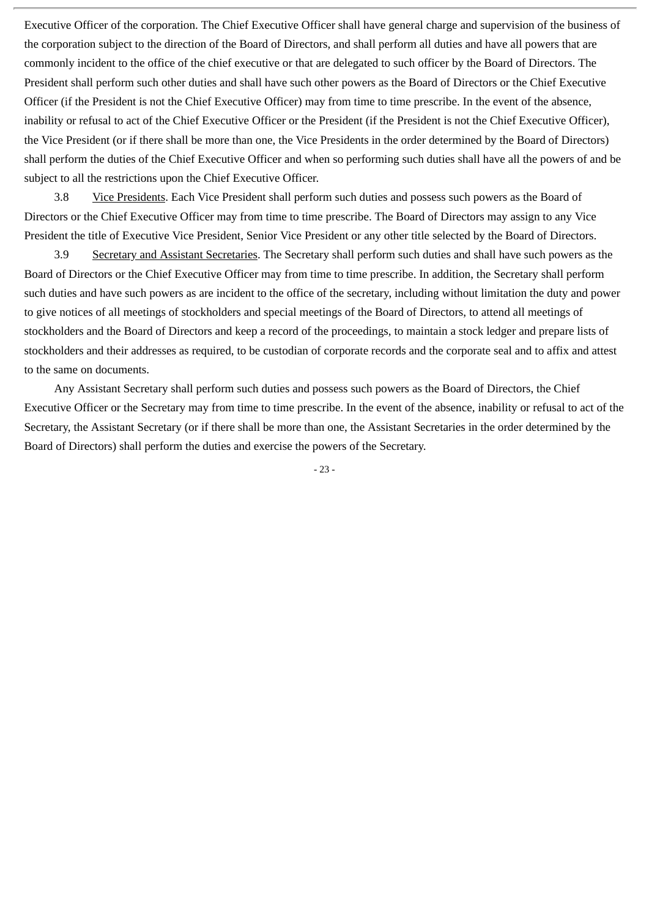Executive Officer of the corporation. The Chief Executive Officer shall have general charge and supervision of the business of the corporation subject to the direction of the Board of Directors, and shall perform all duties and have all powers that are commonly incident to the office of the chief executive or that are delegated to such officer by the Board of Directors. The President shall perform such other duties and shall have such other powers as the Board of Directors or the Chief Executive Officer (if the President is not the Chief Executive Officer) may from time to time prescribe. In the event of the absence, inability or refusal to act of the Chief Executive Officer or the President (if the President is not the Chief Executive Officer), the Vice President (or if there shall be more than one, the Vice Presidents in the order determined by the Board of Directors) shall perform the duties of the Chief Executive Officer and when so performing such duties shall have all the powers of and be subject to all the restrictions upon the Chief Executive Officer.

3.8 Vice Presidents. Each Vice President shall perform such duties and possess such powers as the Board of Directors or the Chief Executive Officer may from time to time prescribe. The Board of Directors may assign to any Vice President the title of Executive Vice President, Senior Vice President or any other title selected by the Board of Directors.

3.9 Secretary and Assistant Secretaries. The Secretary shall perform such duties and shall have such powers as the Board of Directors or the Chief Executive Officer may from time to time prescribe. In addition, the Secretary shall perform such duties and have such powers as are incident to the office of the secretary, including without limitation the duty and power to give notices of all meetings of stockholders and special meetings of the Board of Directors, to attend all meetings of stockholders and the Board of Directors and keep a record of the proceedings, to maintain a stock ledger and prepare lists of stockholders and their addresses as required, to be custodian of corporate records and the corporate seal and to affix and attest to the same on documents.

Any Assistant Secretary shall perform such duties and possess such powers as the Board of Directors, the Chief Executive Officer or the Secretary may from time to time prescribe. In the event of the absence, inability or refusal to act of the Secretary, the Assistant Secretary (or if there shall be more than one, the Assistant Secretaries in the order determined by the Board of Directors) shall perform the duties and exercise the powers of the Secretary.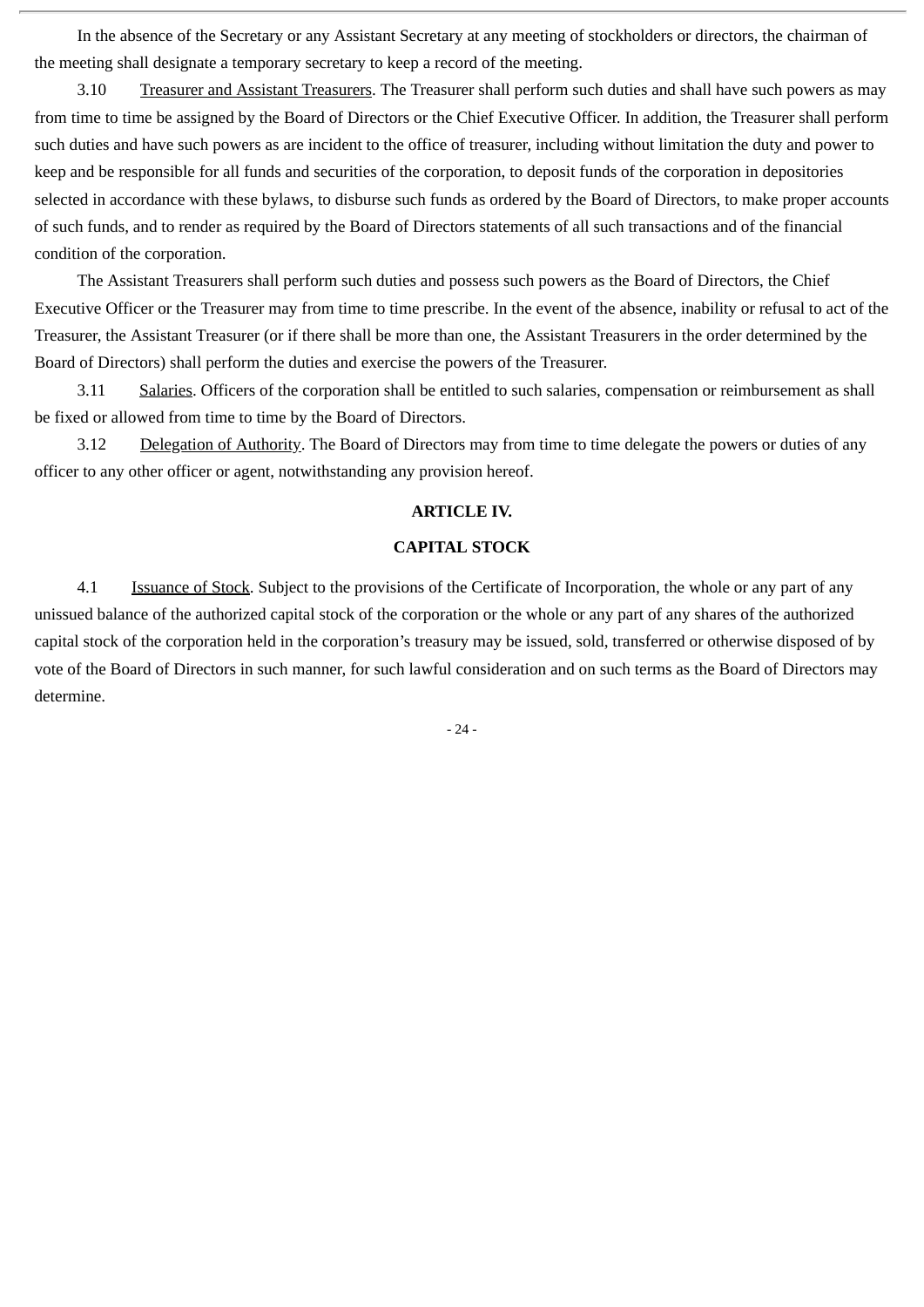In the absence of the Secretary or any Assistant Secretary at any meeting of stockholders or directors, the chairman of the meeting shall designate a temporary secretary to keep a record of the meeting.

3.10 Treasurer and Assistant Treasurers. The Treasurer shall perform such duties and shall have such powers as may from time to time be assigned by the Board of Directors or the Chief Executive Officer. In addition, the Treasurer shall perform such duties and have such powers as are incident to the office of treasurer, including without limitation the duty and power to keep and be responsible for all funds and securities of the corporation, to deposit funds of the corporation in depositories selected in accordance with these bylaws, to disburse such funds as ordered by the Board of Directors, to make proper accounts of such funds, and to render as required by the Board of Directors statements of all such transactions and of the financial condition of the corporation.

The Assistant Treasurers shall perform such duties and possess such powers as the Board of Directors, the Chief Executive Officer or the Treasurer may from time to time prescribe. In the event of the absence, inability or refusal to act of the Treasurer, the Assistant Treasurer (or if there shall be more than one, the Assistant Treasurers in the order determined by the Board of Directors) shall perform the duties and exercise the powers of the Treasurer.

3.11 Salaries. Officers of the corporation shall be entitled to such salaries, compensation or reimbursement as shall be fixed or allowed from time to time by the Board of Directors.

3.12 Delegation of Authority. The Board of Directors may from time to time delegate the powers or duties of any officer to any other officer or agent, notwithstanding any provision hereof.

## ARTICLE IV.

## CAPITAL STOCK

4.1 Issuance of Stock. Subject to the provisions of the Certificate of Incorporation, the whole or any part of any unissued balance of the authorized capital stock of the corporation or the whole or any part of any shares of the authorized capital stock of the corporation held in the corporation's treasury may be issued, sold, transferred or otherwise disposed of by vote of the Board of Directors in such manner, for such lawful consideration and on such terms as the Board of Directors may determine.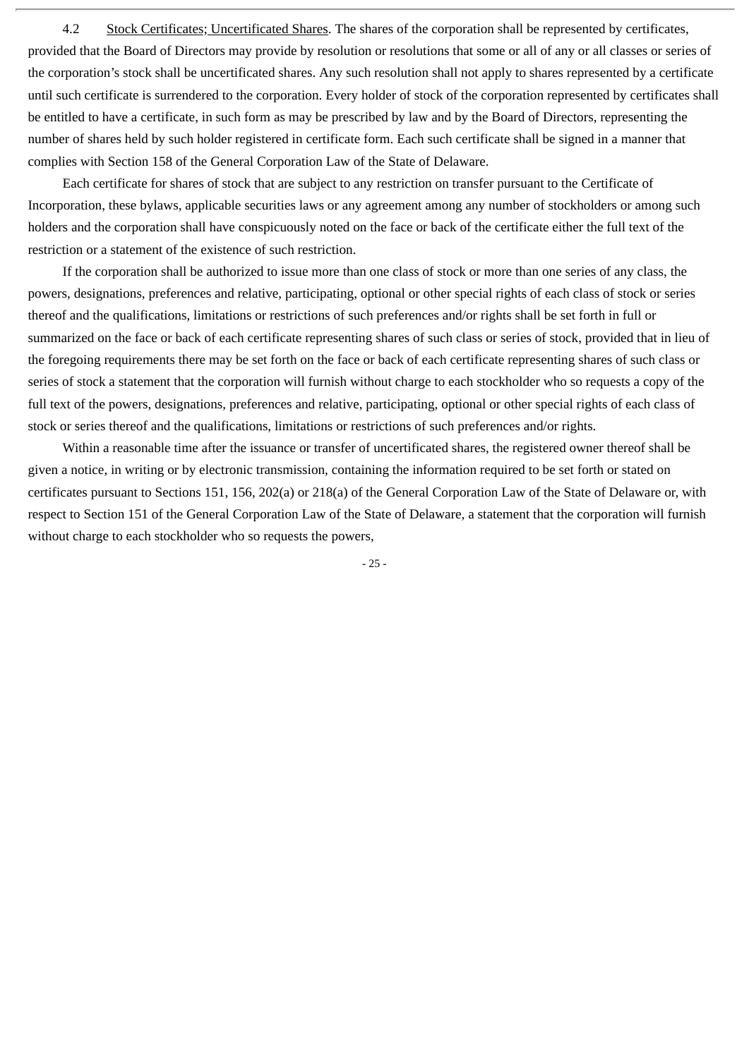4.2 Stock Certificates; Uncertificated Shares. The shares of the corporation shall be represented by certificates, provided that the Board of Directors may provide by resolution or resolutions that some or all of any or all classes or series of the corporation's stock shall be uncertificated shares. Any such resolution shall not apply to shares represented by a certificate until such certificate is surrendered to the corporation. Every holder of stock of the corporation represented by certificates shall be entitled to have a certificate, in such form as may be prescribed by law and by the Board of Directors, representing the number of shares held by such holder registered in certificate form. Each such certificate shall be signed in a manner that complies with Section 158 of the General Corporation Law of the State of Delaware.

Each certificate for shares of stock that are subject to any restriction on transfer pursuant to the Certificate of Incorporation, these bylaws, applicable securities laws or any agreement among any number of stockholders or among such holders and the corporation shall have conspicuously noted on the face or back of the certificate either the full text of the restriction or a statement of the existence of such restriction.

If the corporation shall be authorized to issue more than one class of stock or more than one series of any class, the powers, designations, preferences and relative, participating, optional or other special rights of each class of stock or series thereof and the qualifications, limitations or restrictions of such preferences and/or rights shall be set forth in full or summarized on the face or back of each certificate representing shares of such class or series of stock, provided that in lieu of the foregoing requirements there may be set forth on the face or back of each certificate representing shares of such class or series of stock a statement that the corporation will furnish without charge to each stockholder who so requests a copy of the full text of the powers, designations, preferences and relative, participating, optional or other special rights of each class of stock or series thereof and the qualifications, limitations or restrictions of such preferences and/or rights.

Within a reasonable time after the issuance or transfer of uncertificated shares, the registered owner thereof shall be given a notice, in writing or by electronic transmission, containing the information required to be set forth or stated on certificates pursuant to Sections 151, 156, 202(a) or 218(a) of the General Corporation Law of the State of Delaware or, with respect to Section 151 of the General Corporation Law of the State of Delaware, a statement that the corporation will furnish without charge to each stockholder who so requests the powers,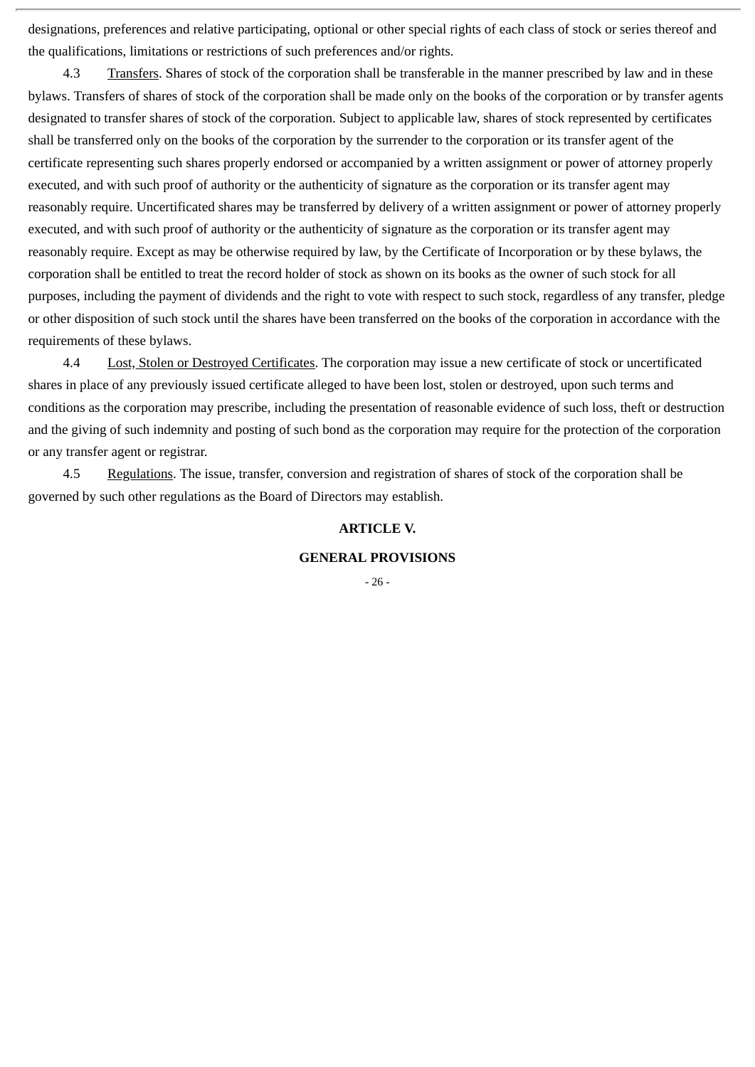designations, preferences and relative participating, optional or other special rights of each class of stock or series thereof and the qualifications, limitations or restrictions of such preferences and/or rights.

4.3 Transfers. Shares of stock of the corporation shall be transferable in the manner prescribed by law and in these bylaws. Transfers of shares of stock of the corporation shall be made only on the books of the corporation or by transfer agents designated to transfer shares of stock of the corporation. Subject to applicable law, shares of stock represented by certificates shall be transferred only on the books of the corporation by the surrender to the corporation or its transfer agent of the certificate representing such shares properly endorsed or accompanied by a written assignment or power of attorney properly executed, and with such proof of authority or the authenticity of signature as the corporation or its transfer agent may reasonably require. Uncertificated shares may be transferred by delivery of a written assignment or power of attorney properly executed, and with such proof of authority or the authenticity of signature as the corporation or its transfer agent may reasonably require. Except as may be otherwise required by law, by the Certificate of Incorporation or by these bylaws, the corporation shall be entitled to treat the record holder of stock as shown on its books as the owner of such stock for all purposes, including the payment of dividends and the right to vote with respect to such stock, regardless of any transfer, pledge or other disposition of such stock until the shares have been transferred on the books of the corporation in accordance with the requirements of these bylaws.

4.4 Lost, Stolen or Destroyed Certificates. The corporation may issue a new certificate of stock or uncertificated shares in place of any previously issued certificate alleged to have been lost, stolen or destroyed, upon such terms and conditions as the corporation may prescribe, including the presentation of reasonable evidence of such loss, theft or destruction and the giving of such indemnity and posting of such bond as the corporation may require for the protection of the corporation or any transfer agent or registrar.

4.5 Regulations. The issue, transfer, conversion and registration of shares of stock of the corporation shall be governed by such other regulations as the Board of Directors may establish.

## ARTICLE V.

## GENERAL PROVISIONS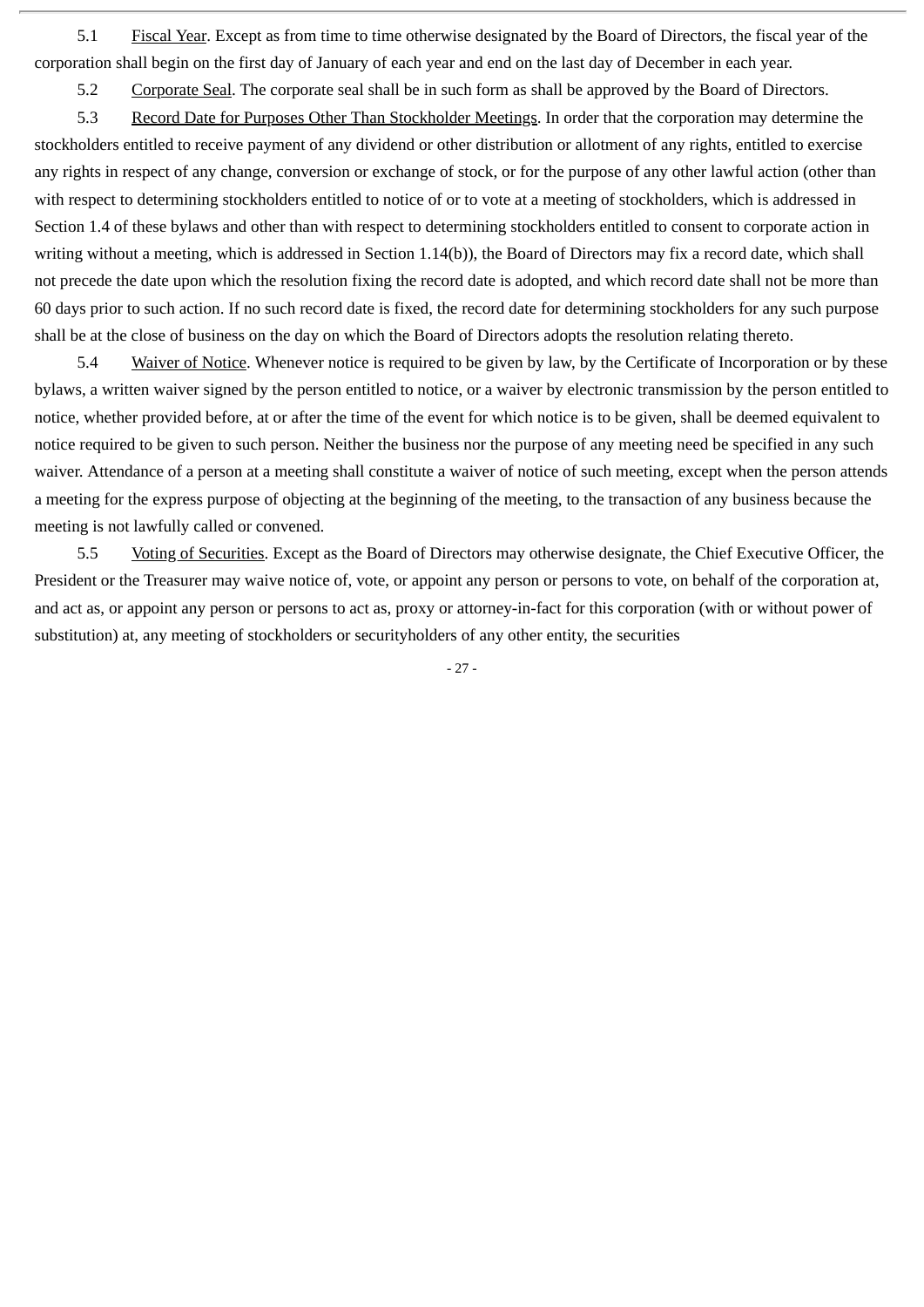5.1 Fiscal Year. Except as from time to time otherwise designated by the Board of Directors, the fiscal year of the corporation shall begin on the first day of January of each year and end on the last day of December in each year.

5.2 Corporate Seal. The corporate seal shall be in such form as shall be approved by the Board of Directors.

5.3 Record Date for Purposes Other Than Stockholder Meetings. In order that the corporation may determine the stockholders entitled to receive payment of any dividend or other distribution or allotment of any rights, entitled to exercise any rights in respect of any change, conversion or exchange of stock, or for the purpose of any other lawful action (other than with respect to determining stockholders entitled to notice of or to vote at a meeting of stockholders, which is addressed in Section 1.4 of these bylaws and other than with respect to determining stockholders entitled to consent to corporate action in writing without a meeting, which is addressed in Section 1.14(b)), the Board of Directors may fix a record date, which shall not precede the date upon which the resolution fixing the record date is adopted, and which record date shall not be more than 60 days prior to such action. If no such record date is fixed, the record date for determining stockholders for any such purpose shall be at the close of business on the day on which the Board of Directors adopts the resolution relating thereto.

5.4 Waiver of Notice. Whenever notice is required to be given by law, by the Certificate of Incorporation or by these bylaws, a written waiver signed by the person entitled to notice, or a waiver by electronic transmission by the person entitled to notice, whether provided before, at or after the time of the event for which notice is to be given, shall be deemed equivalent to notice required to be given to such person. Neither the business nor the purpose of any meeting need be specified in any such waiver. Attendance of a person at a meeting shall constitute a waiver of notice of such meeting, except when the person attends a meeting for the express purpose of objecting at the beginning of the meeting, to the transaction of any business because the meeting is not lawfully called or convened.

5.5 Voting of Securities. Except as the Board of Directors may otherwise designate, the Chief Executive Officer, the President or the Treasurer may waive notice of, vote, or appoint any person or persons to vote, on behalf of the corporation at, and act as, or appoint any person or persons to act as, proxy or attorney-in-fact for this corporation (with or without power of substitution) at, any meeting of stockholders or securityholders of any other entity, the securities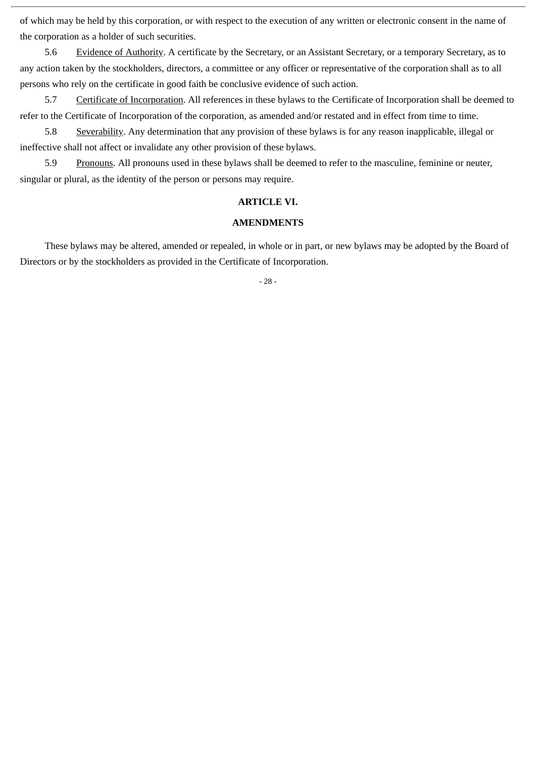of which may be held by this corporation, or with respect to the execution of any written or electronic consent in the name of the corporation as a holder of such securities.

5.6 Evidence of Authority. A certificate by the Secretary, or an Assistant Secretary, or a temporary Secretary, as to any action taken by the stockholders, directors, a committee or any officer or representative of the corporation shall as to all persons who rely on the certificate in good faith be conclusive evidence of such action.

5.7 Certificate of Incorporation. All references in these bylaws to the Certificate of Incorporation shall be deemed to refer to the Certificate of Incorporation of the corporation, as amended and/or restated and in effect from time to time.

5.8 Severability. Any determination that any provision of these bylaws is for any reason inapplicable, illegal or ineffective shall not affect or invalidate any other provision of these bylaws.

5.9 Pronouns. All pronouns used in these bylaws shall be deemed to refer to the masculine, feminine or neuter, singular or plural, as the identity of the person or persons may require.

## ARTICLE VI.

## AMENDMENTS

These bylaws may be altered, amended or repealed, in whole or in part, or new bylaws may be adopted by the Board of Directors or by the stockholders as provided in the Certificate of Incorporation.